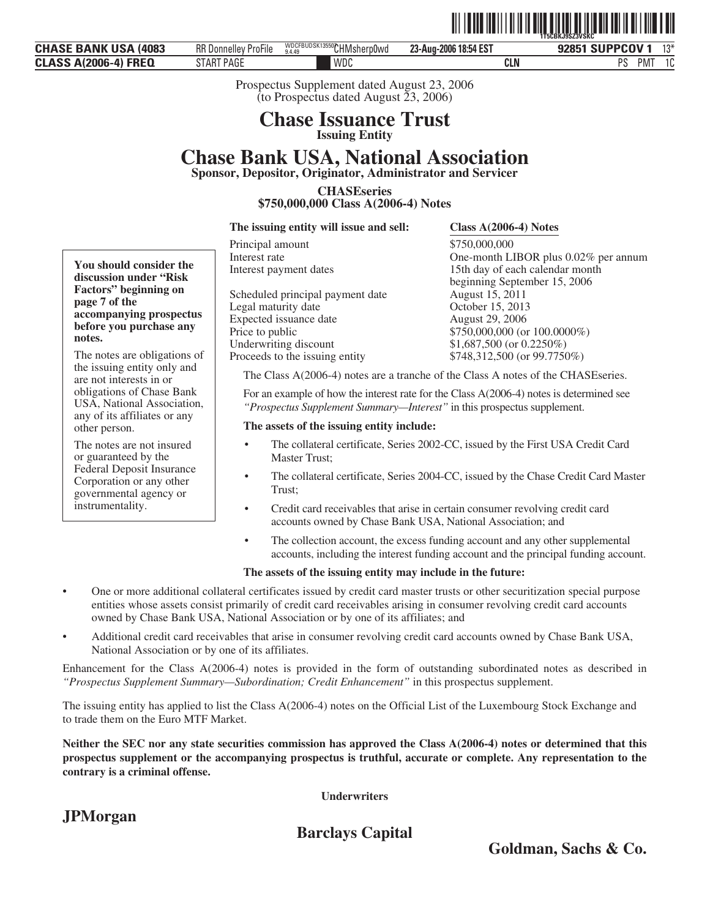Prospectus Supplement dated August 23, 2006
(to Prospectus dated August 23, 2006)

# Chase Issuance Trust

**Issuing Entity**

# Chase Bank USA, National Association

**Sponsor, Depositor, Originator, Administrator and Servicer**

**CHASEseries**
**$750,000,000 Class A(2006-4) Notes**

**You should consider the discussion under "Risk Factors" beginning on page 7 of the accompanying prospectus before you purchase any notes.**

The notes are obligations of the issuing entity only and are not interests in or obligations of Chase Bank USA, National Association, any of its affiliates or any other person.

The notes are not insured or guaranteed by the Federal Deposit Insurance Corporation or any other governmental agency or instrumentality.

| **The issuing entity will issue and sell:** | **Class A(2006-4) Notes** |
|---|---|
| Principal amount | $750,000,000 |
| Interest rate | One-month LIBOR plus 0.02% per annum |
| Interest payment dates | 15th day of each calendar month beginning September 15, 2006 |
| Scheduled principal payment date | August 15, 2011 |
| Legal maturity date | October 15, 2013 |
| Expected issuance date | August 29, 2006 |
| Price to public | $750,000,000 (or 100.0000%) |
| Underwriting discount | $1,687,500 (or 0.2250%) |
| Proceeds to the issuing entity | $748,312,500 (or 99.7750%) |

The Class A(2006-4) notes are a tranche of the Class A notes of the CHASEseries.

For an example of how the interest rate for the Class A(2006-4) notes is determined see *"Prospectus Supplement Summary—Interest"* in this prospectus supplement.

**The assets of the issuing entity include:**

- The collateral certificate, Series 2002-CC, issued by the First USA Credit Card Master Trust;
- The collateral certificate, Series 2004-CC, issued by the Chase Credit Card Master Trust;
- Credit card receivables that arise in certain consumer revolving credit card accounts owned by Chase Bank USA, National Association; and
- The collection account, the excess funding account and any other supplemental accounts, including the interest funding account and the principal funding account.

**The assets of the issuing entity may include in the future:**

- One or more additional collateral certificates issued by credit card master trusts or other securitization special purpose entities whose assets consist primarily of credit card receivables arising in consumer revolving credit card accounts owned by Chase Bank USA, National Association or by one of its affiliates; and
- Additional credit card receivables that arise in consumer revolving credit card accounts owned by Chase Bank USA, National Association or by one of its affiliates.

Enhancement for the Class A(2006-4) notes is provided in the form of outstanding subordinated notes as described in *"Prospectus Supplement Summary—Subordination; Credit Enhancement"* in this prospectus supplement.

The issuing entity has applied to list the Class A(2006-4) notes on the Official List of the Luxembourg Stock Exchange and to trade them on the Euro MTF Market.

**Neither the SEC nor any state securities commission has approved the Class A(2006-4) notes or determined that this prospectus supplement or the accompanying prospectus is truthful, accurate or complete. Any representation to the contrary is a criminal offense.**

**Underwriters**

**JPMorgan**

**Barclays Capital**

**Goldman, Sachs & Co.**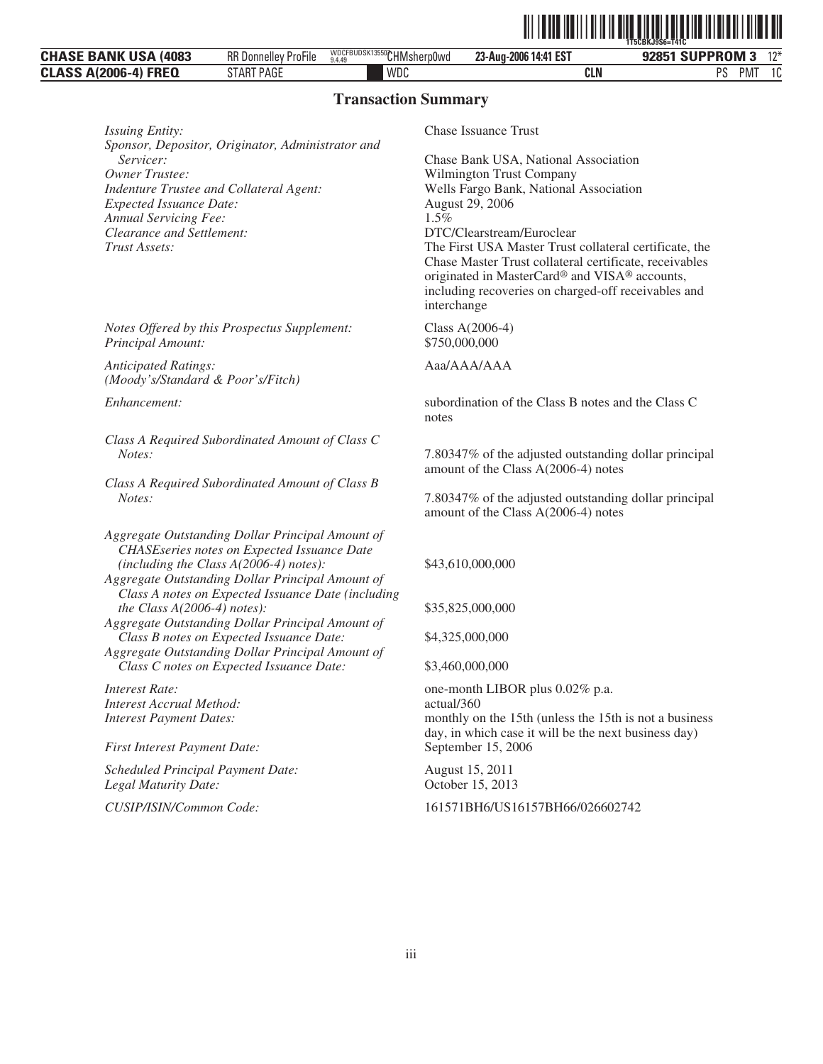# Transaction Summary

| | |
|---|---|
| *Issuing Entity:* | Chase Issuance Trust |
| *Sponsor, Depositor, Originator, Administrator and Servicer:* | Chase Bank USA, National Association |
| *Owner Trustee:* | Wilmington Trust Company |
| *Indenture Trustee and Collateral Agent:* | Wells Fargo Bank, National Association |
| *Expected Issuance Date:* | August 29, 2006 |
| *Annual Servicing Fee:* | 1.5% |
| *Clearance and Settlement:* | DTC/Clearstream/Euroclear |
| *Trust Assets:* | The First USA Master Trust collateral certificate, the Chase Master Trust collateral certificate, receivables originated in MasterCard® and VISA® accounts, including recoveries on charged-off receivables and interchange |
| *Notes Offered by this Prospectus Supplement:* | Class A(2006-4) |
| *Principal Amount:* | $750,000,000 |
| *Anticipated Ratings: (Moody's/Standard & Poor's/Fitch)* | Aaa/AAA/AAA |
| *Enhancement:* | subordination of the Class B notes and the Class C notes |
| *Class A Required Subordinated Amount of Class C Notes:* | 7.80347% of the adjusted outstanding dollar principal amount of the Class A(2006-4) notes |
| *Class A Required Subordinated Amount of Class B Notes:* | 7.80347% of the adjusted outstanding dollar principal amount of the Class A(2006-4) notes |
| *Aggregate Outstanding Dollar Principal Amount of CHASEseries notes on Expected Issuance Date (including the Class A(2006-4) notes):* | $43,610,000,000 |
| *Aggregate Outstanding Dollar Principal Amount of Class A notes on Expected Issuance Date (including the Class A(2006-4) notes):* | $35,825,000,000 |
| *Aggregate Outstanding Dollar Principal Amount of Class B notes on Expected Issuance Date:* | $4,325,000,000 |
| *Aggregate Outstanding Dollar Principal Amount of Class C notes on Expected Issuance Date:* | $3,460,000,000 |
| *Interest Rate:* | one-month LIBOR plus 0.02% p.a. |
| *Interest Accrual Method:* | actual/360 |
| *Interest Payment Dates:* | monthly on the 15th (unless the 15th is not a business day, in which case it will be the next business day) |
| *First Interest Payment Date:* | September 15, 2006 |
| *Scheduled Principal Payment Date:* | August 15, 2011 |
| *Legal Maturity Date:* | October 15, 2013 |
| *CUSIP/ISIN/Common Code:* | 161571BH6/US16157BH66/026602742 |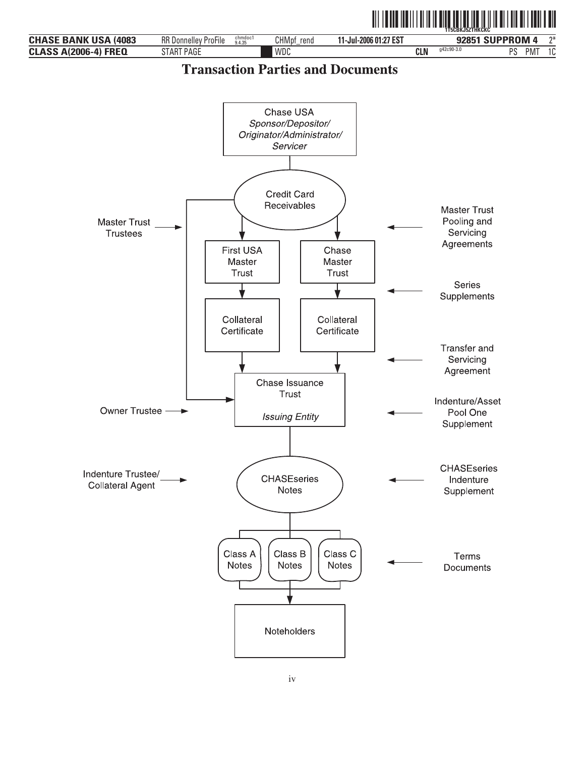# Transaction Parties and Documents

Chase USA
*Sponsor/Depositor/ Originator/Administrator/ Servicer*

Credit Card Receivables

Master Trust Trustees

Master Trust Pooling and Servicing Agreements

First USA Master Trust

Chase Master Trust

Series Supplements

Collateral Certificate

Collateral Certificate

Transfer and Servicing Agreement

Chase Issuance Trust
*Issuing Entity*

Owner Trustee

Indenture/Asset Pool One Supplement

Indenture Trustee/ Collateral Agent

CHASEseries Notes

CHASEseries Indenture Supplement

Class A Notes

Class B Notes

Class C Notes

Terms Documents

Noteholders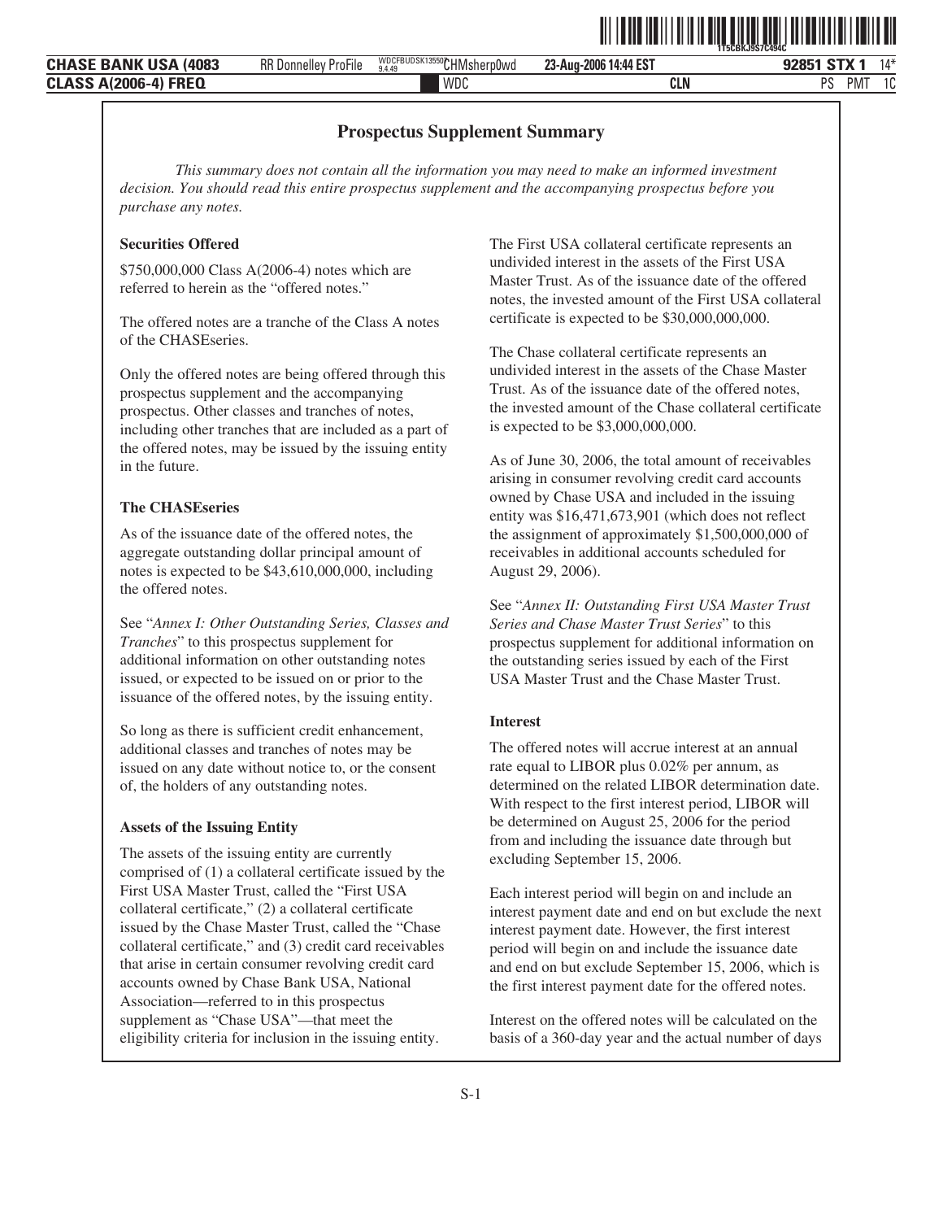## Prospectus Supplement Summary

*This summary does not contain all the information you may need to make an informed investment decision. You should read this entire prospectus supplement and the accompanying prospectus before you purchase any notes.*

### Securities Offered

$750,000,000 Class A(2006-4) notes which are referred to herein as the "offered notes."

The offered notes are a tranche of the Class A notes of the CHASEseries.

Only the offered notes are being offered through this prospectus supplement and the accompanying prospectus. Other classes and tranches of notes, including other tranches that are included as a part of the offered notes, may be issued by the issuing entity in the future.

### The CHASEseries

As of the issuance date of the offered notes, the aggregate outstanding dollar principal amount of notes is expected to be $43,610,000,000, including the offered notes.

See "*Annex I: Other Outstanding Series, Classes and Tranches*" to this prospectus supplement for additional information on other outstanding notes issued, or expected to be issued on or prior to the issuance of the offered notes, by the issuing entity.

So long as there is sufficient credit enhancement, additional classes and tranches of notes may be issued on any date without notice to, or the consent of, the holders of any outstanding notes.

### Assets of the Issuing Entity

The assets of the issuing entity are currently comprised of (1) a collateral certificate issued by the First USA Master Trust, called the "First USA collateral certificate," (2) a collateral certificate issued by the Chase Master Trust, called the "Chase collateral certificate," and (3) credit card receivables that arise in certain consumer revolving credit card accounts owned by Chase Bank USA, National Association—referred to in this prospectus supplement as "Chase USA"—that meet the eligibility criteria for inclusion in the issuing entity.

The First USA collateral certificate represents an undivided interest in the assets of the First USA Master Trust. As of the issuance date of the offered notes, the invested amount of the First USA collateral certificate is expected to be $30,000,000,000.

The Chase collateral certificate represents an undivided interest in the assets of the Chase Master Trust. As of the issuance date of the offered notes, the invested amount of the Chase collateral certificate is expected to be $3,000,000,000.

As of June 30, 2006, the total amount of receivables arising in consumer revolving credit card accounts owned by Chase USA and included in the issuing entity was $16,471,673,901 (which does not reflect the assignment of approximately $1,500,000,000 of receivables in additional accounts scheduled for August 29, 2006).

See "*Annex II: Outstanding First USA Master Trust Series and Chase Master Trust Series*" to this prospectus supplement for additional information on the outstanding series issued by each of the First USA Master Trust and the Chase Master Trust.

### Interest

The offered notes will accrue interest at an annual rate equal to LIBOR plus 0.02% per annum, as determined on the related LIBOR determination date. With respect to the first interest period, LIBOR will be determined on August 25, 2006 for the period from and including the issuance date through but excluding September 15, 2006.

Each interest period will begin on and include an interest payment date and end on but exclude the next interest payment date. However, the first interest period will begin on and include the issuance date and end on but exclude September 15, 2006, which is the first interest payment date for the offered notes.

Interest on the offered notes will be calculated on the basis of a 360-day year and the actual number of days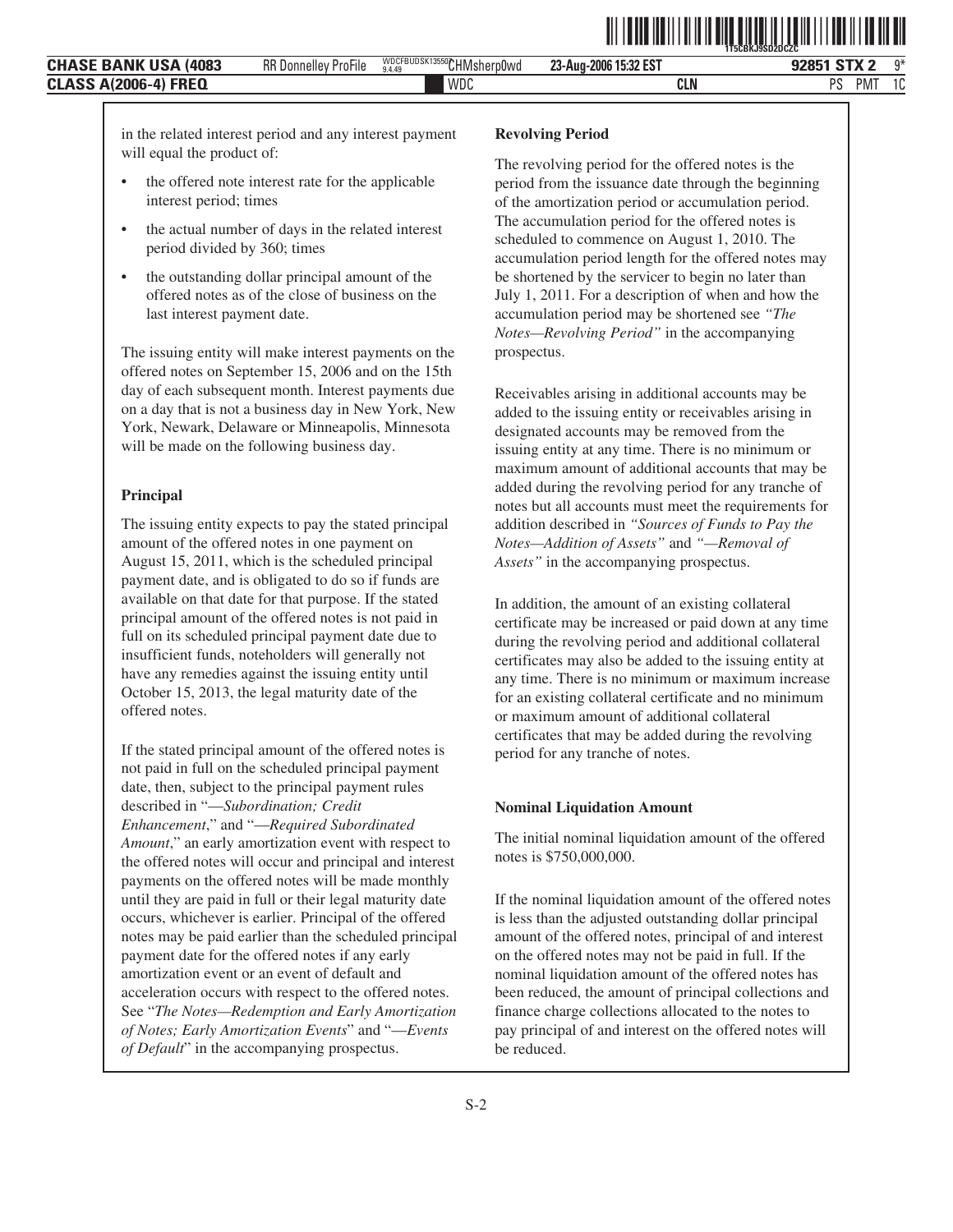in the related interest period and any interest payment will equal the product of:

- the offered note interest rate for the applicable interest period; times
- the actual number of days in the related interest period divided by 360; times
- the outstanding dollar principal amount of the offered notes as of the close of business on the last interest payment date.

The issuing entity will make interest payments on the offered notes on September 15, 2006 and on the 15th day of each subsequent month. Interest payments due on a day that is not a business day in New York, New York, Newark, Delaware or Minneapolis, Minnesota will be made on the following business day.

**Principal**

The issuing entity expects to pay the stated principal amount of the offered notes in one payment on August 15, 2011, which is the scheduled principal payment date, and is obligated to do so if funds are available on that date for that purpose. If the stated principal amount of the offered notes is not paid in full on its scheduled principal payment date due to insufficient funds, noteholders will generally not have any remedies against the issuing entity until October 15, 2013, the legal maturity date of the offered notes.

If the stated principal amount of the offered notes is not paid in full on the scheduled principal payment date, then, subject to the principal payment rules described in "*—Subordination; Credit Enhancement*," and "*—Required Subordinated Amount*," an early amortization event with respect to the offered notes will occur and principal and interest payments on the offered notes will be made monthly until they are paid in full or their legal maturity date occurs, whichever is earlier. Principal of the offered notes may be paid earlier than the scheduled principal payment date for the offered notes if any early amortization event or an event of default and acceleration occurs with respect to the offered notes. See "*The Notes—Redemption and Early Amortization of Notes; Early Amortization Events*" and "*—Events of Default*" in the accompanying prospectus.

**Revolving Period**

The revolving period for the offered notes is the period from the issuance date through the beginning of the amortization period or accumulation period. The accumulation period for the offered notes is scheduled to commence on August 1, 2010. The accumulation period length for the offered notes may be shortened by the servicer to begin no later than July 1, 2011. For a description of when and how the accumulation period may be shortened see *"The Notes—Revolving Period"* in the accompanying prospectus.

Receivables arising in additional accounts may be added to the issuing entity or receivables arising in designated accounts may be removed from the issuing entity at any time. There is no minimum or maximum amount of additional accounts that may be added during the revolving period for any tranche of notes but all accounts must meet the requirements for addition described in *"Sources of Funds to Pay the Notes—Addition of Assets"* and *"—Removal of Assets"* in the accompanying prospectus.

In addition, the amount of an existing collateral certificate may be increased or paid down at any time during the revolving period and additional collateral certificates may also be added to the issuing entity at any time. There is no minimum or maximum increase for an existing collateral certificate and no minimum or maximum amount of additional collateral certificates that may be added during the revolving period for any tranche of notes.

**Nominal Liquidation Amount**

The initial nominal liquidation amount of the offered notes is $750,000,000.

If the nominal liquidation amount of the offered notes is less than the adjusted outstanding dollar principal amount of the offered notes, principal of and interest on the offered notes may not be paid in full. If the nominal liquidation amount of the offered notes has been reduced, the amount of principal collections and finance charge collections allocated to the notes to pay principal of and interest on the offered notes will be reduced.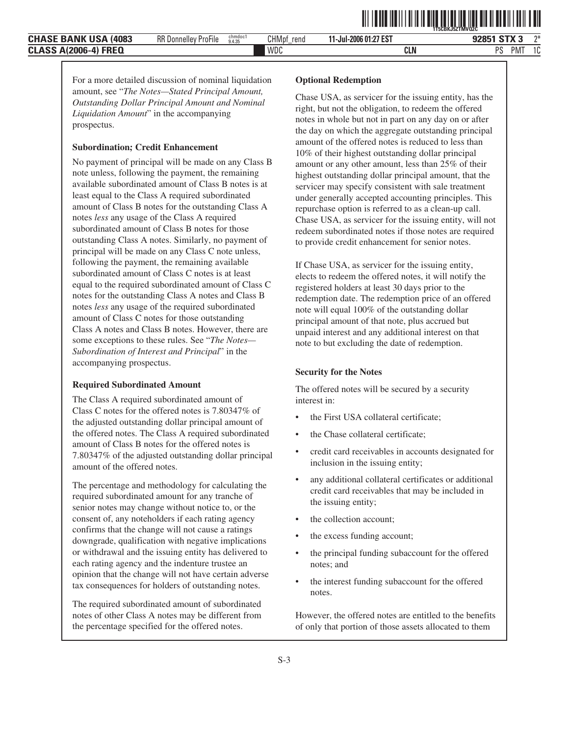For a more detailed discussion of nominal liquidation amount, see "*The Notes—Stated Principal Amount, Outstanding Dollar Principal Amount and Nominal Liquidation Amount*" in the accompanying prospectus.

**Subordination; Credit Enhancement**

No payment of principal will be made on any Class B note unless, following the payment, the remaining available subordinated amount of Class B notes is at least equal to the Class A required subordinated amount of Class B notes for the outstanding Class A notes *less* any usage of the Class A required subordinated amount of Class B notes for those outstanding Class A notes. Similarly, no payment of principal will be made on any Class C note unless, following the payment, the remaining available subordinated amount of Class C notes is at least equal to the required subordinated amount of Class C notes for the outstanding Class A notes and Class B notes *less* any usage of the required subordinated amount of Class C notes for those outstanding Class A notes and Class B notes. However, there are some exceptions to these rules. See "*The Notes—Subordination of Interest and Principal*" in the accompanying prospectus.

**Required Subordinated Amount**

The Class A required subordinated amount of Class C notes for the offered notes is 7.80347% of the adjusted outstanding dollar principal amount of the offered notes. The Class A required subordinated amount of Class B notes for the offered notes is 7.80347% of the adjusted outstanding dollar principal amount of the offered notes.

The percentage and methodology for calculating the required subordinated amount for any tranche of senior notes may change without notice to, or the consent of, any noteholders if each rating agency confirms that the change will not cause a ratings downgrade, qualification with negative implications or withdrawal and the issuing entity has delivered to each rating agency and the indenture trustee an opinion that the change will not have certain adverse tax consequences for holders of outstanding notes.

The required subordinated amount of subordinated notes of other Class A notes may be different from the percentage specified for the offered notes.

**Optional Redemption**

Chase USA, as servicer for the issuing entity, has the right, but not the obligation, to redeem the offered notes in whole but not in part on any day on or after the day on which the aggregate outstanding principal amount of the offered notes is reduced to less than 10% of their highest outstanding dollar principal amount or any other amount, less than 25% of their highest outstanding dollar principal amount, that the servicer may specify consistent with sale treatment under generally accepted accounting principles. This repurchase option is referred to as a clean-up call. Chase USA, as servicer for the issuing entity, will not redeem subordinated notes if those notes are required to provide credit enhancement for senior notes.

If Chase USA, as servicer for the issuing entity, elects to redeem the offered notes, it will notify the registered holders at least 30 days prior to the redemption date. The redemption price of an offered note will equal 100% of the outstanding dollar principal amount of that note, plus accrued but unpaid interest and any additional interest on that note to but excluding the date of redemption.

**Security for the Notes**

The offered notes will be secured by a security interest in:

- the First USA collateral certificate;
- the Chase collateral certificate;
- credit card receivables in accounts designated for inclusion in the issuing entity;
- any additional collateral certificates or additional credit card receivables that may be included in the issuing entity;
- the collection account;
- the excess funding account;
- the principal funding subaccount for the offered notes; and
- the interest funding subaccount for the offered notes.

However, the offered notes are entitled to the benefits of only that portion of those assets allocated to them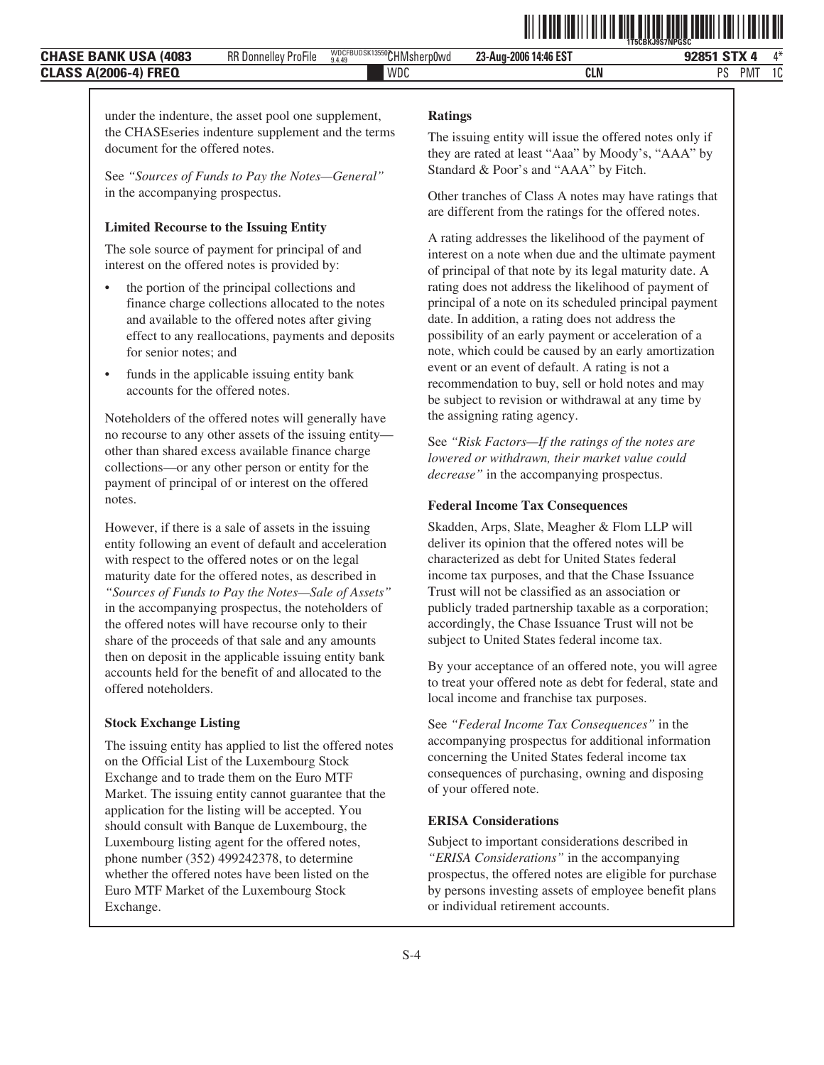under the indenture, the asset pool one supplement, the CHASEseries indenture supplement and the terms document for the offered notes.

See *"Sources of Funds to Pay the Notes—General"* in the accompanying prospectus.

**Limited Recourse to the Issuing Entity**

The sole source of payment for principal of and interest on the offered notes is provided by:

- the portion of the principal collections and finance charge collections allocated to the notes and available to the offered notes after giving effect to any reallocations, payments and deposits for senior notes; and
- funds in the applicable issuing entity bank accounts for the offered notes.

Noteholders of the offered notes will generally have no recourse to any other assets of the issuing entity—other than shared excess available finance charge collections—or any other person or entity for the payment of principal of or interest on the offered notes.

However, if there is a sale of assets in the issuing entity following an event of default and acceleration with respect to the offered notes or on the legal maturity date for the offered notes, as described in *"Sources of Funds to Pay the Notes—Sale of Assets"* in the accompanying prospectus, the noteholders of the offered notes will have recourse only to their share of the proceeds of that sale and any amounts then on deposit in the applicable issuing entity bank accounts held for the benefit of and allocated to the offered noteholders.

**Stock Exchange Listing**

The issuing entity has applied to list the offered notes on the Official List of the Luxembourg Stock Exchange and to trade them on the Euro MTF Market. The issuing entity cannot guarantee that the application for the listing will be accepted. You should consult with Banque de Luxembourg, the Luxembourg listing agent for the offered notes, phone number (352) 499242378, to determine whether the offered notes have been listed on the Euro MTF Market of the Luxembourg Stock Exchange.

**Ratings**

The issuing entity will issue the offered notes only if they are rated at least "Aaa" by Moody's, "AAA" by Standard & Poor's and "AAA" by Fitch.

Other tranches of Class A notes may have ratings that are different from the ratings for the offered notes.

A rating addresses the likelihood of the payment of interest on a note when due and the ultimate payment of principal of that note by its legal maturity date. A rating does not address the likelihood of payment of principal of a note on its scheduled principal payment date. In addition, a rating does not address the possibility of an early payment or acceleration of a note, which could be caused by an early amortization event or an event of default. A rating is not a recommendation to buy, sell or hold notes and may be subject to revision or withdrawal at any time by the assigning rating agency.

See *"Risk Factors—If the ratings of the notes are lowered or withdrawn, their market value could decrease"* in the accompanying prospectus.

**Federal Income Tax Consequences**

Skadden, Arps, Slate, Meagher & Flom LLP will deliver its opinion that the offered notes will be characterized as debt for United States federal income tax purposes, and that the Chase Issuance Trust will not be classified as an association or publicly traded partnership taxable as a corporation; accordingly, the Chase Issuance Trust will not be subject to United States federal income tax.

By your acceptance of an offered note, you will agree to treat your offered note as debt for federal, state and local income and franchise tax purposes.

See *"Federal Income Tax Consequences"* in the accompanying prospectus for additional information concerning the United States federal income tax consequences of purchasing, owning and disposing of your offered note.

**ERISA Considerations**

Subject to important considerations described in *"ERISA Considerations"* in the accompanying prospectus, the offered notes are eligible for purchase by persons investing assets of employee benefit plans or individual retirement accounts.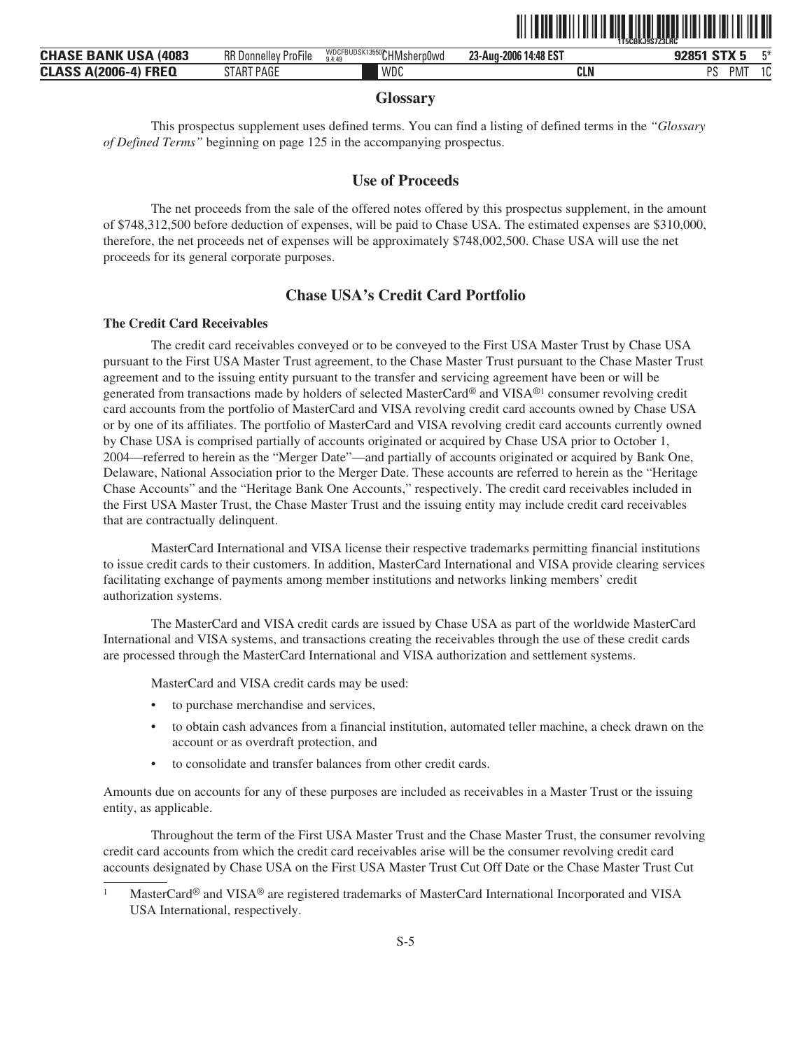## Glossary

This prospectus supplement uses defined terms. You can find a listing of defined terms in the *"Glossary of Defined Terms"* beginning on page 125 in the accompanying prospectus.

## Use of Proceeds

The net proceeds from the sale of the offered notes offered by this prospectus supplement, in the amount of $748,312,500 before deduction of expenses, will be paid to Chase USA. The estimated expenses are $310,000, therefore, the net proceeds net of expenses will be approximately $748,002,500. Chase USA will use the net proceeds for its general corporate purposes.

## Chase USA's Credit Card Portfolio

### The Credit Card Receivables

The credit card receivables conveyed or to be conveyed to the First USA Master Trust by Chase USA pursuant to the First USA Master Trust agreement, to the Chase Master Trust pursuant to the Chase Master Trust agreement and to the issuing entity pursuant to the transfer and servicing agreement have been or will be generated from transactions made by holders of selected MasterCard® and VISA®[1] consumer revolving credit card accounts from the portfolio of MasterCard and VISA revolving credit card accounts owned by Chase USA or by one of its affiliates. The portfolio of MasterCard and VISA revolving credit card accounts currently owned by Chase USA is comprised partially of accounts originated or acquired by Chase USA prior to October 1, 2004—referred to herein as the "Merger Date"—and partially of accounts originated or acquired by Bank One, Delaware, National Association prior to the Merger Date. These accounts are referred to herein as the "Heritage Chase Accounts" and the "Heritage Bank One Accounts," respectively. The credit card receivables included in the First USA Master Trust, the Chase Master Trust and the issuing entity may include credit card receivables that are contractually delinquent.

MasterCard International and VISA license their respective trademarks permitting financial institutions to issue credit cards to their customers. In addition, MasterCard International and VISA provide clearing services facilitating exchange of payments among member institutions and networks linking members' credit authorization systems.

The MasterCard and VISA credit cards are issued by Chase USA as part of the worldwide MasterCard International and VISA systems, and transactions creating the receivables through the use of these credit cards are processed through the MasterCard International and VISA authorization and settlement systems.

MasterCard and VISA credit cards may be used:

- to purchase merchandise and services,
- to obtain cash advances from a financial institution, automated teller machine, a check drawn on the account or as overdraft protection, and
- to consolidate and transfer balances from other credit cards.

Amounts due on accounts for any of these purposes are included as receivables in a Master Trust or the issuing entity, as applicable.

Throughout the term of the First USA Master Trust and the Chase Master Trust, the consumer revolving credit card accounts from which the credit card receivables arise will be the consumer revolving credit card accounts designated by Chase USA on the First USA Master Trust Cut Off Date or the Chase Master Trust Cut

[1] MasterCard® and VISA® are registered trademarks of MasterCard International Incorporated and VISA USA International, respectively.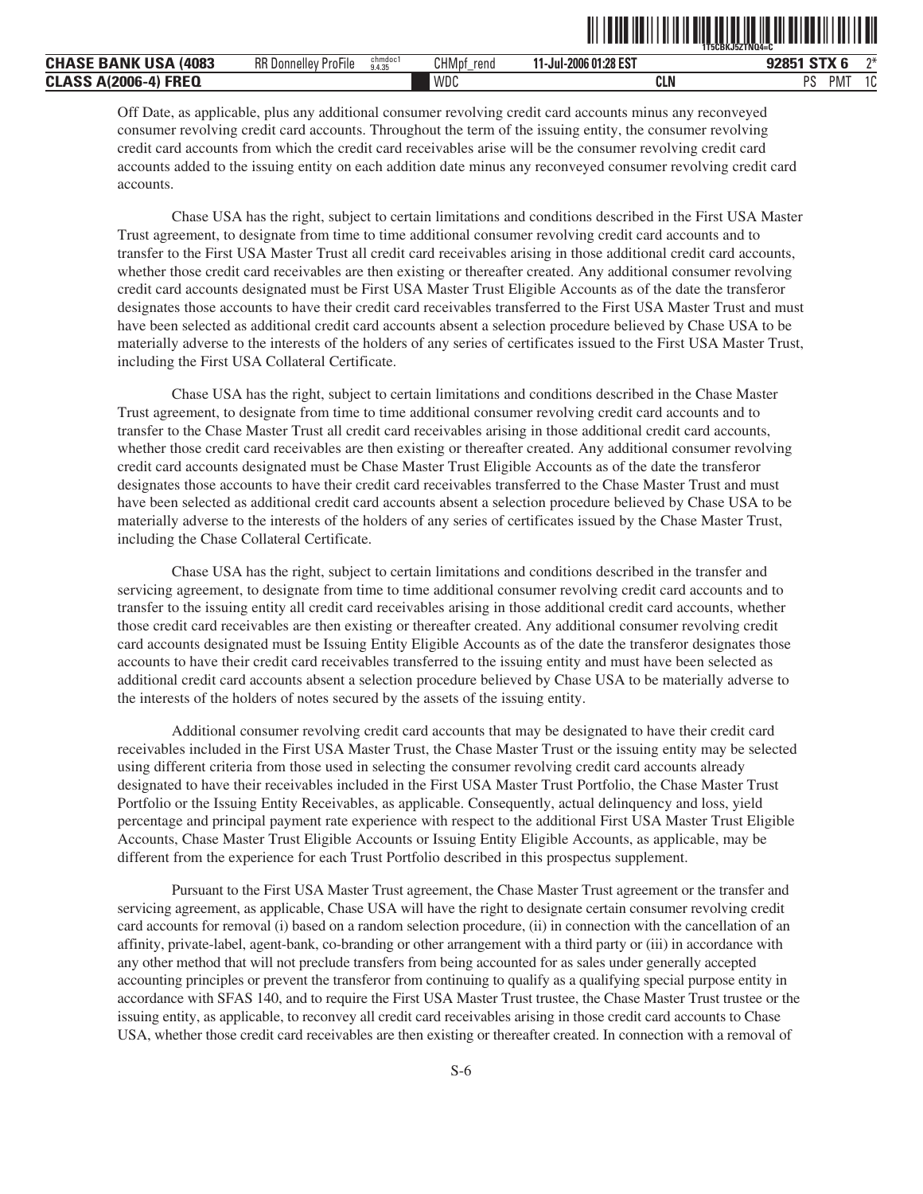Off Date, as applicable, plus any additional consumer revolving credit card accounts minus any reconveyed consumer revolving credit card accounts. Throughout the term of the issuing entity, the consumer revolving credit card accounts from which the credit card receivables arise will be the consumer revolving credit card accounts added to the issuing entity on each addition date minus any reconveyed consumer revolving credit card accounts.

Chase USA has the right, subject to certain limitations and conditions described in the First USA Master Trust agreement, to designate from time to time additional consumer revolving credit card accounts and to transfer to the First USA Master Trust all credit card receivables arising in those additional credit card accounts, whether those credit card receivables are then existing or thereafter created. Any additional consumer revolving credit card accounts designated must be First USA Master Trust Eligible Accounts as of the date the transferor designates those accounts to have their credit card receivables transferred to the First USA Master Trust and must have been selected as additional credit card accounts absent a selection procedure believed by Chase USA to be materially adverse to the interests of the holders of any series of certificates issued to the First USA Master Trust, including the First USA Collateral Certificate.

Chase USA has the right, subject to certain limitations and conditions described in the Chase Master Trust agreement, to designate from time to time additional consumer revolving credit card accounts and to transfer to the Chase Master Trust all credit card receivables arising in those additional credit card accounts, whether those credit card receivables are then existing or thereafter created. Any additional consumer revolving credit card accounts designated must be Chase Master Trust Eligible Accounts as of the date the transferor designates those accounts to have their credit card receivables transferred to the Chase Master Trust and must have been selected as additional credit card accounts absent a selection procedure believed by Chase USA to be materially adverse to the interests of the holders of any series of certificates issued by the Chase Master Trust, including the Chase Collateral Certificate.

Chase USA has the right, subject to certain limitations and conditions described in the transfer and servicing agreement, to designate from time to time additional consumer revolving credit card accounts and to transfer to the issuing entity all credit card receivables arising in those additional credit card accounts, whether those credit card receivables are then existing or thereafter created. Any additional consumer revolving credit card accounts designated must be Issuing Entity Eligible Accounts as of the date the transferor designates those accounts to have their credit card receivables transferred to the issuing entity and must have been selected as additional credit card accounts absent a selection procedure believed by Chase USA to be materially adverse to the interests of the holders of notes secured by the assets of the issuing entity.

Additional consumer revolving credit card accounts that may be designated to have their credit card receivables included in the First USA Master Trust, the Chase Master Trust or the issuing entity may be selected using different criteria from those used in selecting the consumer revolving credit card accounts already designated to have their receivables included in the First USA Master Trust Portfolio, the Chase Master Trust Portfolio or the Issuing Entity Receivables, as applicable. Consequently, actual delinquency and loss, yield percentage and principal payment rate experience with respect to the additional First USA Master Trust Eligible Accounts, Chase Master Trust Eligible Accounts or Issuing Entity Eligible Accounts, as applicable, may be different from the experience for each Trust Portfolio described in this prospectus supplement.

Pursuant to the First USA Master Trust agreement, the Chase Master Trust agreement or the transfer and servicing agreement, as applicable, Chase USA will have the right to designate certain consumer revolving credit card accounts for removal (i) based on a random selection procedure, (ii) in connection with the cancellation of an affinity, private-label, agent-bank, co-branding or other arrangement with a third party or (iii) in accordance with any other method that will not preclude transfers from being accounted for as sales under generally accepted accounting principles or prevent the transferor from continuing to qualify as a qualifying special purpose entity in accordance with SFAS 140, and to require the First USA Master Trust trustee, the Chase Master Trust trustee or the issuing entity, as applicable, to reconvey all credit card receivables arising in those credit card accounts to Chase USA, whether those credit card receivables are then existing or thereafter created. In connection with a removal of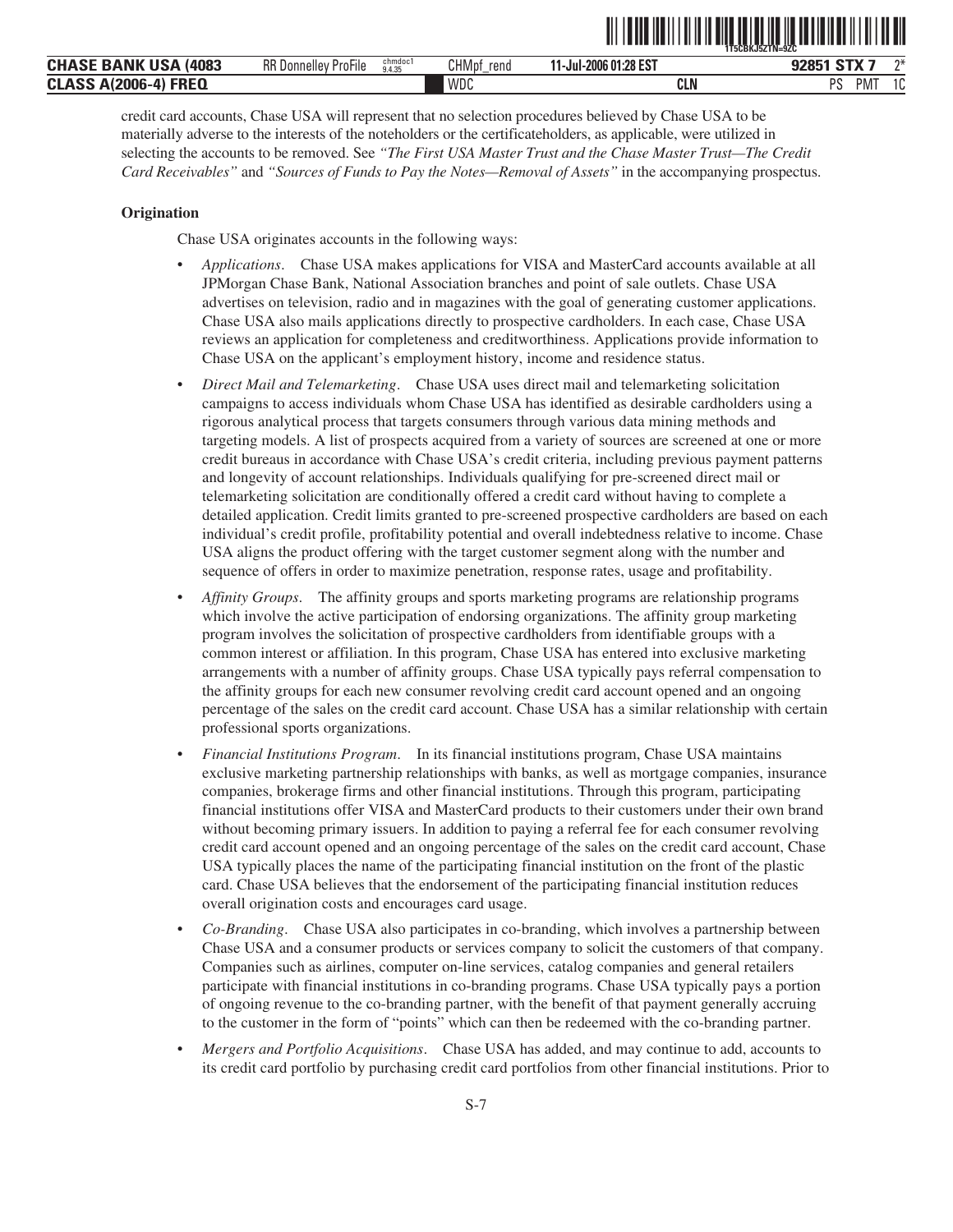credit card accounts, Chase USA will represent that no selection procedures believed by Chase USA to be materially adverse to the interests of the noteholders or the certificateholders, as applicable, were utilized in selecting the accounts to be removed. See *"The First USA Master Trust and the Chase Master Trust—The Credit Card Receivables"* and *"Sources of Funds to Pay the Notes—Removal of Assets"* in the accompanying prospectus.

**Origination**

Chase USA originates accounts in the following ways:

- *Applications*. Chase USA makes applications for VISA and MasterCard accounts available at all JPMorgan Chase Bank, National Association branches and point of sale outlets. Chase USA advertises on television, radio and in magazines with the goal of generating customer applications. Chase USA also mails applications directly to prospective cardholders. In each case, Chase USA reviews an application for completeness and creditworthiness. Applications provide information to Chase USA on the applicant's employment history, income and residence status.

- *Direct Mail and Telemarketing*. Chase USA uses direct mail and telemarketing solicitation campaigns to access individuals whom Chase USA has identified as desirable cardholders using a rigorous analytical process that targets consumers through various data mining methods and targeting models. A list of prospects acquired from a variety of sources are screened at one or more credit bureaus in accordance with Chase USA's credit criteria, including previous payment patterns and longevity of account relationships. Individuals qualifying for pre-screened direct mail or telemarketing solicitation are conditionally offered a credit card without having to complete a detailed application. Credit limits granted to pre-screened prospective cardholders are based on each individual's credit profile, profitability potential and overall indebtedness relative to income. Chase USA aligns the product offering with the target customer segment along with the number and sequence of offers in order to maximize penetration, response rates, usage and profitability.

- *Affinity Groups*. The affinity groups and sports marketing programs are relationship programs which involve the active participation of endorsing organizations. The affinity group marketing program involves the solicitation of prospective cardholders from identifiable groups with a common interest or affiliation. In this program, Chase USA has entered into exclusive marketing arrangements with a number of affinity groups. Chase USA typically pays referral compensation to the affinity groups for each new consumer revolving credit card account opened and an ongoing percentage of the sales on the credit card account. Chase USA has a similar relationship with certain professional sports organizations.

- *Financial Institutions Program*. In its financial institutions program, Chase USA maintains exclusive marketing partnership relationships with banks, as well as mortgage companies, insurance companies, brokerage firms and other financial institutions. Through this program, participating financial institutions offer VISA and MasterCard products to their customers under their own brand without becoming primary issuers. In addition to paying a referral fee for each consumer revolving credit card account opened and an ongoing percentage of the sales on the credit card account, Chase USA typically places the name of the participating financial institution on the front of the plastic card. Chase USA believes that the endorsement of the participating financial institution reduces overall origination costs and encourages card usage.

- *Co-Branding*. Chase USA also participates in co-branding, which involves a partnership between Chase USA and a consumer products or services company to solicit the customers of that company. Companies such as airlines, computer on-line services, catalog companies and general retailers participate with financial institutions in co-branding programs. Chase USA typically pays a portion of ongoing revenue to the co-branding partner, with the benefit of that payment generally accruing to the customer in the form of "points" which can then be redeemed with the co-branding partner.

- *Mergers and Portfolio Acquisitions*. Chase USA has added, and may continue to add, accounts to its credit card portfolio by purchasing credit card portfolios from other financial institutions. Prior to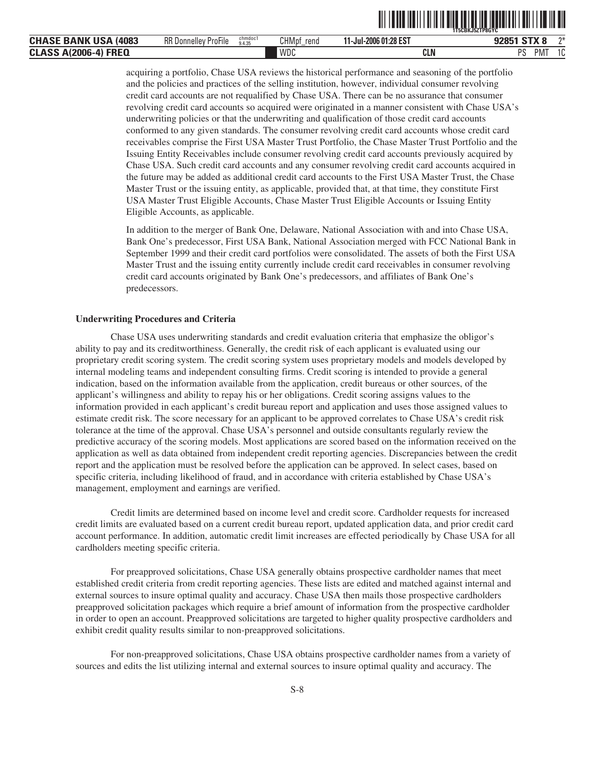acquiring a portfolio, Chase USA reviews the historical performance and seasoning of the portfolio and the policies and practices of the selling institution, however, individual consumer revolving credit card accounts are not requalified by Chase USA. There can be no assurance that consumer revolving credit card accounts so acquired were originated in a manner consistent with Chase USA's underwriting policies or that the underwriting and qualification of those credit card accounts conformed to any given standards. The consumer revolving credit card accounts whose credit card receivables comprise the First USA Master Trust Portfolio, the Chase Master Trust Portfolio and the Issuing Entity Receivables include consumer revolving credit card accounts previously acquired by Chase USA. Such credit card accounts and any consumer revolving credit card accounts acquired in the future may be added as additional credit card accounts to the First USA Master Trust, the Chase Master Trust or the issuing entity, as applicable, provided that, at that time, they constitute First USA Master Trust Eligible Accounts, Chase Master Trust Eligible Accounts or Issuing Entity Eligible Accounts, as applicable.

In addition to the merger of Bank One, Delaware, National Association with and into Chase USA, Bank One's predecessor, First USA Bank, National Association merged with FCC National Bank in September 1999 and their credit card portfolios were consolidated. The assets of both the First USA Master Trust and the issuing entity currently include credit card receivables in consumer revolving credit card accounts originated by Bank One's predecessors, and affiliates of Bank One's predecessors.

**Underwriting Procedures and Criteria**

Chase USA uses underwriting standards and credit evaluation criteria that emphasize the obligor's ability to pay and its creditworthiness. Generally, the credit risk of each applicant is evaluated using our proprietary credit scoring system. The credit scoring system uses proprietary models and models developed by internal modeling teams and independent consulting firms. Credit scoring is intended to provide a general indication, based on the information available from the application, credit bureaus or other sources, of the applicant's willingness and ability to repay his or her obligations. Credit scoring assigns values to the information provided in each applicant's credit bureau report and application and uses those assigned values to estimate credit risk. The score necessary for an applicant to be approved correlates to Chase USA's credit risk tolerance at the time of the approval. Chase USA's personnel and outside consultants regularly review the predictive accuracy of the scoring models. Most applications are scored based on the information received on the application as well as data obtained from independent credit reporting agencies. Discrepancies between the credit report and the application must be resolved before the application can be approved. In select cases, based on specific criteria, including likelihood of fraud, and in accordance with criteria established by Chase USA's management, employment and earnings are verified.

Credit limits are determined based on income level and credit score. Cardholder requests for increased credit limits are evaluated based on a current credit bureau report, updated application data, and prior credit card account performance. In addition, automatic credit limit increases are effected periodically by Chase USA for all cardholders meeting specific criteria.

For preapproved solicitations, Chase USA generally obtains prospective cardholder names that meet established credit criteria from credit reporting agencies. These lists are edited and matched against internal and external sources to insure optimal quality and accuracy. Chase USA then mails those prospective cardholders preapproved solicitation packages which require a brief amount of information from the prospective cardholder in order to open an account. Preapproved solicitations are targeted to higher quality prospective cardholders and exhibit credit quality results similar to non-preapproved solicitations.

For non-preapproved solicitations, Chase USA obtains prospective cardholder names from a variety of sources and edits the list utilizing internal and external sources to insure optimal quality and accuracy. The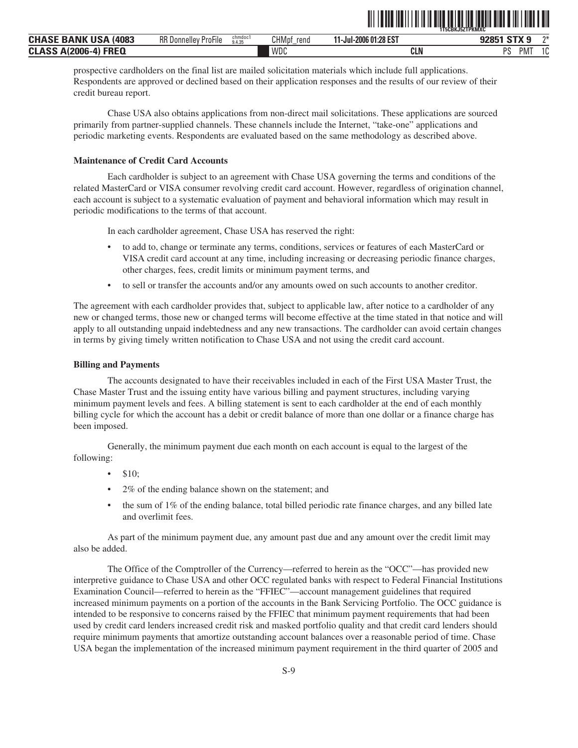prospective cardholders on the final list are mailed solicitation materials which include full applications. Respondents are approved or declined based on their application responses and the results of our review of their credit bureau report.

Chase USA also obtains applications from non-direct mail solicitations. These applications are sourced primarily from partner-supplied channels. These channels include the Internet, "take-one" applications and periodic marketing events. Respondents are evaluated based on the same methodology as described above.

**Maintenance of Credit Card Accounts**

Each cardholder is subject to an agreement with Chase USA governing the terms and conditions of the related MasterCard or VISA consumer revolving credit card account. However, regardless of origination channel, each account is subject to a systematic evaluation of payment and behavioral information which may result in periodic modifications to the terms of that account.

In each cardholder agreement, Chase USA has reserved the right:

- to add to, change or terminate any terms, conditions, services or features of each MasterCard or VISA credit card account at any time, including increasing or decreasing periodic finance charges, other charges, fees, credit limits or minimum payment terms, and
- to sell or transfer the accounts and/or any amounts owed on such accounts to another creditor.

The agreement with each cardholder provides that, subject to applicable law, after notice to a cardholder of any new or changed terms, those new or changed terms will become effective at the time stated in that notice and will apply to all outstanding unpaid indebtedness and any new transactions. The cardholder can avoid certain changes in terms by giving timely written notification to Chase USA and not using the credit card account.

**Billing and Payments**

The accounts designated to have their receivables included in each of the First USA Master Trust, the Chase Master Trust and the issuing entity have various billing and payment structures, including varying minimum payment levels and fees. A billing statement is sent to each cardholder at the end of each monthly billing cycle for which the account has a debit or credit balance of more than one dollar or a finance charge has been imposed.

Generally, the minimum payment due each month on each account is equal to the largest of the following:

- $10;
- 2% of the ending balance shown on the statement; and
- the sum of 1% of the ending balance, total billed periodic rate finance charges, and any billed late and overlimit fees.

As part of the minimum payment due, any amount past due and any amount over the credit limit may also be added.

The Office of the Comptroller of the Currency—referred to herein as the "OCC"—has provided new interpretive guidance to Chase USA and other OCC regulated banks with respect to Federal Financial Institutions Examination Council—referred to herein as the "FFIEC"—account management guidelines that required increased minimum payments on a portion of the accounts in the Bank Servicing Portfolio. The OCC guidance is intended to be responsive to concerns raised by the FFIEC that minimum payment requirements that had been used by credit card lenders increased credit risk and masked portfolio quality and that credit card lenders should require minimum payments that amortize outstanding account balances over a reasonable period of time. Chase USA began the implementation of the increased minimum payment requirement in the third quarter of 2005 and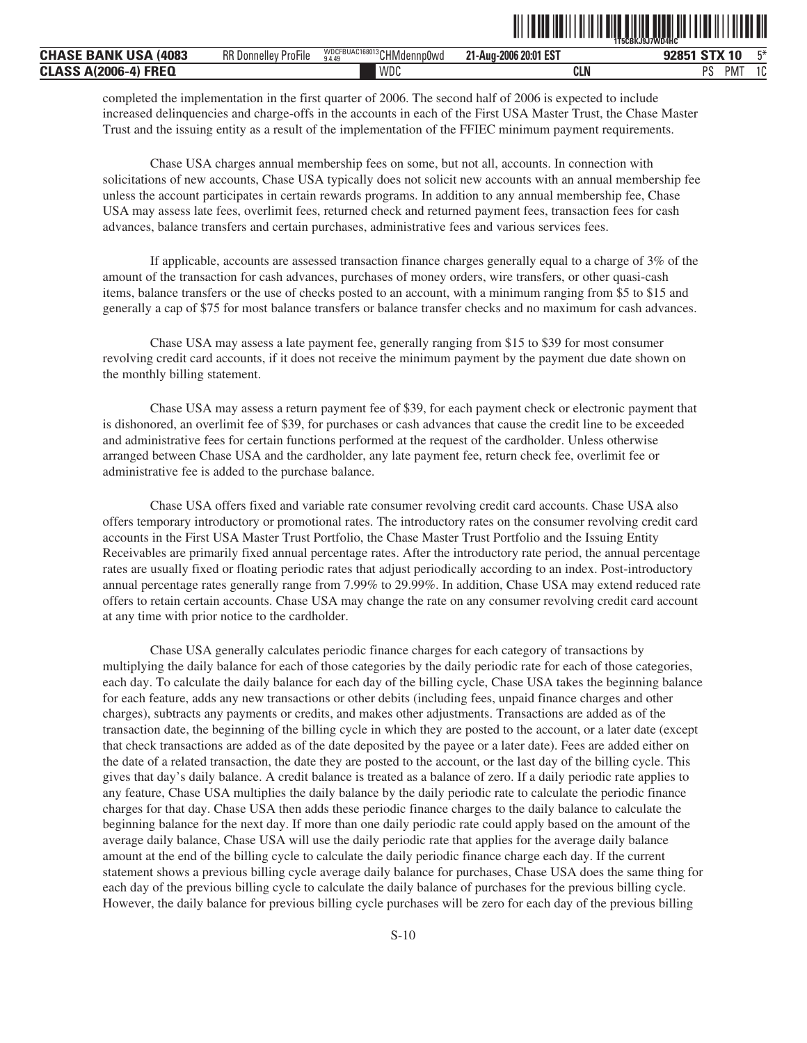completed the implementation in the first quarter of 2006. The second half of 2006 is expected to include increased delinquencies and charge-offs in the accounts in each of the First USA Master Trust, the Chase Master Trust and the issuing entity as a result of the implementation of the FFIEC minimum payment requirements.

Chase USA charges annual membership fees on some, but not all, accounts. In connection with solicitations of new accounts, Chase USA typically does not solicit new accounts with an annual membership fee unless the account participates in certain rewards programs. In addition to any annual membership fee, Chase USA may assess late fees, overlimit fees, returned check and returned payment fees, transaction fees for cash advances, balance transfers and certain purchases, administrative fees and various services fees.

If applicable, accounts are assessed transaction finance charges generally equal to a charge of 3% of the amount of the transaction for cash advances, purchases of money orders, wire transfers, or other quasi-cash items, balance transfers or the use of checks posted to an account, with a minimum ranging from $5 to $15 and generally a cap of $75 for most balance transfers or balance transfer checks and no maximum for cash advances.

Chase USA may assess a late payment fee, generally ranging from $15 to $39 for most consumer revolving credit card accounts, if it does not receive the minimum payment by the payment due date shown on the monthly billing statement.

Chase USA may assess a return payment fee of $39, for each payment check or electronic payment that is dishonored, an overlimit fee of $39, for purchases or cash advances that cause the credit line to be exceeded and administrative fees for certain functions performed at the request of the cardholder. Unless otherwise arranged between Chase USA and the cardholder, any late payment fee, return check fee, overlimit fee or administrative fee is added to the purchase balance.

Chase USA offers fixed and variable rate consumer revolving credit card accounts. Chase USA also offers temporary introductory or promotional rates. The introductory rates on the consumer revolving credit card accounts in the First USA Master Trust Portfolio, the Chase Master Trust Portfolio and the Issuing Entity Receivables are primarily fixed annual percentage rates. After the introductory rate period, the annual percentage rates are usually fixed or floating periodic rates that adjust periodically according to an index. Post-introductory annual percentage rates generally range from 7.99% to 29.99%. In addition, Chase USA may extend reduced rate offers to retain certain accounts. Chase USA may change the rate on any consumer revolving credit card account at any time with prior notice to the cardholder.

Chase USA generally calculates periodic finance charges for each category of transactions by multiplying the daily balance for each of those categories by the daily periodic rate for each of those categories, each day. To calculate the daily balance for each day of the billing cycle, Chase USA takes the beginning balance for each feature, adds any new transactions or other debits (including fees, unpaid finance charges and other charges), subtracts any payments or credits, and makes other adjustments. Transactions are added as of the transaction date, the beginning of the billing cycle in which they are posted to the account, or a later date (except that check transactions are added as of the date deposited by the payee or a later date). Fees are added either on the date of a related transaction, the date they are posted to the account, or the last day of the billing cycle. This gives that day's daily balance. A credit balance is treated as a balance of zero. If a daily periodic rate applies to any feature, Chase USA multiplies the daily balance by the daily periodic rate to calculate the periodic finance charges for that day. Chase USA then adds these periodic finance charges to the daily balance to calculate the beginning balance for the next day. If more than one daily periodic rate could apply based on the amount of the average daily balance, Chase USA will use the daily periodic rate that applies for the average daily balance amount at the end of the billing cycle to calculate the daily periodic finance charge each day. If the current statement shows a previous billing cycle average daily balance for purchases, Chase USA does the same thing for each day of the previous billing cycle to calculate the daily balance of purchases for the previous billing cycle. However, the daily balance for previous billing cycle purchases will be zero for each day of the previous billing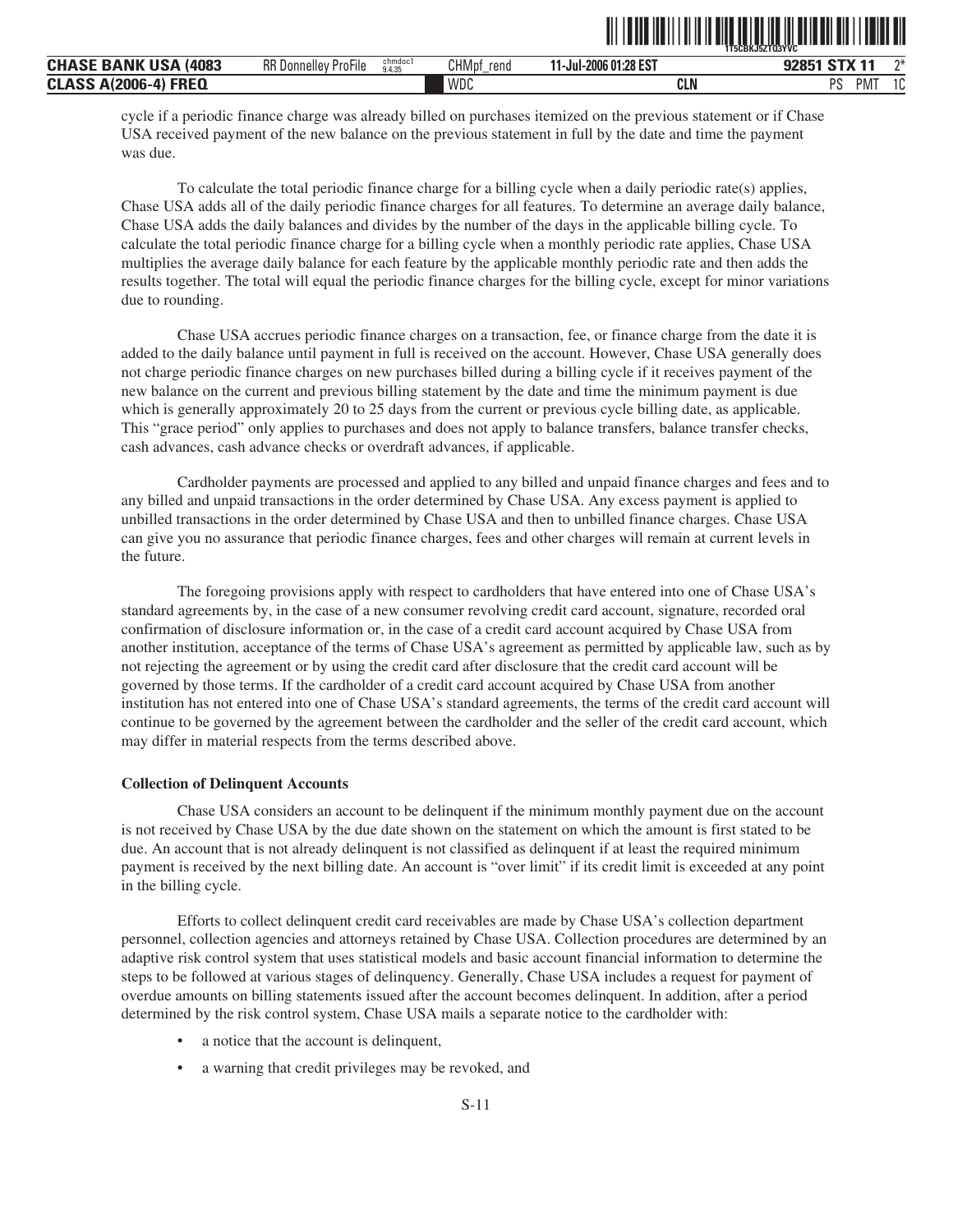cycle if a periodic finance charge was already billed on purchases itemized on the previous statement or if Chase USA received payment of the new balance on the previous statement in full by the date and time the payment was due.

To calculate the total periodic finance charge for a billing cycle when a daily periodic rate(s) applies, Chase USA adds all of the daily periodic finance charges for all features. To determine an average daily balance, Chase USA adds the daily balances and divides by the number of the days in the applicable billing cycle. To calculate the total periodic finance charge for a billing cycle when a monthly periodic rate applies, Chase USA multiplies the average daily balance for each feature by the applicable monthly periodic rate and then adds the results together. The total will equal the periodic finance charges for the billing cycle, except for minor variations due to rounding.

Chase USA accrues periodic finance charges on a transaction, fee, or finance charge from the date it is added to the daily balance until payment in full is received on the account. However, Chase USA generally does not charge periodic finance charges on new purchases billed during a billing cycle if it receives payment of the new balance on the current and previous billing statement by the date and time the minimum payment is due which is generally approximately 20 to 25 days from the current or previous cycle billing date, as applicable. This "grace period" only applies to purchases and does not apply to balance transfers, balance transfer checks, cash advances, cash advance checks or overdraft advances, if applicable.

Cardholder payments are processed and applied to any billed and unpaid finance charges and fees and to any billed and unpaid transactions in the order determined by Chase USA. Any excess payment is applied to unbilled transactions in the order determined by Chase USA and then to unbilled finance charges. Chase USA can give you no assurance that periodic finance charges, fees and other charges will remain at current levels in the future.

The foregoing provisions apply with respect to cardholders that have entered into one of Chase USA's standard agreements by, in the case of a new consumer revolving credit card account, signature, recorded oral confirmation of disclosure information or, in the case of a credit card account acquired by Chase USA from another institution, acceptance of the terms of Chase USA's agreement as permitted by applicable law, such as by not rejecting the agreement or by using the credit card after disclosure that the credit card account will be governed by those terms. If the cardholder of a credit card account acquired by Chase USA from another institution has not entered into one of Chase USA's standard agreements, the terms of the credit card account will continue to be governed by the agreement between the cardholder and the seller of the credit card account, which may differ in material respects from the terms described above.

**Collection of Delinquent Accounts**

Chase USA considers an account to be delinquent if the minimum monthly payment due on the account is not received by Chase USA by the due date shown on the statement on which the amount is first stated to be due. An account that is not already delinquent is not classified as delinquent if at least the required minimum payment is received by the next billing date. An account is "over limit" if its credit limit is exceeded at any point in the billing cycle.

Efforts to collect delinquent credit card receivables are made by Chase USA's collection department personnel, collection agencies and attorneys retained by Chase USA. Collection procedures are determined by an adaptive risk control system that uses statistical models and basic account financial information to determine the steps to be followed at various stages of delinquency. Generally, Chase USA includes a request for payment of overdue amounts on billing statements issued after the account becomes delinquent. In addition, after a period determined by the risk control system, Chase USA mails a separate notice to the cardholder with:

- a notice that the account is delinquent,
- a warning that credit privileges may be revoked, and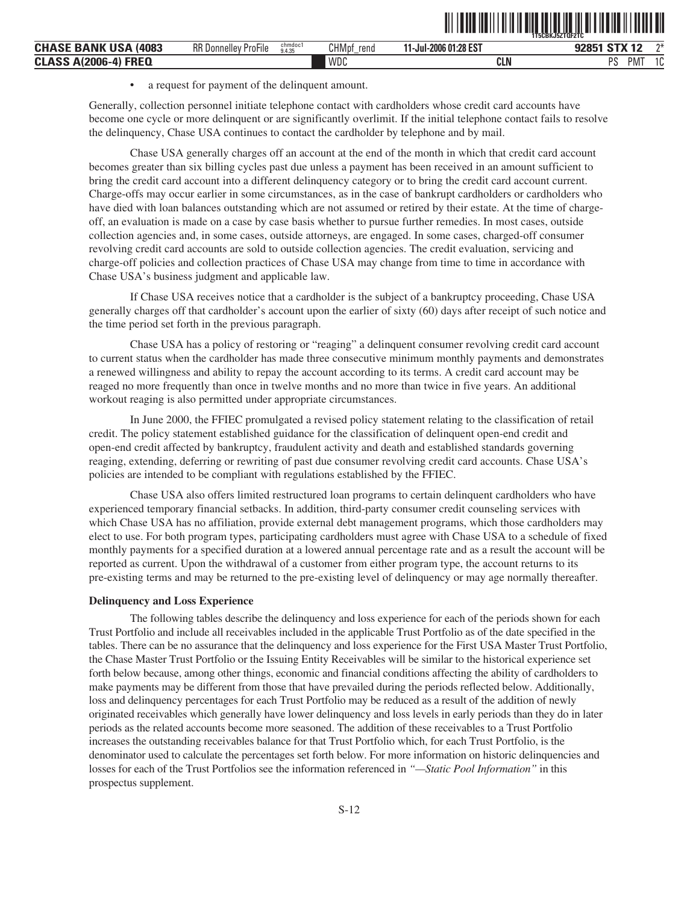- a request for payment of the delinquent amount.

Generally, collection personnel initiate telephone contact with cardholders whose credit card accounts have become one cycle or more delinquent or are significantly overlimit. If the initial telephone contact fails to resolve the delinquency, Chase USA continues to contact the cardholder by telephone and by mail.

Chase USA generally charges off an account at the end of the month in which that credit card account becomes greater than six billing cycles past due unless a payment has been received in an amount sufficient to bring the credit card account into a different delinquency category or to bring the credit card account current. Charge-offs may occur earlier in some circumstances, as in the case of bankrupt cardholders or cardholders who have died with loan balances outstanding which are not assumed or retired by their estate. At the time of charge-off, an evaluation is made on a case by case basis whether to pursue further remedies. In most cases, outside collection agencies and, in some cases, outside attorneys, are engaged. In some cases, charged-off consumer revolving credit card accounts are sold to outside collection agencies. The credit evaluation, servicing and charge-off policies and collection practices of Chase USA may change from time to time in accordance with Chase USA's business judgment and applicable law.

If Chase USA receives notice that a cardholder is the subject of a bankruptcy proceeding, Chase USA generally charges off that cardholder's account upon the earlier of sixty (60) days after receipt of such notice and the time period set forth in the previous paragraph.

Chase USA has a policy of restoring or "reaging" a delinquent consumer revolving credit card account to current status when the cardholder has made three consecutive minimum monthly payments and demonstrates a renewed willingness and ability to repay the account according to its terms. A credit card account may be reaged no more frequently than once in twelve months and no more than twice in five years. An additional workout reaging is also permitted under appropriate circumstances.

In June 2000, the FFIEC promulgated a revised policy statement relating to the classification of retail credit. The policy statement established guidance for the classification of delinquent open-end credit and open-end credit affected by bankruptcy, fraudulent activity and death and established standards governing reaging, extending, deferring or rewriting of past due consumer revolving credit card accounts. Chase USA's policies are intended to be compliant with regulations established by the FFIEC.

Chase USA also offers limited restructured loan programs to certain delinquent cardholders who have experienced temporary financial setbacks. In addition, third-party consumer credit counseling services with which Chase USA has no affiliation, provide external debt management programs, which those cardholders may elect to use. For both program types, participating cardholders must agree with Chase USA to a schedule of fixed monthly payments for a specified duration at a lowered annual percentage rate and as a result the account will be reported as current. Upon the withdrawal of a customer from either program type, the account returns to its pre-existing terms and may be returned to the pre-existing level of delinquency or may age normally thereafter.

**Delinquency and Loss Experience**

The following tables describe the delinquency and loss experience for each of the periods shown for each Trust Portfolio and include all receivables included in the applicable Trust Portfolio as of the date specified in the tables. There can be no assurance that the delinquency and loss experience for the First USA Master Trust Portfolio, the Chase Master Trust Portfolio or the Issuing Entity Receivables will be similar to the historical experience set forth below because, among other things, economic and financial conditions affecting the ability of cardholders to make payments may be different from those that have prevailed during the periods reflected below. Additionally, loss and delinquency percentages for each Trust Portfolio may be reduced as a result of the addition of newly originated receivables which generally have lower delinquency and loss levels in early periods than they do in later periods as the related accounts become more seasoned. The addition of these receivables to a Trust Portfolio increases the outstanding receivables balance for that Trust Portfolio which, for each Trust Portfolio, is the denominator used to calculate the percentages set forth below. For more information on historic delinquencies and losses for each of the Trust Portfolios see the information referenced in *"—Static Pool Information"* in this prospectus supplement.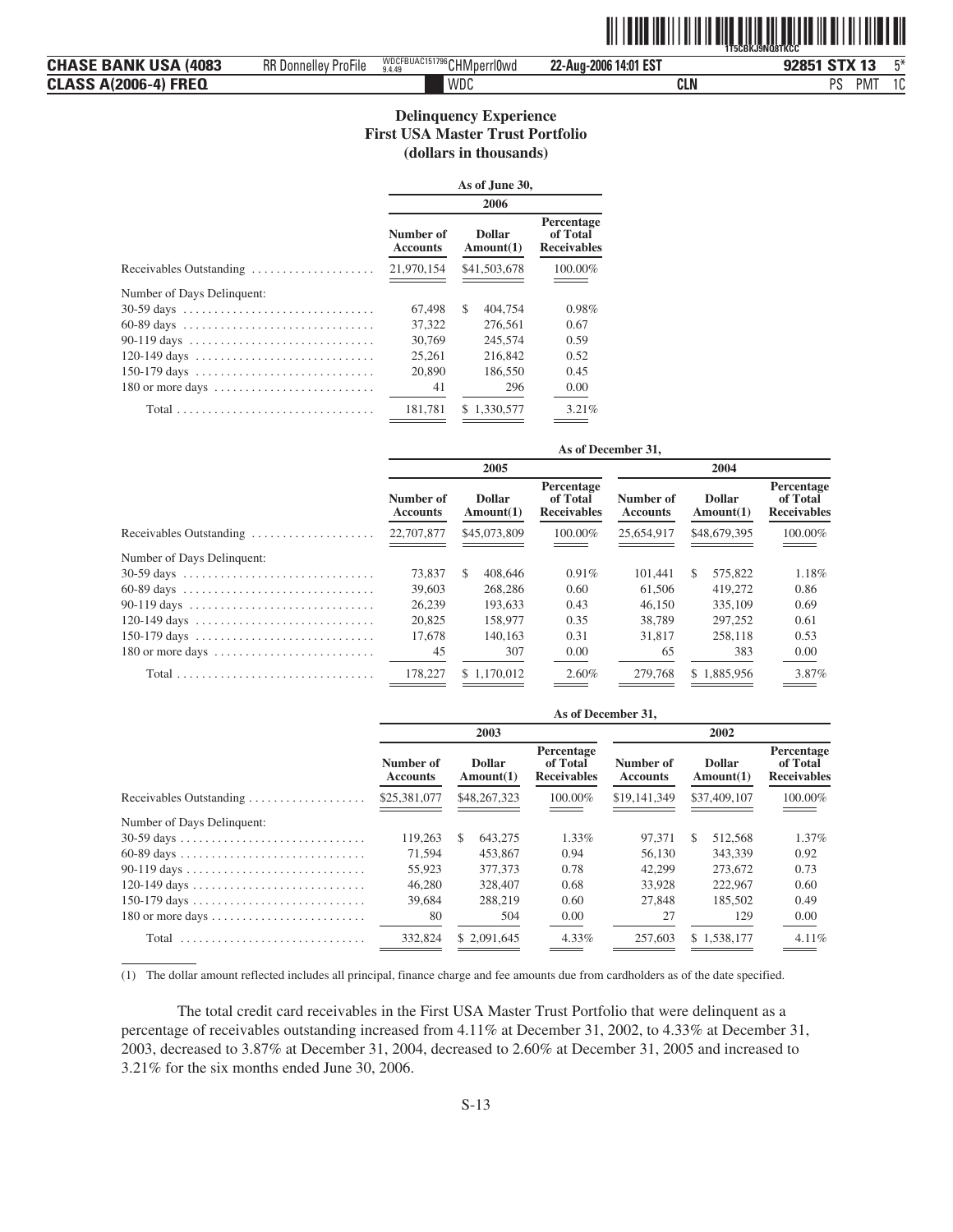**Delinquency Experience**
**First USA Master Trust Portfolio**
**(dollars in thousands)**

| | As of June 30, | | |
|---|---|---|---|
| | 2006 | | |
| | Number of Accounts | Dollar Amount(1) | Percentage of Total Receivables |
| Receivables Outstanding | 21,970,154 | $41,503,678 | 100.00% |
| Number of Days Delinquent: | | | |
| 30-59 days | 67,498 | $ 404,754 | 0.98% |
| 60-89 days | 37,322 | 276,561 | 0.67 |
| 90-119 days | 30,769 | 245,574 | 0.59 |
| 120-149 days | 25,261 | 216,842 | 0.52 |
| 150-179 days | 20,890 | 186,550 | 0.45 |
| 180 or more days | 41 | 296 | 0.00 |
| Total | 181,781 | $ 1,330,577 | 3.21% |

| | As of December 31, | | | | | |
|---|---|---|---|---|---|---|
| | 2005 | | | 2004 | | |
| | Number of Accounts | Dollar Amount(1) | Percentage of Total Receivables | Number of Accounts | Dollar Amount(1) | Percentage of Total Receivables |
| Receivables Outstanding | 22,707,877 | $45,073,809 | 100.00% | 25,654,917 | $48,679,395 | 100.00% |
| Number of Days Delinquent: | | | | | | |
| 30-59 days | 73,837 | $ 408,646 | 0.91% | 101,441 | $ 575,822 | 1.18% |
| 60-89 days | 39,603 | 268,286 | 0.60 | 61,506 | 419,272 | 0.86 |
| 90-119 days | 26,239 | 193,633 | 0.43 | 46,150 | 335,109 | 0.69 |
| 120-149 days | 20,825 | 158,977 | 0.35 | 38,789 | 297,252 | 0.61 |
| 150-179 days | 17,678 | 140,163 | 0.31 | 31,817 | 258,118 | 0.53 |
| 180 or more days | 45 | 307 | 0.00 | 65 | 383 | 0.00 |
| Total | 178,227 | $ 1,170,012 | 2.60% | 279,768 | $ 1,885,956 | 3.87% |

| | As of December 31, | | | | | |
|---|---|---|---|---|---|---|
| | 2003 | | | 2002 | | |
| | Number of Accounts | Dollar Amount(1) | Percentage of Total Receivables | Number of Accounts | Dollar Amount(1) | Percentage of Total Receivables |
| Receivables Outstanding | $25,381,077 | $48,267,323 | 100.00% | $19,141,349 | $37,409,107 | 100.00% |
| Number of Days Delinquent: | | | | | | |
| 30-59 days | 119,263 | $ 643,275 | 1.33% | 97,371 | $ 512,568 | 1.37% |
| 60-89 days | 71,594 | 453,867 | 0.94 | 56,130 | 343,339 | 0.92 |
| 90-119 days | 55,923 | 377,373 | 0.78 | 42,299 | 273,672 | 0.73 |
| 120-149 days | 46,280 | 328,407 | 0.68 | 33,928 | 222,967 | 0.60 |
| 150-179 days | 39,684 | 288,219 | 0.60 | 27,848 | 185,502 | 0.49 |
| 180 or more days | 80 | 504 | 0.00 | 27 | 129 | 0.00 |
| Total | 332,824 | $ 2,091,645 | 4.33% | 257,603 | $ 1,538,177 | 4.11% |

(1) The dollar amount reflected includes all principal, finance charge and fee amounts due from cardholders as of the date specified.

The total credit card receivables in the First USA Master Trust Portfolio that were delinquent as a percentage of receivables outstanding increased from 4.11% at December 31, 2002, to 4.33% at December 31, 2003, decreased to 3.87% at December 31, 2004, decreased to 2.60% at December 31, 2005 and increased to 3.21% for the six months ended June 30, 2006.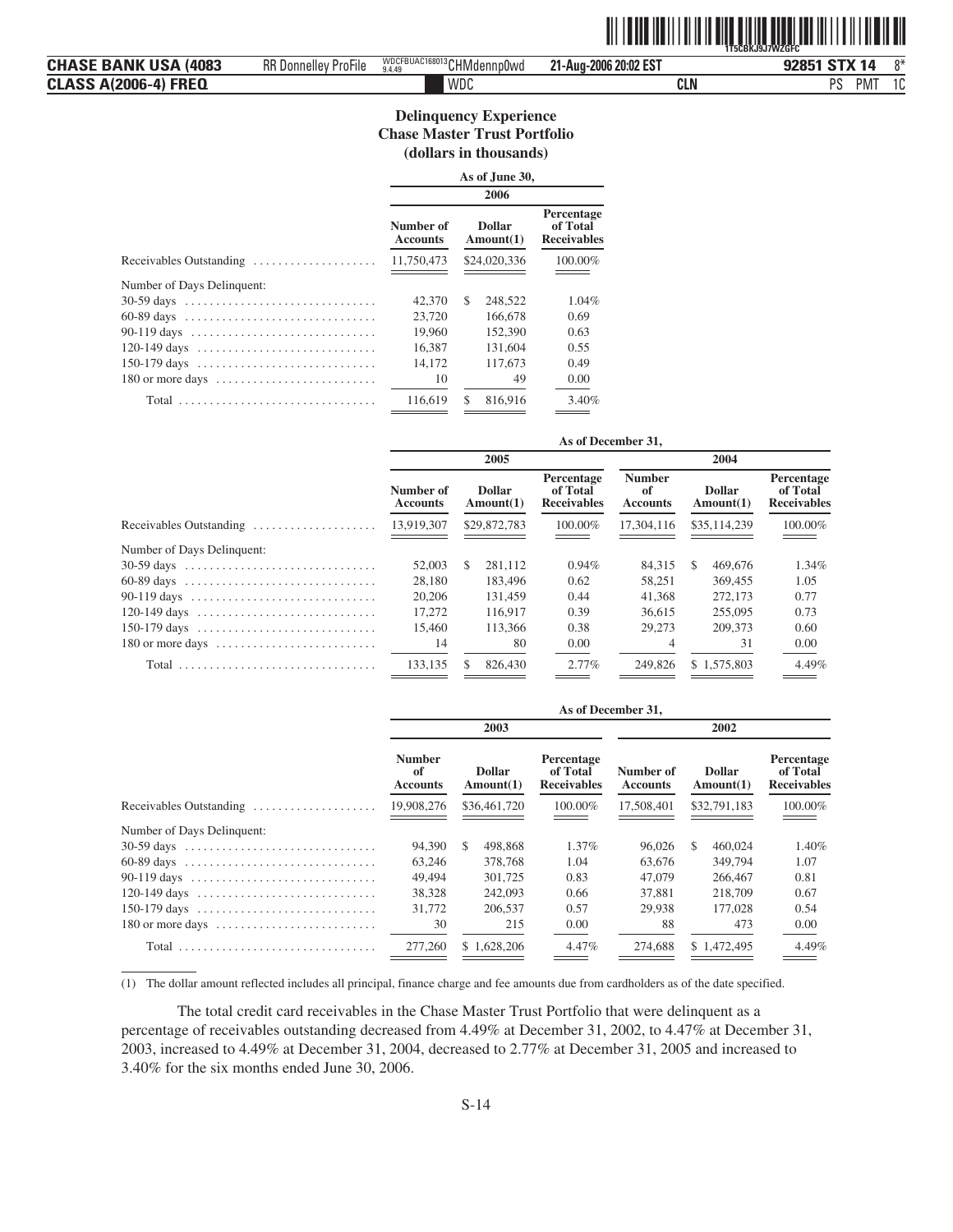## Delinquency Experience
## Chase Master Trust Portfolio
## (dollars in thousands)

| | As of June 30, | | |
|---|---|---|---|
| | 2006 | | |
| | Number of Accounts | Dollar Amount(1) | Percentage of Total Receivables |
| Receivables Outstanding | 11,750,473 | $24,020,336 | 100.00% |
| Number of Days Delinquent: | | | |
| 30-59 days | 42,370 | $ 248,522 | 1.04% |
| 60-89 days | 23,720 | 166,678 | 0.69 |
| 90-119 days | 19,960 | 152,390 | 0.63 |
| 120-149 days | 16,387 | 131,604 | 0.55 |
| 150-179 days | 14,172 | 117,673 | 0.49 |
| 180 or more days | 10 | 49 | 0.00 |
| Total | 116,619 | $ 816,916 | 3.40% |

| | As of December 31, | | | | | |
|---|---|---|---|---|---|---|
| | 2005 | | | 2004 | | |
| | Number of Accounts | Dollar Amount(1) | Percentage of Total Receivables | Number of Accounts | Dollar Amount(1) | Percentage of Total Receivables |
| Receivables Outstanding | 13,919,307 | $29,872,783 | 100.00% | 17,304,116 | $35,114,239 | 100.00% |
| Number of Days Delinquent: | | | | | | |
| 30-59 days | 52,003 | $ 281,112 | 0.94% | 84,315 | $ 469,676 | 1.34% |
| 60-89 days | 28,180 | 183,496 | 0.62 | 58,251 | 369,455 | 1.05 |
| 90-119 days | 20,206 | 131,459 | 0.44 | 41,368 | 272,173 | 0.77 |
| 120-149 days | 17,272 | 116,917 | 0.39 | 36,615 | 255,095 | 0.73 |
| 150-179 days | 15,460 | 113,366 | 0.38 | 29,273 | 209,373 | 0.60 |
| 180 or more days | 14 | 80 | 0.00 | 4 | 31 | 0.00 |
| Total | 133,135 | $ 826,430 | 2.77% | 249,826 | $ 1,575,803 | 4.49% |

| | As of December 31, | | | | | |
|---|---|---|---|---|---|---|
| | 2003 | | | 2002 | | |
| | Number of Accounts | Dollar Amount(1) | Percentage of Total Receivables | Number of Accounts | Dollar Amount(1) | Percentage of Total Receivables |
| Receivables Outstanding | 19,908,276 | $36,461,720 | 100.00% | 17,508,401 | $32,791,183 | 100.00% |
| Number of Days Delinquent: | | | | | | |
| 30-59 days | 94,390 | $ 498,868 | 1.37% | 96,026 | $ 460,024 | 1.40% |
| 60-89 days | 63,246 | 378,768 | 1.04 | 63,676 | 349,794 | 1.07 |
| 90-119 days | 49,494 | 301,725 | 0.83 | 47,079 | 266,467 | 0.81 |
| 120-149 days | 38,328 | 242,093 | 0.66 | 37,881 | 218,709 | 0.67 |
| 150-179 days | 31,772 | 206,537 | 0.57 | 29,938 | 177,028 | 0.54 |
| 180 or more days | 30 | 215 | 0.00 | 88 | 473 | 0.00 |
| Total | 277,260 | $ 1,628,206 | 4.47% | 274,688 | $ 1,472,495 | 4.49% |

(1) The dollar amount reflected includes all principal, finance charge and fee amounts due from cardholders as of the date specified.

The total credit card receivables in the Chase Master Trust Portfolio that were delinquent as a percentage of receivables outstanding decreased from 4.49% at December 31, 2002, to 4.47% at December 31, 2003, increased to 4.49% at December 31, 2004, decreased to 2.77% at December 31, 2005 and increased to 3.40% for the six months ended June 30, 2006.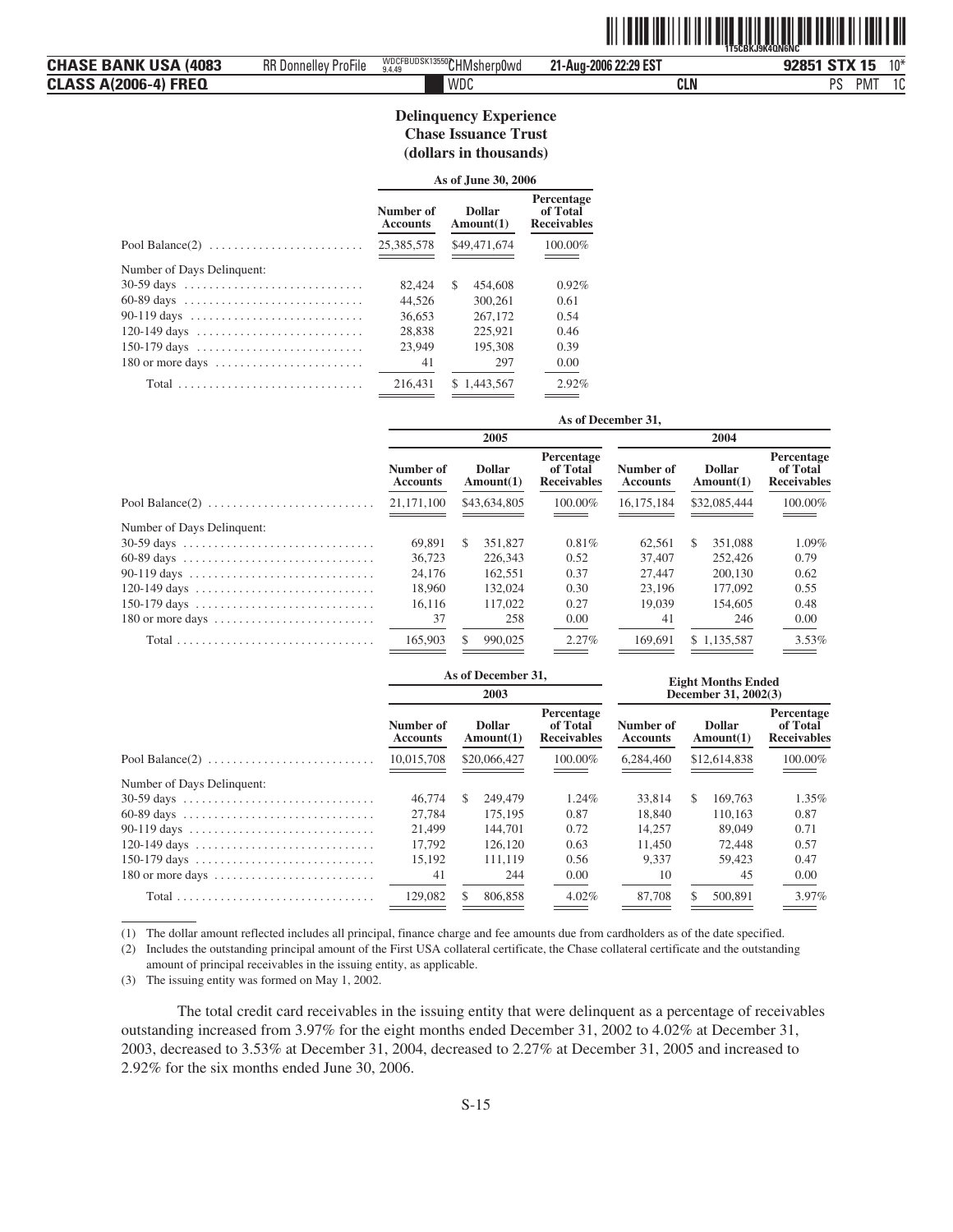## Delinquency Experience
## Chase Issuance Trust
## (dollars in thousands)

| | As of June 30, 2006 | | |
|---|---|---|---|
| | Number of Accounts | Dollar Amount(1) | Percentage of Total Receivables |
| Pool Balance(2) | 25,385,578 | $49,471,674 | 100.00% |
| Number of Days Delinquent: | | | |
| 30-59 days | 82,424 | $ 454,608 | 0.92% |
| 60-89 days | 44,526 | 300,261 | 0.61 |
| 90-119 days | 36,653 | 267,172 | 0.54 |
| 120-149 days | 28,838 | 225,921 | 0.46 |
| 150-179 days | 23,949 | 195,308 | 0.39 |
| 180 or more days | 41 | 297 | 0.00 |
| Total | 216,431 | $ 1,443,567 | 2.92% |

| | As of December 31, | | | | | |
|---|---|---|---|---|---|---|
| | 2005 | | | 2004 | | |
| | Number of Accounts | Dollar Amount(1) | Percentage of Total Receivables | Number of Accounts | Dollar Amount(1) | Percentage of Total Receivables |
| Pool Balance(2) | 21,171,100 | $43,634,805 | 100.00% | 16,175,184 | $32,085,444 | 100.00% |
| Number of Days Delinquent: | | | | | | |
| 30-59 days | 69,891 | $ 351,827 | 0.81% | 62,561 | $ 351,088 | 1.09% |
| 60-89 days | 36,723 | 226,343 | 0.52 | 37,407 | 252,426 | 0.79 |
| 90-119 days | 24,176 | 162,551 | 0.37 | 27,447 | 200,130 | 0.62 |
| 120-149 days | 18,960 | 132,024 | 0.30 | 23,196 | 177,092 | 0.55 |
| 150-179 days | 16,116 | 117,022 | 0.27 | 19,039 | 154,605 | 0.48 |
| 180 or more days | 37 | 258 | 0.00 | 41 | 246 | 0.00 |
| Total | 165,903 | $ 990,025 | 2.27% | 169,691 | $ 1,135,587 | 3.53% |

| | As of December 31, 2003 | | | Eight Months Ended December 31, 2002(3) | | |
|---|---|---|---|---|---|---|
| | Number of Accounts | Dollar Amount(1) | Percentage of Total Receivables | Number of Accounts | Dollar Amount(1) | Percentage of Total Receivables |
| Pool Balance(2) | 10,015,708 | $20,066,427 | 100.00% | 6,284,460 | $12,614,838 | 100.00% |
| Number of Days Delinquent: | | | | | | |
| 30-59 days | 46,774 | $ 249,479 | 1.24% | 33,814 | $ 169,763 | 1.35% |
| 60-89 days | 27,784 | 175,195 | 0.87 | 18,840 | 110,163 | 0.87 |
| 90-119 days | 21,499 | 144,701 | 0.72 | 14,257 | 89,049 | 0.71 |
| 120-149 days | 17,792 | 126,120 | 0.63 | 11,450 | 72,448 | 0.57 |
| 150-179 days | 15,192 | 111,119 | 0.56 | 9,337 | 59,423 | 0.47 |
| 180 or more days | 41 | 244 | 0.00 | 10 | 45 | 0.00 |
| Total | 129,082 | $ 806,858 | 4.02% | 87,708 | $ 500,891 | 3.97% |

(1) The dollar amount reflected includes all principal, finance charge and fee amounts due from cardholders as of the date specified.

(2) Includes the outstanding principal amount of the First USA collateral certificate, the Chase collateral certificate and the outstanding amount of principal receivables in the issuing entity, as applicable.

(3) The issuing entity was formed on May 1, 2002.

The total credit card receivables in the issuing entity that were delinquent as a percentage of receivables outstanding increased from 3.97% for the eight months ended December 31, 2002 to 4.02% at December 31, 2003, decreased to 3.53% at December 31, 2004, decreased to 2.27% at December 31, 2005 and increased to 2.92% for the six months ended June 30, 2006.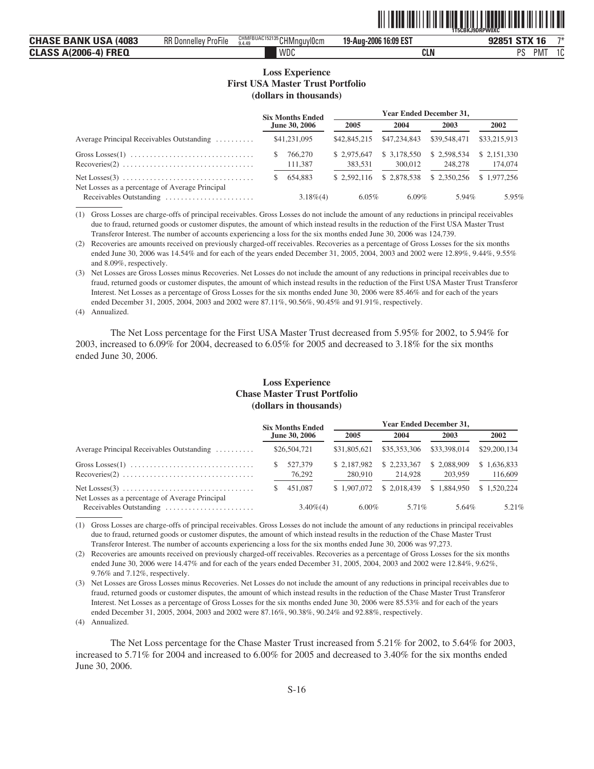### Loss Experience
### First USA Master Trust Portfolio
### (dollars in thousands)

| | Six Months Ended June 30, 2006 | Year Ended December 31, | | | |
|---|---|---|---|---|---|
| | | 2005 | 2004 | 2003 | 2002 |
| Average Principal Receivables Outstanding | $41,231,095 | $42,845,215 | $47,234,843 | $39,548,471 | $33,215,913 |
| Gross Losses(1) | $ 766,270 | $ 2,975,647 | $ 3,178,550 | $ 2,598,534 | $ 2,151,330 |
| Recoveries(2) | 111,387 | 383,531 | 300,012 | 248,278 | 174,074 |
| Net Losses(3) | $ 654,883 | $ 2,592,116 | $ 2,878,538 | $ 2,350,256 | $ 1,977,256 |
| Net Losses as a percentage of Average Principal Receivables Outstanding | 3.18%(4) | 6.05% | 6.09% | 5.94% | 5.95% |

(1) Gross Losses are charge-offs of principal receivables. Gross Losses do not include the amount of any reductions in principal receivables due to fraud, returned goods or customer disputes, the amount of which instead results in the reduction of the First USA Master Trust Transferor Interest. The number of accounts experiencing a loss for the six months ended June 30, 2006 was 124,739.

(2) Recoveries are amounts received on previously charged-off receivables. Recoveries as a percentage of Gross Losses for the six months ended June 30, 2006 was 14.54% and for each of the years ended December 31, 2005, 2004, 2003 and 2002 were 12.89%, 9.44%, 9.55% and 8.09%, respectively.

(3) Net Losses are Gross Losses minus Recoveries. Net Losses do not include the amount of any reductions in principal receivables due to fraud, returned goods or customer disputes, the amount of which instead results in the reduction of the First USA Master Trust Transferor Interest. Net Losses as a percentage of Gross Losses for the six months ended June 30, 2006 were 85.46% and for each of the years ended December 31, 2005, 2004, 2003 and 2002 were 87.11%, 90.56%, 90.45% and 91.91%, respectively.

(4) Annualized.

The Net Loss percentage for the First USA Master Trust decreased from 5.95% for 2002, to 5.94% for 2003, increased to 6.09% for 2004, decreased to 6.05% for 2005 and decreased to 3.18% for the six months ended June 30, 2006.

### Loss Experience
### Chase Master Trust Portfolio
### (dollars in thousands)

| | Six Months Ended June 30, 2006 | Year Ended December 31, | | | |
|---|---|---|---|---|---|
| | | 2005 | 2004 | 2003 | 2002 |
| Average Principal Receivables Outstanding | $26,504,721 | $31,805,621 | $35,353,306 | $33,398,014 | $29,200,134 |
| Gross Losses(1) | $ 527,379 | $ 2,187,982 | $ 2,233,367 | $ 2,088,909 | $ 1,636,833 |
| Recoveries(2) | 76,292 | 280,910 | 214,928 | 203,959 | 116,609 |
| Net Losses(3) | $ 451,087 | $ 1,907,072 | $ 2,018,439 | $ 1,884,950 | $ 1,520,224 |
| Net Losses as a percentage of Average Principal Receivables Outstanding | 3.40%(4) | 6.00% | 5.71% | 5.64% | 5.21% |

(1) Gross Losses are charge-offs of principal receivables. Gross Losses do not include the amount of any reductions in principal receivables due to fraud, returned goods or customer disputes, the amount of which instead results in the reduction of the Chase Master Trust Transferor Interest. The number of accounts experiencing a loss for the six months ended June 30, 2006 was 97,273.

(2) Recoveries are amounts received on previously charged-off receivables. Recoveries as a percentage of Gross Losses for the six months ended June 30, 2006 were 14.47% and for each of the years ended December 31, 2005, 2004, 2003 and 2002 were 12.84%, 9.62%, 9.76% and 7.12%, respectively.

(3) Net Losses are Gross Losses minus Recoveries. Net Losses do not include the amount of any reductions in principal receivables due to fraud, returned goods or customer disputes, the amount of which instead results in the reduction of the Chase Master Trust Transferor Interest. Net Losses as a percentage of Gross Losses for the six months ended June 30, 2006 were 85.53% and for each of the years ended December 31, 2005, 2004, 2003 and 2002 were 87.16%, 90.38%, 90.24% and 92.88%, respectively.

(4) Annualized.

The Net Loss percentage for the Chase Master Trust increased from 5.21% for 2002, to 5.64% for 2003, increased to 5.71% for 2004 and increased to 6.00% for 2005 and decreased to 3.40% for the six months ended June 30, 2006.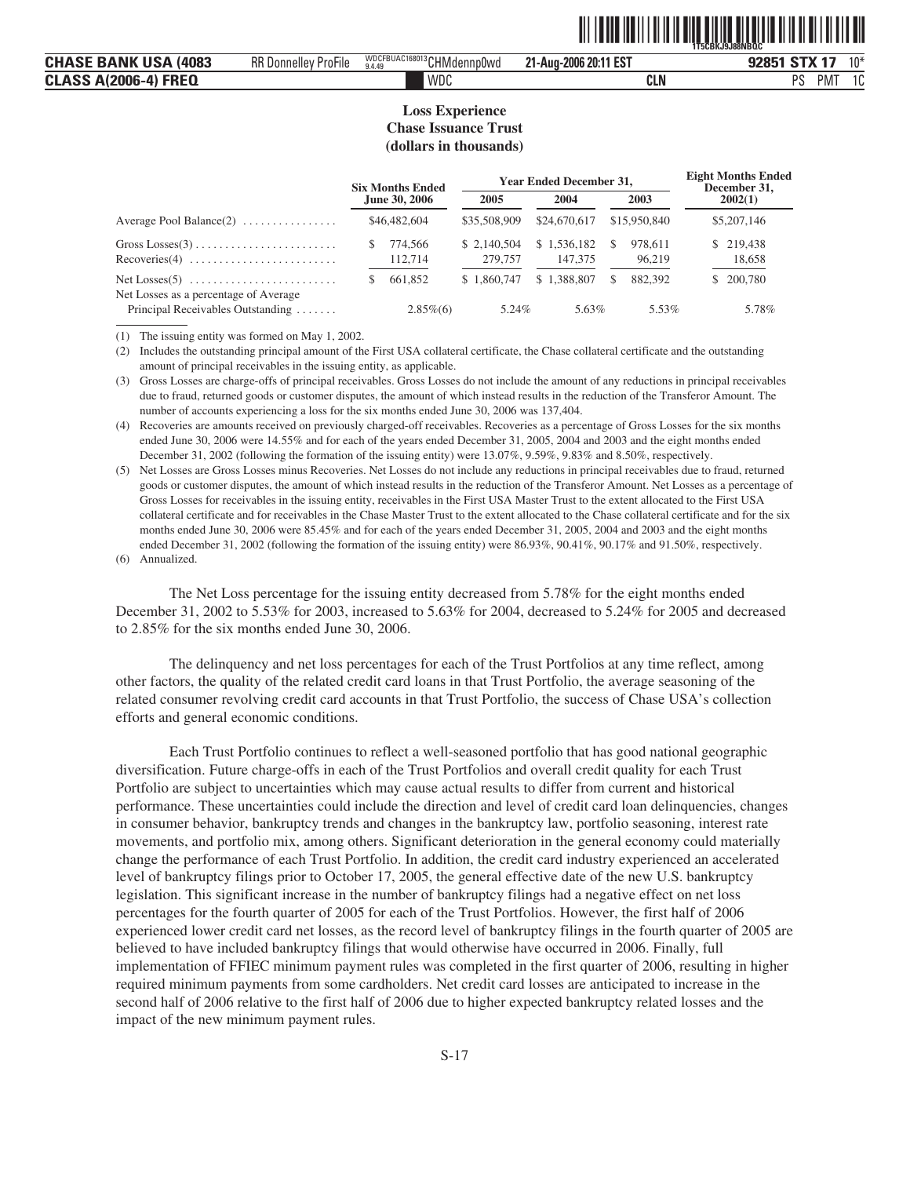**Loss Experience**
**Chase Issuance Trust**
**(dollars in thousands)**

| | Six Months Ended June 30, 2006 | Year Ended December 31, | | | Eight Months Ended December 31, 2002(1) |
|---|---|---|---|---|---|
| | | 2005 | 2004 | 2003 | |
| Average Pool Balance(2) | $46,482,604 | $35,508,909 | $24,670,617 | $15,950,840 | $5,207,146 |
| Gross Losses(3) | $ 774,566 | $ 2,140,504 | $ 1,536,182 | $ 978,611 | $ 219,438 |
| Recoveries(4) | 112,714 | 279,757 | 147,375 | 96,219 | 18,658 |
| Net Losses(5) | $ 661,852 | $ 1,860,747 | $ 1,388,807 | $ 882,392 | $ 200,780 |
| Net Losses as a percentage of Average Principal Receivables Outstanding | 2.85%(6) | 5.24% | 5.63% | 5.53% | 5.78% |

(1) The issuing entity was formed on May 1, 2002.

(2) Includes the outstanding principal amount of the First USA collateral certificate, the Chase collateral certificate and the outstanding amount of principal receivables in the issuing entity, as applicable.

(3) Gross Losses are charge-offs of principal receivables. Gross Losses do not include the amount of any reductions in principal receivables due to fraud, returned goods or customer disputes, the amount of which instead results in the reduction of the Transferor Amount. The number of accounts experiencing a loss for the six months ended June 30, 2006 was 137,404.

(4) Recoveries are amounts received on previously charged-off receivables. Recoveries as a percentage of Gross Losses for the six months ended June 30, 2006 were 14.55% and for each of the years ended December 31, 2005, 2004 and 2003 and the eight months ended December 31, 2002 (following the formation of the issuing entity) were 13.07%, 9.59%, 9.83% and 8.50%, respectively.

(5) Net Losses are Gross Losses minus Recoveries. Net Losses do not include any reductions in principal receivables due to fraud, returned goods or customer disputes, the amount of which instead results in the reduction of the Transferor Amount. Net Losses as a percentage of Gross Losses for receivables in the issuing entity, receivables in the First USA Master Trust to the extent allocated to the First USA collateral certificate and for receivables in the Chase Master Trust to the extent allocated to the Chase collateral certificate and for the six months ended June 30, 2006 were 85.45% and for each of the years ended December 31, 2005, 2004 and 2003 and the eight months ended December 31, 2002 (following the formation of the issuing entity) were 86.93%, 90.41%, 90.17% and 91.50%, respectively.

(6) Annualized.

The Net Loss percentage for the issuing entity decreased from 5.78% for the eight months ended December 31, 2002 to 5.53% for 2003, increased to 5.63% for 2004, decreased to 5.24% for 2005 and decreased to 2.85% for the six months ended June 30, 2006.

The delinquency and net loss percentages for each of the Trust Portfolios at any time reflect, among other factors, the quality of the related credit card loans in that Trust Portfolio, the average seasoning of the related consumer revolving credit card accounts in that Trust Portfolio, the success of Chase USA's collection efforts and general economic conditions.

Each Trust Portfolio continues to reflect a well-seasoned portfolio that has good national geographic diversification. Future charge-offs in each of the Trust Portfolios and overall credit quality for each Trust Portfolio are subject to uncertainties which may cause actual results to differ from current and historical performance. These uncertainties could include the direction and level of credit card loan delinquencies, changes in consumer behavior, bankruptcy trends and changes in the bankruptcy law, portfolio seasoning, interest rate movements, and portfolio mix, among others. Significant deterioration in the general economy could materially change the performance of each Trust Portfolio. In addition, the credit card industry experienced an accelerated level of bankruptcy filings prior to October 17, 2005, the general effective date of the new U.S. bankruptcy legislation. This significant increase in the number of bankruptcy filings had a negative effect on net loss percentages for the fourth quarter of 2005 for each of the Trust Portfolios. However, the first half of 2006 experienced lower credit card net losses, as the record level of bankruptcy filings in the fourth quarter of 2005 are believed to have included bankruptcy filings that would otherwise have occurred in 2006. Finally, full implementation of FFIEC minimum payment rules was completed in the first quarter of 2006, resulting in higher required minimum payments from some cardholders. Net credit card losses are anticipated to increase in the second half of 2006 relative to the first half of 2006 due to higher expected bankruptcy related losses and the impact of the new minimum payment rules.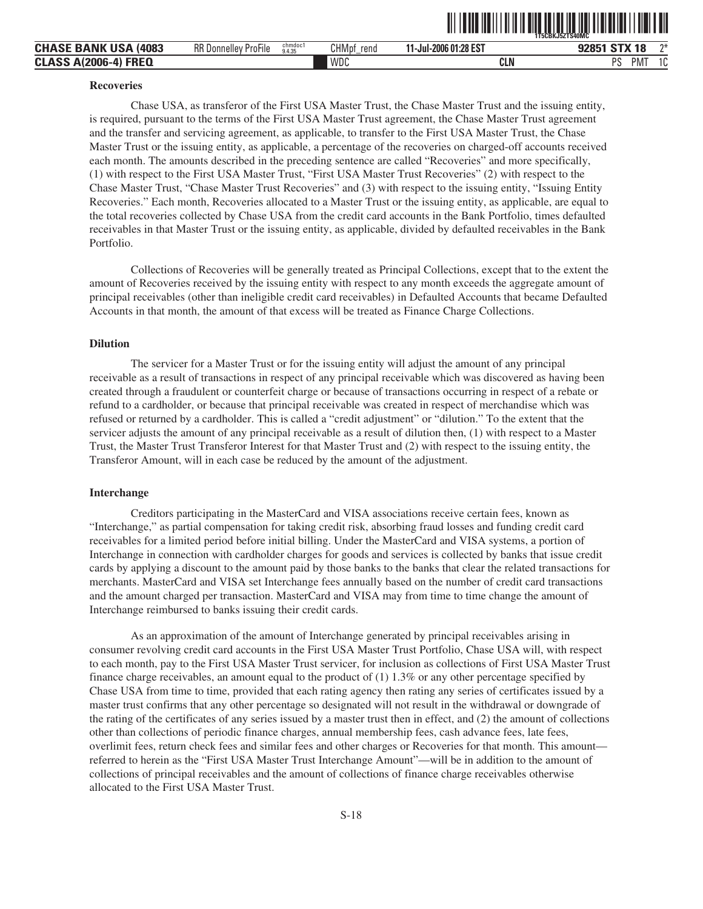**Recoveries**

Chase USA, as transferor of the First USA Master Trust, the Chase Master Trust and the issuing entity, is required, pursuant to the terms of the First USA Master Trust agreement, the Chase Master Trust agreement and the transfer and servicing agreement, as applicable, to transfer to the First USA Master Trust, the Chase Master Trust or the issuing entity, as applicable, a percentage of the recoveries on charged-off accounts received each month. The amounts described in the preceding sentence are called "Recoveries" and more specifically, (1) with respect to the First USA Master Trust, "First USA Master Trust Recoveries" (2) with respect to the Chase Master Trust, "Chase Master Trust Recoveries" and (3) with respect to the issuing entity, "Issuing Entity Recoveries." Each month, Recoveries allocated to a Master Trust or the issuing entity, as applicable, are equal to the total recoveries collected by Chase USA from the credit card accounts in the Bank Portfolio, times defaulted receivables in that Master Trust or the issuing entity, as applicable, divided by defaulted receivables in the Bank Portfolio.

Collections of Recoveries will be generally treated as Principal Collections, except that to the extent the amount of Recoveries received by the issuing entity with respect to any month exceeds the aggregate amount of principal receivables (other than ineligible credit card receivables) in Defaulted Accounts that became Defaulted Accounts in that month, the amount of that excess will be treated as Finance Charge Collections.

**Dilution**

The servicer for a Master Trust or for the issuing entity will adjust the amount of any principal receivable as a result of transactions in respect of any principal receivable which was discovered as having been created through a fraudulent or counterfeit charge or because of transactions occurring in respect of a rebate or refund to a cardholder, or because that principal receivable was created in respect of merchandise which was refused or returned by a cardholder. This is called a "credit adjustment" or "dilution." To the extent that the servicer adjusts the amount of any principal receivable as a result of dilution then, (1) with respect to a Master Trust, the Master Trust Transferor Interest for that Master Trust and (2) with respect to the issuing entity, the Transferor Amount, will in each case be reduced by the amount of the adjustment.

**Interchange**

Creditors participating in the MasterCard and VISA associations receive certain fees, known as "Interchange," as partial compensation for taking credit risk, absorbing fraud losses and funding credit card receivables for a limited period before initial billing. Under the MasterCard and VISA systems, a portion of Interchange in connection with cardholder charges for goods and services is collected by banks that issue credit cards by applying a discount to the amount paid by those banks to the banks that clear the related transactions for merchants. MasterCard and VISA set Interchange fees annually based on the number of credit card transactions and the amount charged per transaction. MasterCard and VISA may from time to time change the amount of Interchange reimbursed to banks issuing their credit cards.

As an approximation of the amount of Interchange generated by principal receivables arising in consumer revolving credit card accounts in the First USA Master Trust Portfolio, Chase USA will, with respect to each month, pay to the First USA Master Trust servicer, for inclusion as collections of First USA Master Trust finance charge receivables, an amount equal to the product of (1) 1.3% or any other percentage specified by Chase USA from time to time, provided that each rating agency then rating any series of certificates issued by a master trust confirms that any other percentage so designated will not result in the withdrawal or downgrade of the rating of the certificates of any series issued by a master trust then in effect, and (2) the amount of collections other than collections of periodic finance charges, annual membership fees, cash advance fees, late fees, overlimit fees, return check fees and similar fees and other charges or Recoveries for that month. This amount—referred to herein as the "First USA Master Trust Interchange Amount"—will be in addition to the amount of collections of principal receivables and the amount of collections of finance charge receivables otherwise allocated to the First USA Master Trust.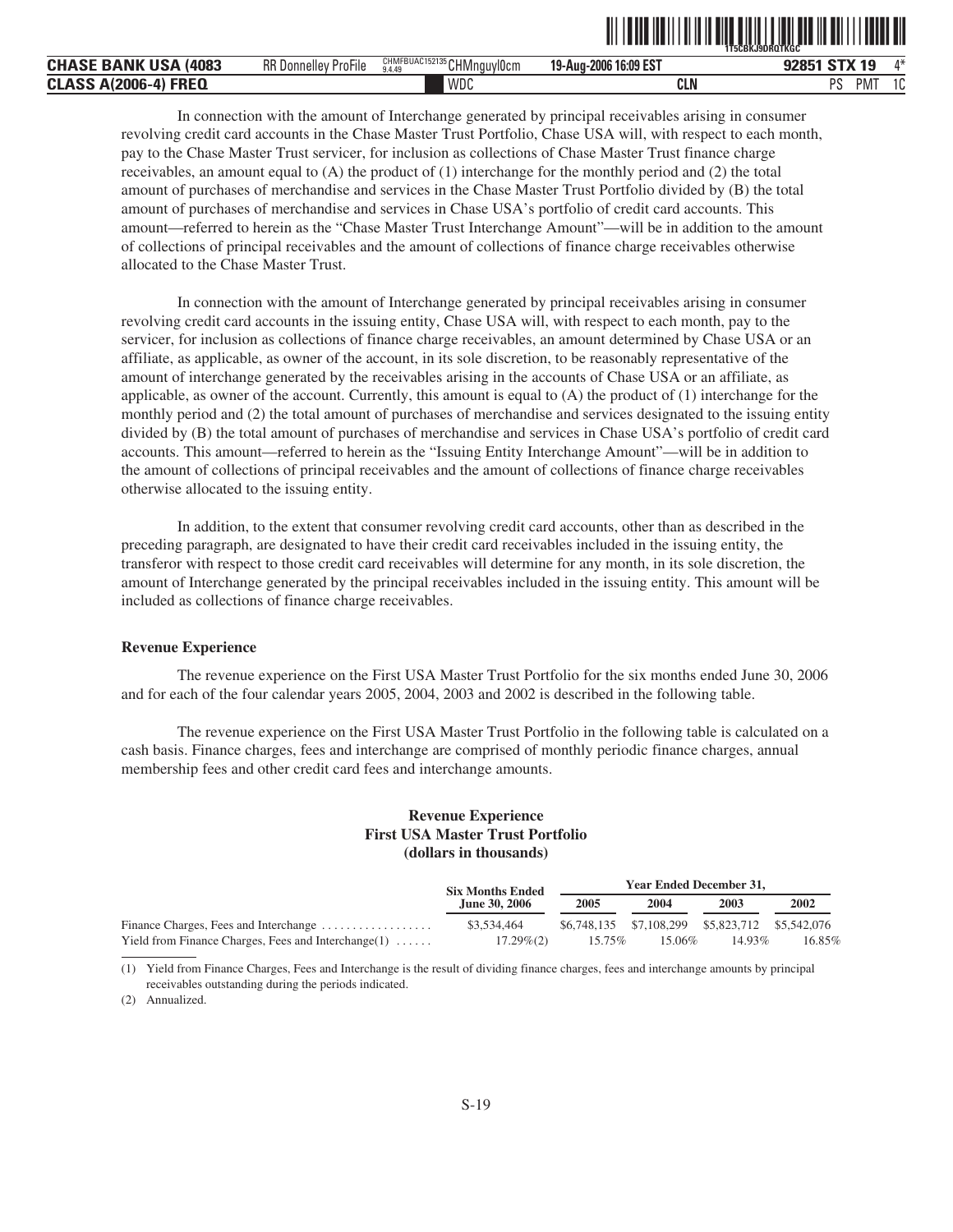In connection with the amount of Interchange generated by principal receivables arising in consumer revolving credit card accounts in the Chase Master Trust Portfolio, Chase USA will, with respect to each month, pay to the Chase Master Trust servicer, for inclusion as collections of Chase Master Trust finance charge receivables, an amount equal to (A) the product of (1) interchange for the monthly period and (2) the total amount of purchases of merchandise and services in the Chase Master Trust Portfolio divided by (B) the total amount of purchases of merchandise and services in Chase USA's portfolio of credit card accounts. This amount—referred to herein as the "Chase Master Trust Interchange Amount"—will be in addition to the amount of collections of principal receivables and the amount of collections of finance charge receivables otherwise allocated to the Chase Master Trust.

In connection with the amount of Interchange generated by principal receivables arising in consumer revolving credit card accounts in the issuing entity, Chase USA will, with respect to each month, pay to the servicer, for inclusion as collections of finance charge receivables, an amount determined by Chase USA or an affiliate, as applicable, as owner of the account, in its sole discretion, to be reasonably representative of the amount of interchange generated by the receivables arising in the accounts of Chase USA or an affiliate, as applicable, as owner of the account. Currently, this amount is equal to (A) the product of (1) interchange for the monthly period and (2) the total amount of purchases of merchandise and services designated to the issuing entity divided by (B) the total amount of purchases of merchandise and services in Chase USA's portfolio of credit card accounts. This amount—referred to herein as the "Issuing Entity Interchange Amount"—will be in addition to the amount of collections of principal receivables and the amount of collections of finance charge receivables otherwise allocated to the issuing entity.

In addition, to the extent that consumer revolving credit card accounts, other than as described in the preceding paragraph, are designated to have their credit card receivables included in the issuing entity, the transferor with respect to those credit card receivables will determine for any month, in its sole discretion, the amount of Interchange generated by the principal receivables included in the issuing entity. This amount will be included as collections of finance charge receivables.

**Revenue Experience**

The revenue experience on the First USA Master Trust Portfolio for the six months ended June 30, 2006 and for each of the four calendar years 2005, 2004, 2003 and 2002 is described in the following table.

The revenue experience on the First USA Master Trust Portfolio in the following table is calculated on a cash basis. Finance charges, fees and interchange are comprised of monthly periodic finance charges, annual membership fees and other credit card fees and interchange amounts.

**Revenue Experience**
**First USA Master Trust Portfolio**
**(dollars in thousands)**

| | Six Months Ended June 30, 2006 | Year Ended December 31, | | | |
|---|---|---|---|---|---|
| | | 2005 | 2004 | 2003 | 2002 |
| Finance Charges, Fees and Interchange | $3,534,464 | $6,748,135 | $7,108,299 | $5,823,712 | $5,542,076 |
| Yield from Finance Charges, Fees and Interchange(1) | 17.29%(2) | 15.75% | 15.06% | 14.93% | 16.85% |

(1) Yield from Finance Charges, Fees and Interchange is the result of dividing finance charges, fees and interchange amounts by principal receivables outstanding during the periods indicated.

(2) Annualized.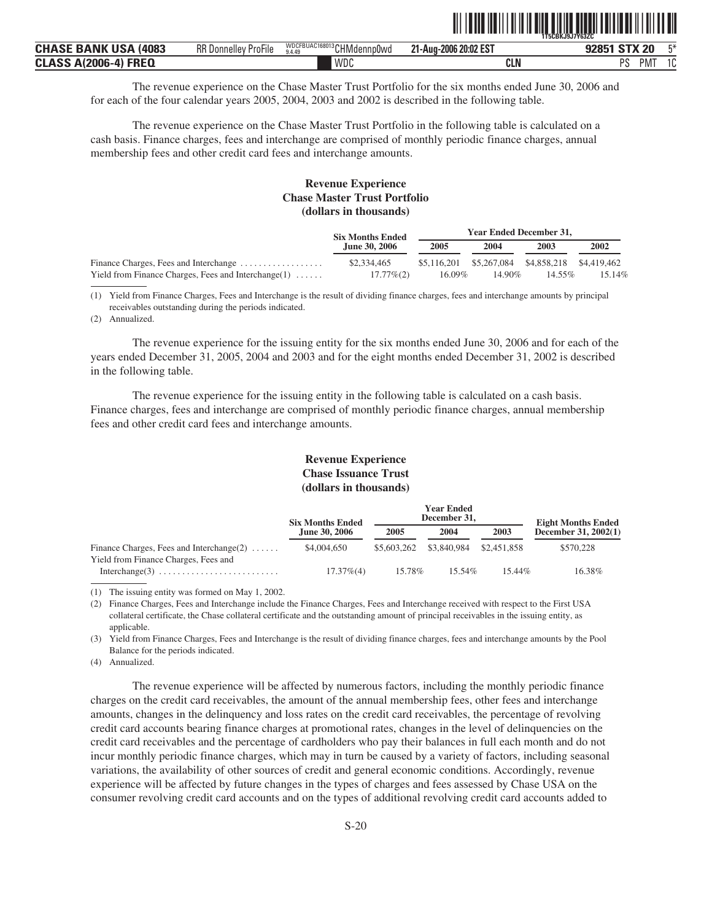The revenue experience on the Chase Master Trust Portfolio for the six months ended June 30, 2006 and for each of the four calendar years 2005, 2004, 2003 and 2002 is described in the following table.

The revenue experience on the Chase Master Trust Portfolio in the following table is calculated on a cash basis. Finance charges, fees and interchange are comprised of monthly periodic finance charges, annual membership fees and other credit card fees and interchange amounts.

**Revenue Experience**
**Chase Master Trust Portfolio**
**(dollars in thousands)**

| | Six Months Ended June 30, 2006 | Year Ended December 31, | | | |
|---|---|---|---|---|---|
| | | 2005 | 2004 | 2003 | 2002 |
| Finance Charges, Fees and Interchange | $2,334,465 | $5,116,201 | $5,267,084 | $4,858,218 | $4,419,462 |
| Yield from Finance Charges, Fees and Interchange(1) | 17.77%(2) | 16.09% | 14.90% | 14.55% | 15.14% |

(1) Yield from Finance Charges, Fees and Interchange is the result of dividing finance charges, fees and interchange amounts by principal receivables outstanding during the periods indicated.

(2) Annualized.

The revenue experience for the issuing entity for the six months ended June 30, 2006 and for each of the years ended December 31, 2005, 2004 and 2003 and for the eight months ended December 31, 2002 is described in the following table.

The revenue experience for the issuing entity in the following table is calculated on a cash basis. Finance charges, fees and interchange are comprised of monthly periodic finance charges, annual membership fees and other credit card fees and interchange amounts.

**Revenue Experience**
**Chase Issuance Trust**
**(dollars in thousands)**

| | Six Months Ended June 30, 2006 | Year Ended December 31, | | | Eight Months Ended December 31, 2002(1) |
|---|---|---|---|---|---|
| | | 2005 | 2004 | 2003 | |
| Finance Charges, Fees and Interchange(2) | $4,004,650 | $5,603,262 | $3,840,984 | $2,451,858 | $570,228 |
| Yield from Finance Charges, Fees and Interchange(3) | 17.37%(4) | 15.78% | 15.54% | 15.44% | 16.38% |

(1) The issuing entity was formed on May 1, 2002.

(2) Finance Charges, Fees and Interchange include the Finance Charges, Fees and Interchange received with respect to the First USA collateral certificate, the Chase collateral certificate and the outstanding amount of principal receivables in the issuing entity, as applicable.

(3) Yield from Finance Charges, Fees and Interchange is the result of dividing finance charges, fees and interchange amounts by the Pool Balance for the periods indicated.

(4) Annualized.

The revenue experience will be affected by numerous factors, including the monthly periodic finance charges on the credit card receivables, the amount of the annual membership fees, other fees and interchange amounts, changes in the delinquency and loss rates on the credit card receivables, the percentage of revolving credit card accounts bearing finance charges at promotional rates, changes in the level of delinquencies on the credit card receivables and the percentage of cardholders who pay their balances in full each month and do not incur monthly periodic finance charges, which may in turn be caused by a variety of factors, including seasonal variations, the availability of other sources of credit and general economic conditions. Accordingly, revenue experience will be affected by future changes in the types of charges and fees assessed by Chase USA on the consumer revolving credit card accounts and on the types of additional revolving credit card accounts added to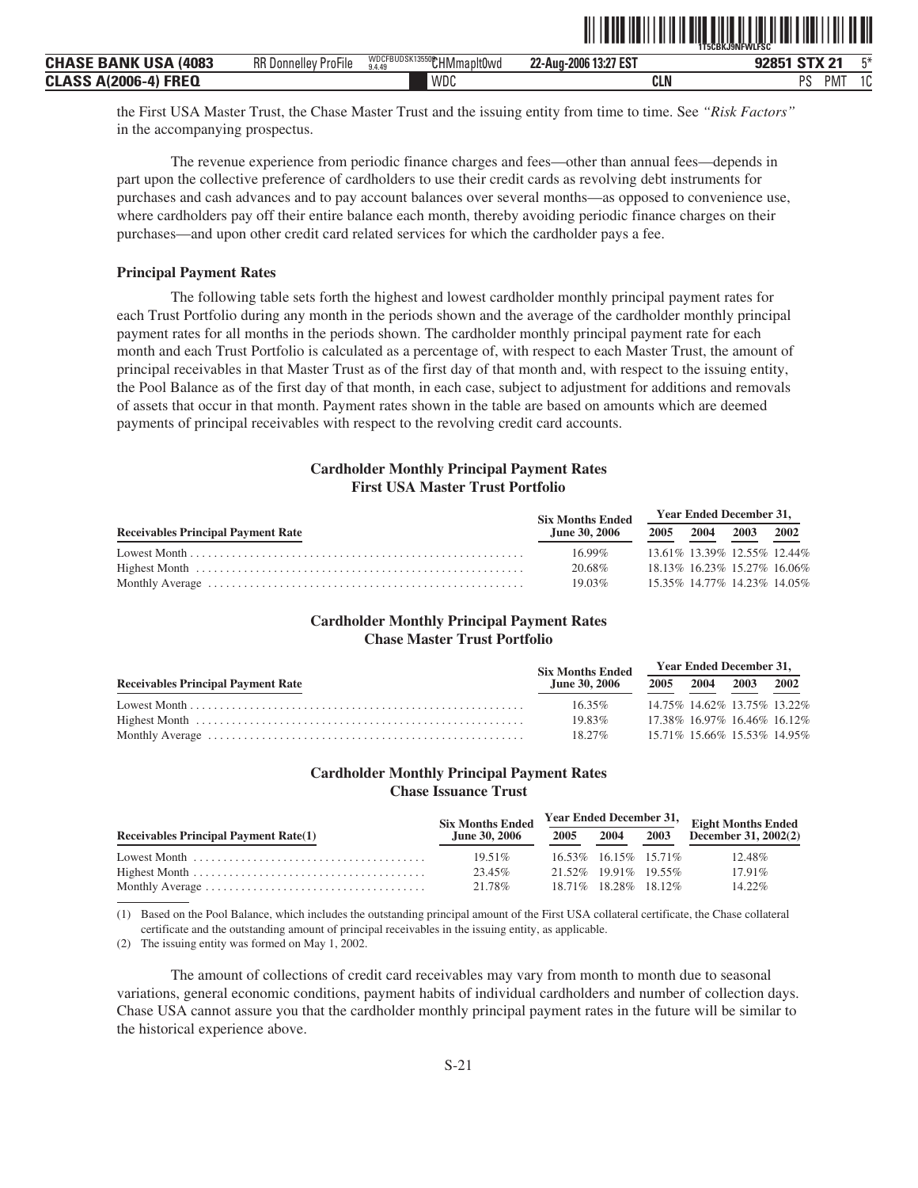the First USA Master Trust, the Chase Master Trust and the issuing entity from time to time. See *"Risk Factors"* in the accompanying prospectus.

The revenue experience from periodic finance charges and fees—other than annual fees—depends in part upon the collective preference of cardholders to use their credit cards as revolving debt instruments for purchases and cash advances and to pay account balances over several months—as opposed to convenience use, where cardholders pay off their entire balance each month, thereby avoiding periodic finance charges on their purchases—and upon other credit card related services for which the cardholder pays a fee.

**Principal Payment Rates**

The following table sets forth the highest and lowest cardholder monthly principal payment rates for each Trust Portfolio during any month in the periods shown and the average of the cardholder monthly principal payment rates for all months in the periods shown. The cardholder monthly principal payment rate for each month and each Trust Portfolio is calculated as a percentage of, with respect to each Master Trust, the amount of principal receivables in that Master Trust as of the first day of that month and, with respect to the issuing entity, the Pool Balance as of the first day of that month, in each case, subject to adjustment for additions and removals of assets that occur in that month. Payment rates shown in the table are based on amounts which are deemed payments of principal receivables with respect to the revolving credit card accounts.

**Cardholder Monthly Principal Payment Rates**
**First USA Master Trust Portfolio**

| Receivables Principal Payment Rate | Six Months Ended June 30, 2006 | Year Ended December 31, 2005 | 2004 | 2003 | 2002 |
|---|---|---|---|---|---|
| Lowest Month | 16.99% | 13.61% | 13.39% | 12.55% | 12.44% |
| Highest Month | 20.68% | 18.13% | 16.23% | 15.27% | 16.06% |
| Monthly Average | 19.03% | 15.35% | 14.77% | 14.23% | 14.05% |

**Cardholder Monthly Principal Payment Rates**
**Chase Master Trust Portfolio**

| Receivables Principal Payment Rate | Six Months Ended June 30, 2006 | Year Ended December 31, 2005 | 2004 | 2003 | 2002 |
|---|---|---|---|---|---|
| Lowest Month | 16.35% | 14.75% | 14.62% | 13.75% | 13.22% |
| Highest Month | 19.83% | 17.38% | 16.97% | 16.46% | 16.12% |
| Monthly Average | 18.27% | 15.71% | 15.66% | 15.53% | 14.95% |

**Cardholder Monthly Principal Payment Rates**
**Chase Issuance Trust**

| Receivables Principal Payment Rate(1) | Six Months Ended June 30, 2006 | Year Ended December 31, 2005 | 2004 | 2003 | Eight Months Ended December 31, 2002(2) |
|---|---|---|---|---|---|
| Lowest Month | 19.51% | 16.53% | 16.15% | 15.71% | 12.48% |
| Highest Month | 23.45% | 21.52% | 19.91% | 19.55% | 17.91% |
| Monthly Average | 21.78% | 18.71% | 18.28% | 18.12% | 14.22% |

(1) Based on the Pool Balance, which includes the outstanding principal amount of the First USA collateral certificate, the Chase collateral certificate and the outstanding amount of principal receivables in the issuing entity, as applicable.

(2) The issuing entity was formed on May 1, 2002.

The amount of collections of credit card receivables may vary from month to month due to seasonal variations, general economic conditions, payment habits of individual cardholders and number of collection days. Chase USA cannot assure you that the cardholder monthly principal payment rates in the future will be similar to the historical experience above.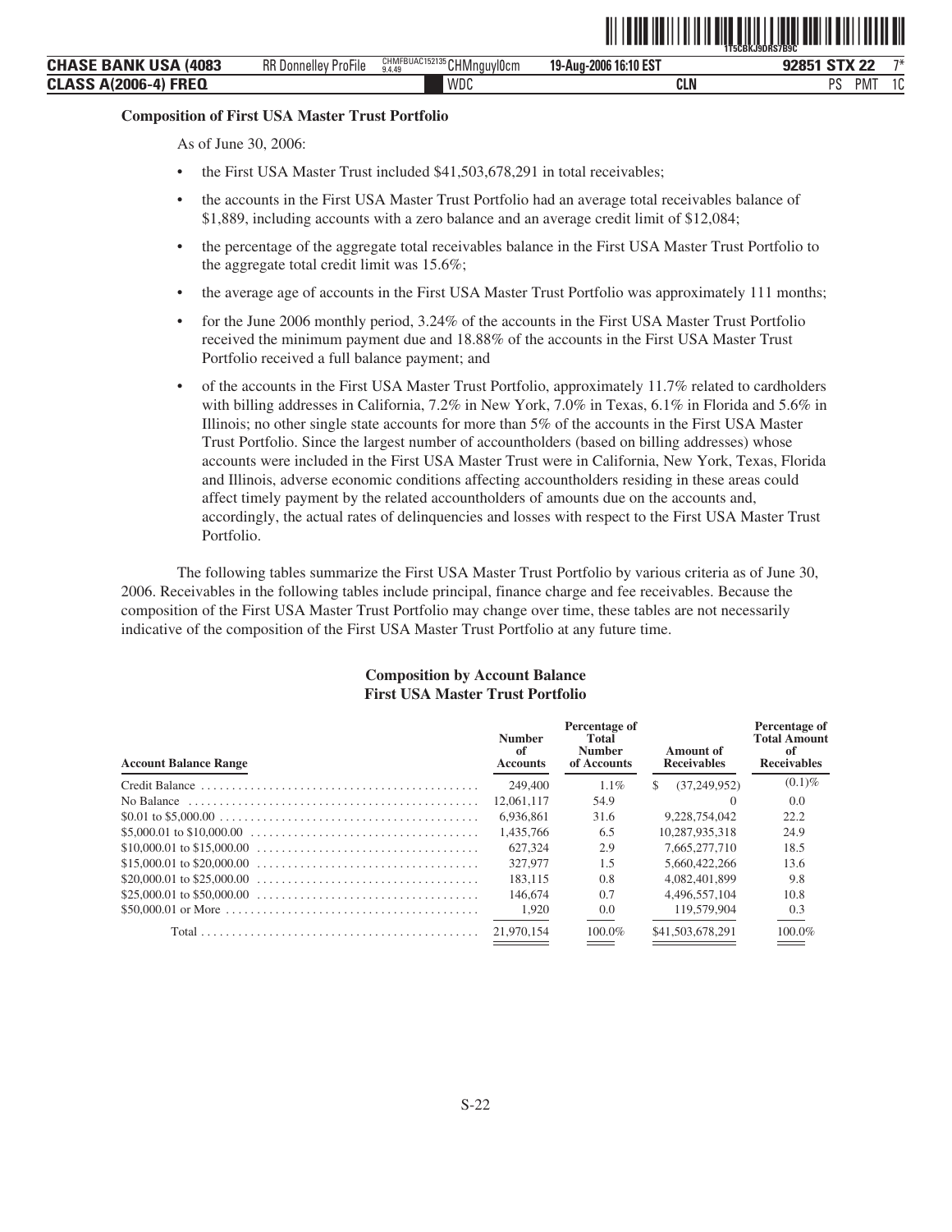**Composition of First USA Master Trust Portfolio**

As of June 30, 2006:

- the First USA Master Trust included $41,503,678,291 in total receivables;
- the accounts in the First USA Master Trust Portfolio had an average total receivables balance of $1,889, including accounts with a zero balance and an average credit limit of $12,084;
- the percentage of the aggregate total receivables balance in the First USA Master Trust Portfolio to the aggregate total credit limit was 15.6%;
- the average age of accounts in the First USA Master Trust Portfolio was approximately 111 months;
- for the June 2006 monthly period, 3.24% of the accounts in the First USA Master Trust Portfolio received the minimum payment due and 18.88% of the accounts in the First USA Master Trust Portfolio received a full balance payment; and
- of the accounts in the First USA Master Trust Portfolio, approximately 11.7% related to cardholders with billing addresses in California, 7.2% in New York, 7.0% in Texas, 6.1% in Florida and 5.6% in Illinois; no other single state accounts for more than 5% of the accounts in the First USA Master Trust Portfolio. Since the largest number of accountholders (based on billing addresses) whose accounts were included in the First USA Master Trust were in California, New York, Texas, Florida and Illinois, adverse economic conditions affecting accountholders residing in these areas could affect timely payment by the related accountholders of amounts due on the accounts and, accordingly, the actual rates of delinquencies and losses with respect to the First USA Master Trust Portfolio.

The following tables summarize the First USA Master Trust Portfolio by various criteria as of June 30, 2006. Receivables in the following tables include principal, finance charge and fee receivables. Because the composition of the First USA Master Trust Portfolio may change over time, these tables are not necessarily indicative of the composition of the First USA Master Trust Portfolio at any future time.

**Composition by Account Balance**
**First USA Master Trust Portfolio**

| Account Balance Range | Number of Accounts | Percentage of Total Number of Accounts | Amount of Receivables | Percentage of Total Amount of Receivables |
|---|---|---|---|---|
| Credit Balance | 249,400 | 1.1% | $ (37,249,952) | (0.1)% |
| No Balance | 12,061,117 | 54.9 | 0 | 0.0 |
| $0.01 to $5,000.00 | 6,936,861 | 31.6 | 9,228,754,042 | 22.2 |
| $5,000.01 to $10,000.00 | 1,435,766 | 6.5 | 10,287,935,318 | 24.9 |
| $10,000.01 to $15,000.00 | 627,324 | 2.9 | 7,665,277,710 | 18.5 |
| $15,000.01 to $20,000.00 | 327,977 | 1.5 | 5,660,422,266 | 13.6 |
| $20,000.01 to $25,000.00 | 183,115 | 0.8 | 4,082,401,899 | 9.8 |
| $25,000.01 to $50,000.00 | 146,674 | 0.7 | 4,496,557,104 | 10.8 |
| $50,000.01 or More | 1,920 | 0.0 | 119,579,904 | 0.3 |
| Total | 21,970,154 | 100.0% | $41,503,678,291 | 100.0% |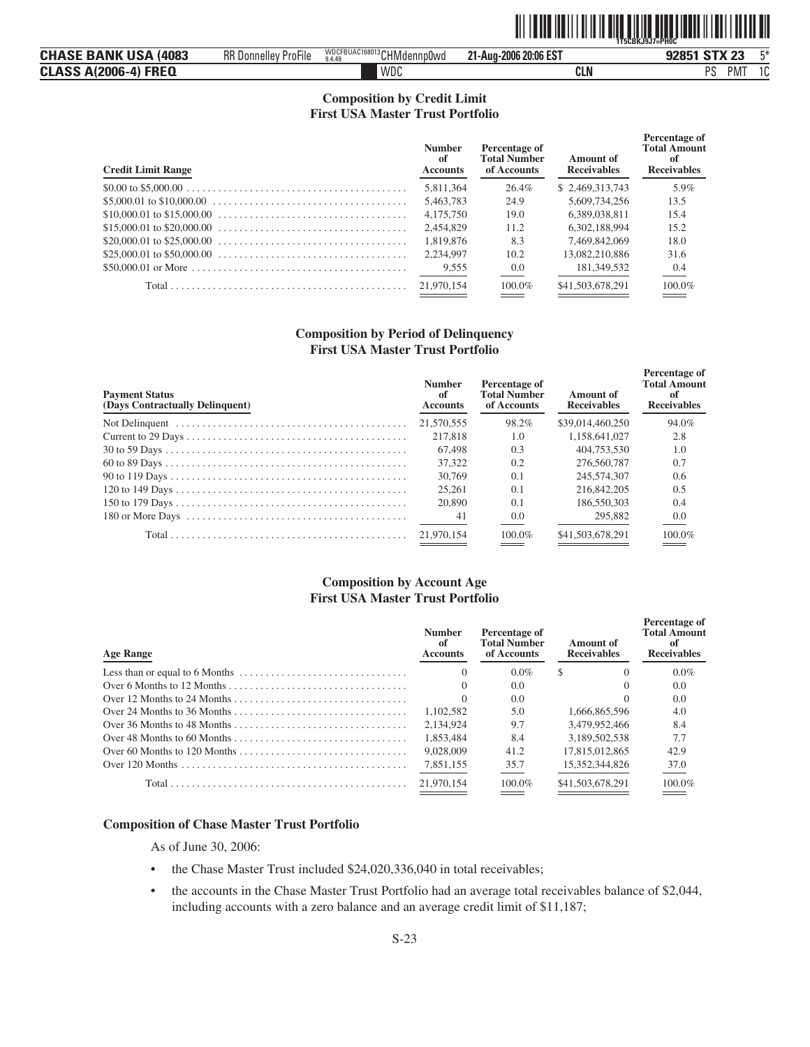**Composition by Credit Limit**
**First USA Master Trust Portfolio**

| Credit Limit Range | Number of Accounts | Percentage of Total Number of Accounts | Amount of Receivables | Percentage of Total Amount of Receivables |
|---|---|---|---|---|
| $0.00 to $5,000.00 | 5,811,364 | 26.4% | $ 2,469,313,743 | 5.9% |
| $5,000.01 to $10,000.00 | 5,463,783 | 24.9 | 5,609,734,256 | 13.5 |
| $10,000.01 to $15,000.00 | 4,175,750 | 19.0 | 6,389,038,811 | 15.4 |
| $15,000.01 to $20,000.00 | 2,454,829 | 11.2 | 6,302,188,994 | 15.2 |
| $20,000.01 to $25,000.00 | 1,819,876 | 8.3 | 7,469,842,069 | 18.0 |
| $25,000.01 to $50,000.00 | 2,234,997 | 10.2 | 13,082,210,886 | 31.6 |
| $50,000.01 or More | 9,555 | 0.0 | 181,349,532 | 0.4 |
| Total | 21,970,154 | 100.0% | $41,503,678,291 | 100.0% |

**Composition by Period of Delinquency**
**First USA Master Trust Portfolio**

| Payment Status (Days Contractually Delinquent) | Number of Accounts | Percentage of Total Number of Accounts | Amount of Receivables | Percentage of Total Amount of Receivables |
|---|---|---|---|---|
| Not Delinquent | 21,570,555 | 98.2% | $39,014,460,250 | 94.0% |
| Current to 29 Days | 217,818 | 1.0 | 1,158,641,027 | 2.8 |
| 30 to 59 Days | 67,498 | 0.3 | 404,753,530 | 1.0 |
| 60 to 89 Days | 37,322 | 0.2 | 276,560,787 | 0.7 |
| 90 to 119 Days | 30,769 | 0.1 | 245,574,307 | 0.6 |
| 120 to 149 Days | 25,261 | 0.1 | 216,842,205 | 0.5 |
| 150 to 179 Days | 20,890 | 0.1 | 186,550,303 | 0.4 |
| 180 or More Days | 41 | 0.0 | 295,882 | 0.0 |
| Total | 21,970,154 | 100.0% | $41,503,678,291 | 100.0% |

**Composition by Account Age**
**First USA Master Trust Portfolio**

| Age Range | Number of Accounts | Percentage of Total Number of Accounts | Amount of Receivables | Percentage of Total Amount of Receivables |
|---|---|---|---|---|
| Less than or equal to 6 Months | 0 | 0.0% | $ 0 | 0.0% |
| Over 6 Months to 12 Months | 0 | 0.0 | 0 | 0.0 |
| Over 12 Months to 24 Months | 0 | 0.0 | 0 | 0.0 |
| Over 24 Months to 36 Months | 1,102,582 | 5.0 | 1,666,865,596 | 4.0 |
| Over 36 Months to 48 Months | 2,134,924 | 9.7 | 3,479,952,466 | 8.4 |
| Over 48 Months to 60 Months | 1,853,484 | 8.4 | 3,189,502,538 | 7.7 |
| Over 60 Months to 120 Months | 9,028,009 | 41.2 | 17,815,012,865 | 42.9 |
| Over 120 Months | 7,851,155 | 35.7 | 15,352,344,826 | 37.0 |
| Total | 21,970,154 | 100.0% | $41,503,678,291 | 100.0% |

### Composition of Chase Master Trust Portfolio

As of June 30, 2006:

- the Chase Master Trust included $24,020,336,040 in total receivables;
- the accounts in the Chase Master Trust Portfolio had an average total receivables balance of $2,044, including accounts with a zero balance and an average credit limit of $11,187;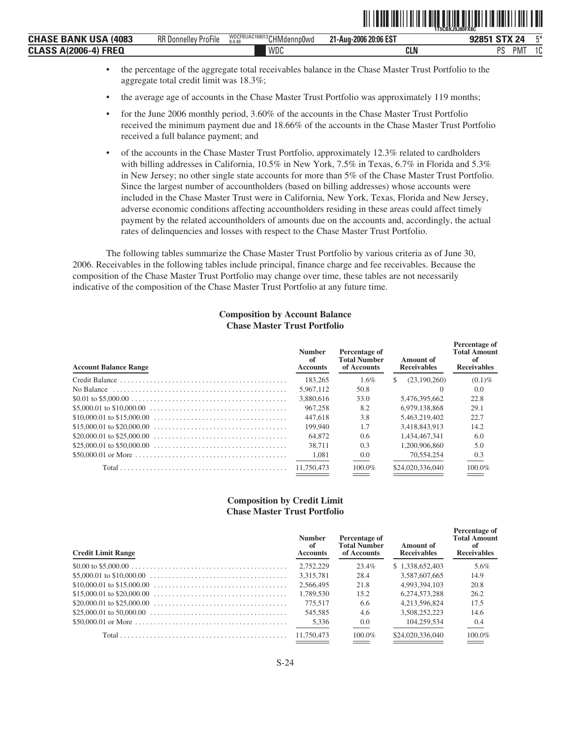- the percentage of the aggregate total receivables balance in the Chase Master Trust Portfolio to the aggregate total credit limit was 18.3%;
- the average age of accounts in the Chase Master Trust Portfolio was approximately 119 months;
- for the June 2006 monthly period, 3.60% of the accounts in the Chase Master Trust Portfolio received the minimum payment due and 18.66% of the accounts in the Chase Master Trust Portfolio received a full balance payment; and
- of the accounts in the Chase Master Trust Portfolio, approximately 12.3% related to cardholders with billing addresses in California, 10.5% in New York, 7.5% in Texas, 6.7% in Florida and 5.3% in New Jersey; no other single state accounts for more than 5% of the Chase Master Trust Portfolio. Since the largest number of accountholders (based on billing addresses) whose accounts were included in the Chase Master Trust were in California, New York, Texas, Florida and New Jersey, adverse economic conditions affecting accountholders residing in these areas could affect timely payment by the related accountholders of amounts due on the accounts and, accordingly, the actual rates of delinquencies and losses with respect to the Chase Master Trust Portfolio.

The following tables summarize the Chase Master Trust Portfolio by various criteria as of June 30, 2006. Receivables in the following tables include principal, finance charge and fee receivables. Because the composition of the Chase Master Trust Portfolio may change over time, these tables are not necessarily indicative of the composition of the Chase Master Trust Portfolio at any future time.

**Composition by Account Balance**
**Chase Master Trust Portfolio**

| Account Balance Range | Number of Accounts | Percentage of Total Number of Accounts | Amount of Receivables | Percentage of Total Amount of Receivables |
|---|---|---|---|---|
| Credit Balance | 183,265 | 1.6% | $ (23,190,260) | (0.1)% |
| No Balance | 5,967,112 | 50.8 | 0 | 0.0 |
| $0.01 to $5,000.00 | 3,880,616 | 33.0 | 5,476,395,662 | 22.8 |
| $5,000.01 to $10,000.00 | 967,258 | 8.2 | 6,979,138,868 | 29.1 |
| $10,000.01 to $15,000.00 | 447,618 | 3.8 | 5,463,219,402 | 22.7 |
| $15,000.01 to $20,000.00 | 199,940 | 1.7 | 3,418,843,913 | 14.2 |
| $20,000.01 to $25,000.00 | 64,872 | 0.6 | 1,434,467,341 | 6.0 |
| $25,000.01 to $50,000.00 | 38,711 | 0.3 | 1,200,906,860 | 5.0 |
| $50,000.01 or More | 1,081 | 0.0 | 70,554,254 | 0.3 |
| Total | 11,750,473 | 100.0% | $24,020,336,040 | 100.0% |

**Composition by Credit Limit**
**Chase Master Trust Portfolio**

| Credit Limit Range | Number of Accounts | Percentage of Total Number of Accounts | Amount of Receivables | Percentage of Total Amount of Receivables |
|---|---|---|---|---|
| $0.00 to $5,000.00 | 2,752,229 | 23.4% | $ 1,338,652,403 | 5.6% |
| $5,000.01 to $10,000.00 | 3,315,781 | 28.4 | 3,587,607,665 | 14.9 |
| $10,000.01 to $15,000.00 | 2,566,495 | 21.8 | 4,993,394,103 | 20.8 |
| $15,000.01 to $20,000.00 | 1,789,530 | 15.2 | 6,274,573,288 | 26.2 |
| $20,000.01 to $25,000.00 | 775,517 | 6.6 | 4,213,596,824 | 17.5 |
| $25,000.01 to 50,000.00 | 545,585 | 4.6 | 3,508,252,223 | 14.6 |
| $50,000.01 or More | 5,336 | 0.0 | 104,259,534 | 0.4 |
| Total | 11,750,473 | 100.0% | $24,020,336,040 | 100.0% |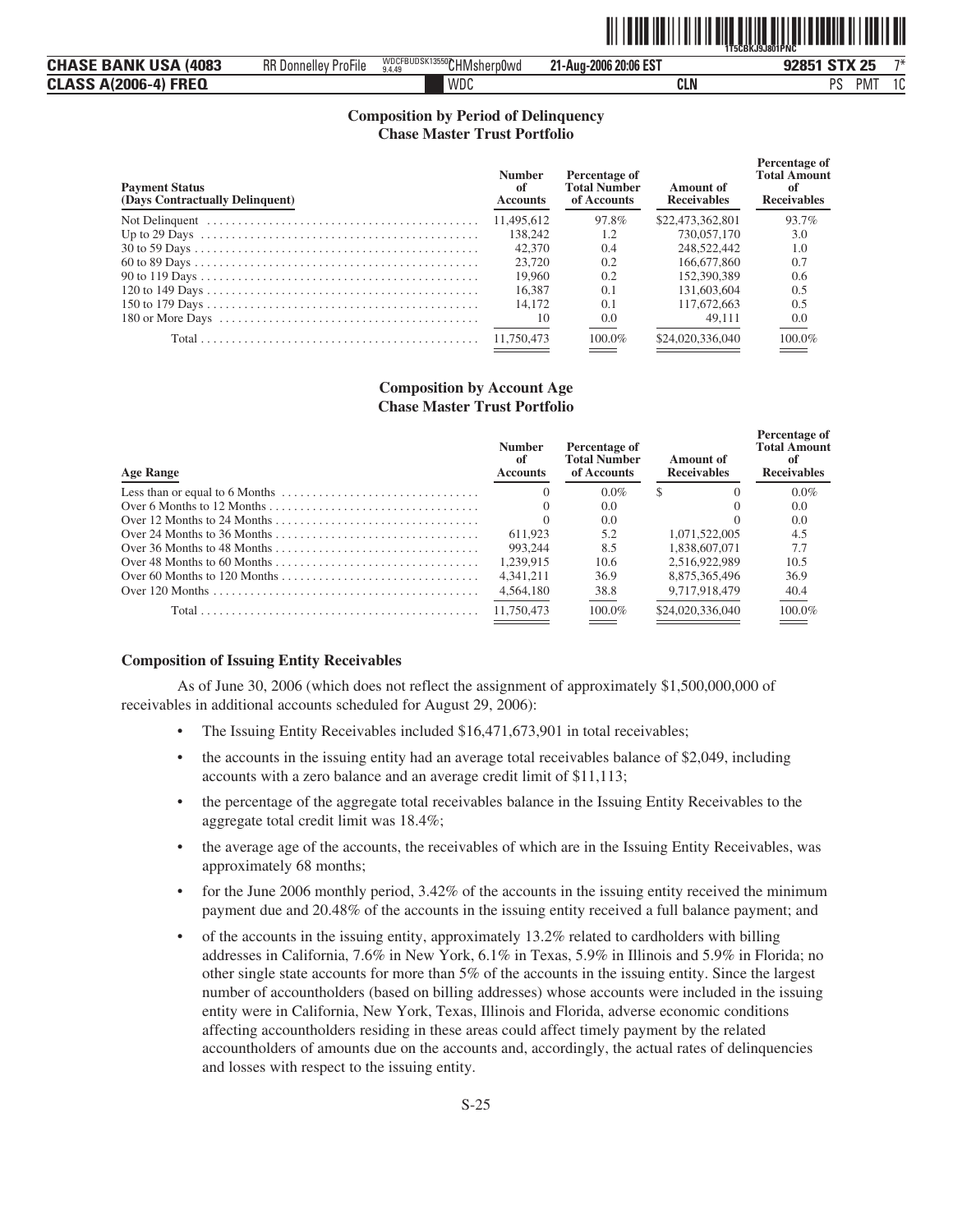**Composition by Period of Delinquency**
**Chase Master Trust Portfolio**

| Payment Status (Days Contractually Delinquent) | Number of Accounts | Percentage of Total Number of Accounts | Amount of Receivables | Percentage of Total Amount of Receivables |
|---|---|---|---|---|
| Not Delinquent | 11,495,612 | 97.8% | $22,473,362,801 | 93.7% |
| Up to 29 Days | 138,242 | 1.2 | 730,057,170 | 3.0 |
| 30 to 59 Days | 42,370 | 0.4 | 248,522,442 | 1.0 |
| 60 to 89 Days | 23,720 | 0.2 | 166,677,860 | 0.7 |
| 90 to 119 Days | 19,960 | 0.2 | 152,390,389 | 0.6 |
| 120 to 149 Days | 16,387 | 0.1 | 131,603,604 | 0.5 |
| 150 to 179 Days | 14,172 | 0.1 | 117,672,663 | 0.5 |
| 180 or More Days | 10 | 0.0 | 49,111 | 0.0 |
| Total | 11,750,473 | 100.0% | $24,020,336,040 | 100.0% |

**Composition by Account Age**
**Chase Master Trust Portfolio**

| Age Range | Number of Accounts | Percentage of Total Number of Accounts | Amount of Receivables | Percentage of Total Amount of Receivables |
|---|---|---|---|---|
| Less than or equal to 6 Months | 0 | 0.0% | $ 0 | 0.0% |
| Over 6 Months to 12 Months | 0 | 0.0 | 0 | 0.0 |
| Over 12 Months to 24 Months | 0 | 0.0 | 0 | 0.0 |
| Over 24 Months to 36 Months | 611,923 | 5.2 | 1,071,522,005 | 4.5 |
| Over 36 Months to 48 Months | 993,244 | 8.5 | 1,838,607,071 | 7.7 |
| Over 48 Months to 60 Months | 1,239,915 | 10.6 | 2,516,922,989 | 10.5 |
| Over 60 Months to 120 Months | 4,341,211 | 36.9 | 8,875,365,496 | 36.9 |
| Over 120 Months | 4,564,180 | 38.8 | 9,717,918,479 | 40.4 |
| Total | 11,750,473 | 100.0% | $24,020,336,040 | 100.0% |

**Composition of Issuing Entity Receivables**

As of June 30, 2006 (which does not reflect the assignment of approximately $1,500,000,000 of receivables in additional accounts scheduled for August 29, 2006):

- The Issuing Entity Receivables included $16,471,673,901 in total receivables;
- the accounts in the issuing entity had an average total receivables balance of $2,049, including accounts with a zero balance and an average credit limit of $11,113;
- the percentage of the aggregate total receivables balance in the Issuing Entity Receivables to the aggregate total credit limit was 18.4%;
- the average age of the accounts, the receivables of which are in the Issuing Entity Receivables, was approximately 68 months;
- for the June 2006 monthly period, 3.42% of the accounts in the issuing entity received the minimum payment due and 20.48% of the accounts in the issuing entity received a full balance payment; and
- of the accounts in the issuing entity, approximately 13.2% related to cardholders with billing addresses in California, 7.6% in New York, 6.1% in Texas, 5.9% in Illinois and 5.9% in Florida; no other single state accounts for more than 5% of the accounts in the issuing entity. Since the largest number of accountholders (based on billing addresses) whose accounts were included in the issuing entity were in California, New York, Texas, Illinois and Florida, adverse economic conditions affecting accountholders residing in these areas could affect timely payment by the related accountholders of amounts due on the accounts and, accordingly, the actual rates of delinquencies and losses with respect to the issuing entity.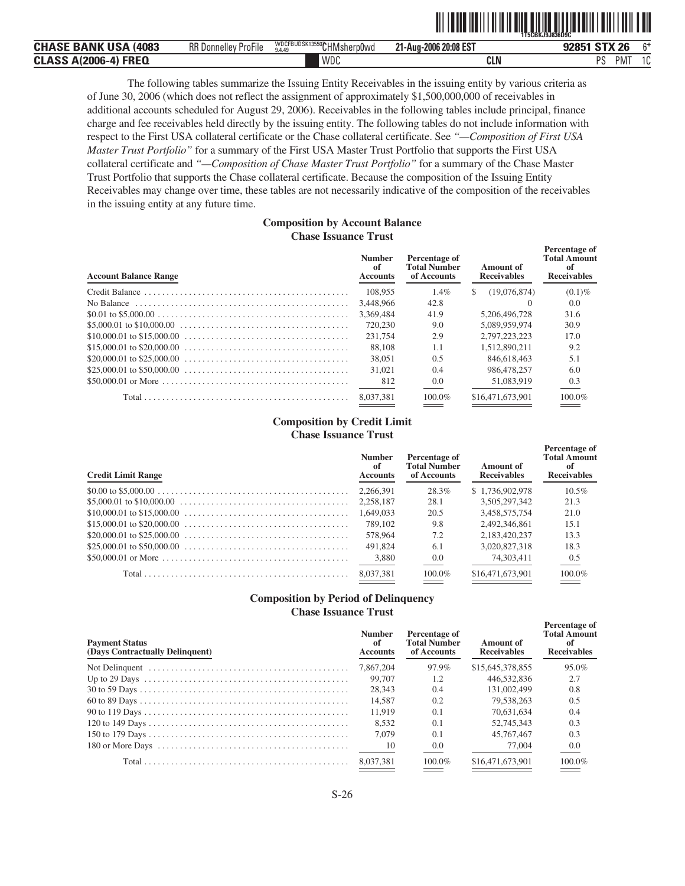The following tables summarize the Issuing Entity Receivables in the issuing entity by various criteria as of June 30, 2006 (which does not reflect the assignment of approximately $1,500,000,000 of receivables in additional accounts scheduled for August 29, 2006). Receivables in the following tables include principal, finance charge and fee receivables held directly by the issuing entity. The following tables do not include information with respect to the First USA collateral certificate or the Chase collateral certificate. See *"—Composition of First USA Master Trust Portfolio"* for a summary of the First USA Master Trust Portfolio that supports the First USA collateral certificate and *"—Composition of Chase Master Trust Portfolio"* for a summary of the Chase Master Trust Portfolio that supports the Chase collateral certificate. Because the composition of the Issuing Entity Receivables may change over time, these tables are not necessarily indicative of the composition of the receivables in the issuing entity at any future time.

**Composition by Account Balance**
**Chase Issuance Trust**

| Account Balance Range | Number of Accounts | Percentage of Total Number of Accounts | Amount of Receivables | Percentage of Total Amount of Receivables |
|---|---|---|---|---|
| Credit Balance | 108,955 | 1.4% | $ (19,076,874) | (0.1)% |
| No Balance | 3,448,966 | 42.8 | 0 | 0.0 |
| $0.01 to $5,000.00 | 3,369,484 | 41.9 | 5,206,496,728 | 31.6 |
| $5,000.01 to $10,000.00 | 720,230 | 9.0 | 5,089,959,974 | 30.9 |
| $10,000.01 to $15,000.00 | 231,754 | 2.9 | 2,797,223,223 | 17.0 |
| $15,000.01 to $20,000.00 | 88,108 | 1.1 | 1,512,890,211 | 9.2 |
| $20,000.01 to $25,000.00 | 38,051 | 0.5 | 846,618,463 | 5.1 |
| $25,000.01 to $50,000.00 | 31,021 | 0.4 | 986,478,257 | 6.0 |
| $50,000.01 or More | 812 | 0.0 | 51,083,919 | 0.3 |
| Total | 8,037,381 | 100.0% | $16,471,673,901 | 100.0% |

**Composition by Credit Limit**
**Chase Issuance Trust**

| Credit Limit Range | Number of Accounts | Percentage of Total Number of Accounts | Amount of Receivables | Percentage of Total Amount of Receivables |
|---|---|---|---|---|
| $0.00 to $5,000.00 | 2,266,391 | 28.3% | $ 1,736,902,978 | 10.5% |
| $5,000.01 to $10,000.00 | 2,258,187 | 28.1 | 3,505,297,342 | 21.3 |
| $10,000.01 to $15,000.00 | 1,649,033 | 20.5 | 3,458,575,754 | 21.0 |
| $15,000.01 to $20,000.00 | 789,102 | 9.8 | 2,492,346,861 | 15.1 |
| $20,000.01 to $25,000.00 | 578,964 | 7.2 | 2,183,420,237 | 13.3 |
| $25,000.01 to $50,000.00 | 491,824 | 6.1 | 3,020,827,318 | 18.3 |
| $50,000.01 or More | 3,880 | 0.0 | 74,303,411 | 0.5 |
| Total | 8,037,381 | 100.0% | $16,471,673,901 | 100.0% |

**Composition by Period of Delinquency**
**Chase Issuance Trust**

| Payment Status (Days Contractually Delinquent) | Number of Accounts | Percentage of Total Number of Accounts | Amount of Receivables | Percentage of Total Amount of Receivables |
|---|---|---|---|---|
| Not Delinquent | 7,867,204 | 97.9% | $15,645,378,855 | 95.0% |
| Up to 29 Days | 99,707 | 1.2 | 446,532,836 | 2.7 |
| 30 to 59 Days | 28,343 | 0.4 | 131,002,499 | 0.8 |
| 60 to 89 Days | 14,587 | 0.2 | 79,538,263 | 0.5 |
| 90 to 119 Days | 11,919 | 0.1 | 70,631,634 | 0.4 |
| 120 to 149 Days | 8,532 | 0.1 | 52,745,343 | 0.3 |
| 150 to 179 Days | 7,079 | 0.1 | 45,767,467 | 0.3 |
| 180 or More Days | 10 | 0.0 | 77,004 | 0.0 |
| Total | 8,037,381 | 100.0% | $16,471,673,901 | 100.0% |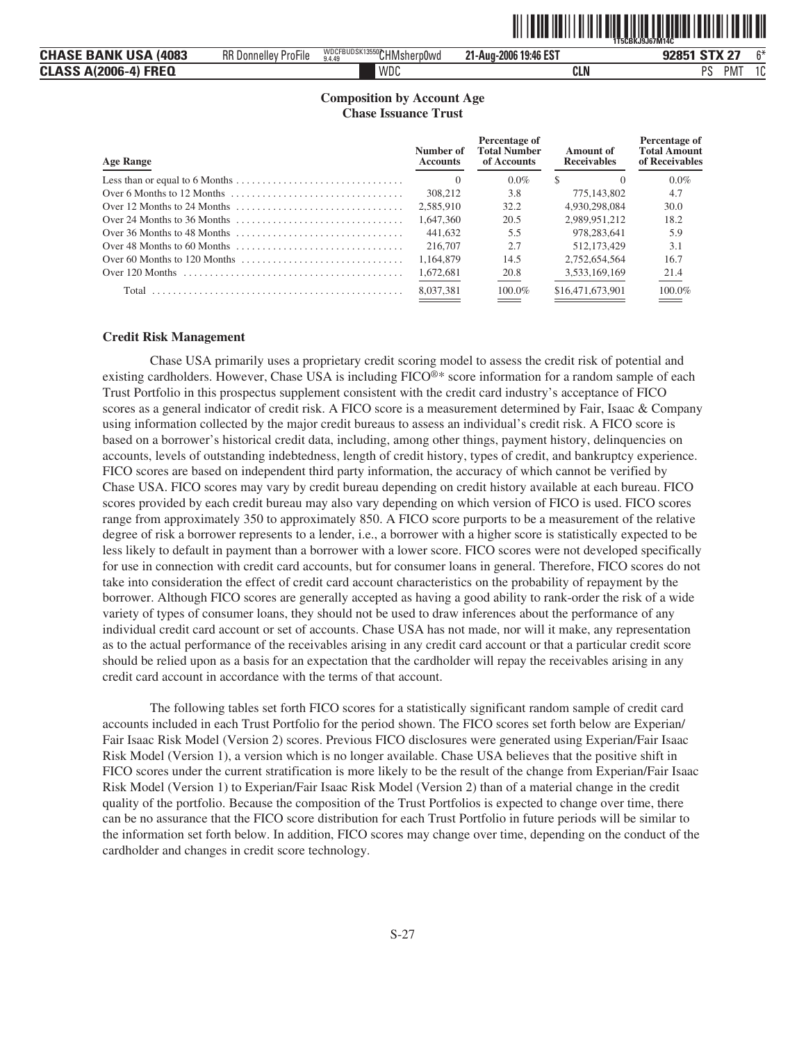**Composition by Account Age**
**Chase Issuance Trust**

| Age Range | Number of Accounts | Percentage of Total Number of Accounts | Amount of Receivables | Percentage of Total Amount of Receivables |
|---|---|---|---|---|
| Less than or equal to 6 Months | 0 | 0.0% | $ 0 | 0.0% |
| Over 6 Months to 12 Months | 308,212 | 3.8 | 775,143,802 | 4.7 |
| Over 12 Months to 24 Months | 2,585,910 | 32.2 | 4,930,298,084 | 30.0 |
| Over 24 Months to 36 Months | 1,647,360 | 20.5 | 2,989,951,212 | 18.2 |
| Over 36 Months to 48 Months | 441,632 | 5.5 | 978,283,641 | 5.9 |
| Over 48 Months to 60 Months | 216,707 | 2.7 | 512,173,429 | 3.1 |
| Over 60 Months to 120 Months | 1,164,879 | 14.5 | 2,752,654,564 | 16.7 |
| Over 120 Months | 1,672,681 | 20.8 | 3,533,169,169 | 21.4 |
| Total | 8,037,381 | 100.0% | $16,471,673,901 | 100.0% |

**Credit Risk Management**

Chase USA primarily uses a proprietary credit scoring model to assess the credit risk of potential and existing cardholders. However, Chase USA is including FICO®* score information for a random sample of each Trust Portfolio in this prospectus supplement consistent with the credit card industry's acceptance of FICO scores as a general indicator of credit risk. A FICO score is a measurement determined by Fair, Isaac & Company using information collected by the major credit bureaus to assess an individual's credit risk. A FICO score is based on a borrower's historical credit data, including, among other things, payment history, delinquencies on accounts, levels of outstanding indebtedness, length of credit history, types of credit, and bankruptcy experience. FICO scores are based on independent third party information, the accuracy of which cannot be verified by Chase USA. FICO scores may vary by credit bureau depending on credit history available at each bureau. FICO scores provided by each credit bureau may also vary depending on which version of FICO is used. FICO scores range from approximately 350 to approximately 850. A FICO score purports to be a measurement of the relative degree of risk a borrower represents to a lender, i.e., a borrower with a higher score is statistically expected to be less likely to default in payment than a borrower with a lower score. FICO scores were not developed specifically for use in connection with credit card accounts, but for consumer loans in general. Therefore, FICO scores do not take into consideration the effect of credit card account characteristics on the probability of repayment by the borrower. Although FICO scores are generally accepted as having a good ability to rank-order the risk of a wide variety of types of consumer loans, they should not be used to draw inferences about the performance of any individual credit card account or set of accounts. Chase USA has not made, nor will it make, any representation as to the actual performance of the receivables arising in any credit card account or that a particular credit score should be relied upon as a basis for an expectation that the cardholder will repay the receivables arising in any credit card account in accordance with the terms of that account.

The following tables set forth FICO scores for a statistically significant random sample of credit card accounts included in each Trust Portfolio for the period shown. The FICO scores set forth below are Experian/Fair Isaac Risk Model (Version 2) scores. Previous FICO disclosures were generated using Experian/Fair Isaac Risk Model (Version 1), a version which is no longer available. Chase USA believes that the positive shift in FICO scores under the current stratification is more likely to be the result of the change from Experian/Fair Isaac Risk Model (Version 1) to Experian/Fair Isaac Risk Model (Version 2) than of a material change in the credit quality of the portfolio. Because the composition of the Trust Portfolios is expected to change over time, there can be no assurance that the FICO score distribution for each Trust Portfolio in future periods will be similar to the information set forth below. In addition, FICO scores may change over time, depending on the conduct of the cardholder and changes in credit score technology.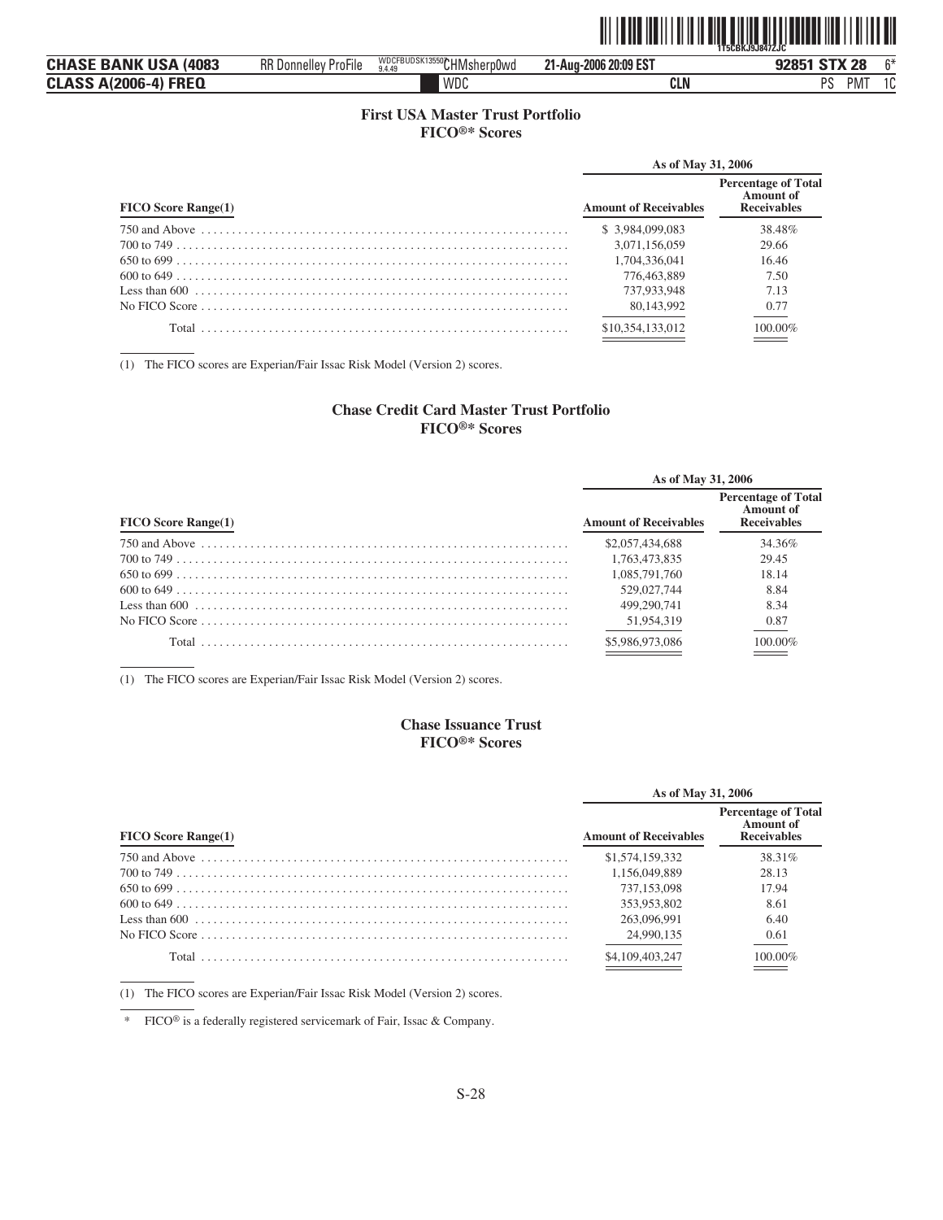## First USA Master Trust Portfolio
## FICO®* Scores

| FICO Score Range(1) | As of May 31, 2006 | |
|---|---|---|
| | Amount of Receivables | Percentage of Total Amount of Receivables |
| 750 and Above | $ 3,984,099,083 | 38.48% |
| 700 to 749 | 3,071,156,059 | 29.66 |
| 650 to 699 | 1,704,336,041 | 16.46 |
| 600 to 649 | 776,463,889 | 7.50 |
| Less than 600 | 737,933,948 | 7.13 |
| No FICO Score | 80,143,992 | 0.77 |
| Total | $10,354,133,012 | 100.00% |

(1) The FICO scores are Experian/Fair Issac Risk Model (Version 2) scores.

## Chase Credit Card Master Trust Portfolio
## FICO®* Scores

| FICO Score Range(1) | As of May 31, 2006 | |
|---|---|---|
| | Amount of Receivables | Percentage of Total Amount of Receivables |
| 750 and Above | $2,057,434,688 | 34.36% |
| 700 to 749 | 1,763,473,835 | 29.45 |
| 650 to 699 | 1,085,791,760 | 18.14 |
| 600 to 649 | 529,027,744 | 8.84 |
| Less than 600 | 499,290,741 | 8.34 |
| No FICO Score | 51,954,319 | 0.87 |
| Total | $5,986,973,086 | 100.00% |

(1) The FICO scores are Experian/Fair Issac Risk Model (Version 2) scores.

## Chase Issuance Trust
## FICO®* Scores

| FICO Score Range(1) | As of May 31, 2006 | |
|---|---|---|
| | Amount of Receivables | Percentage of Total Amount of Receivables |
| 750 and Above | $1,574,159,332 | 38.31% |
| 700 to 749 | 1,156,049,889 | 28.13 |
| 650 to 699 | 737,153,098 | 17.94 |
| 600 to 649 | 353,953,802 | 8.61 |
| Less than 600 | 263,096,991 | 6.40 |
| No FICO Score | 24,990,135 | 0.61 |
| Total | $4,109,403,247 | 100.00% |

(1) The FICO scores are Experian/Fair Issac Risk Model (Version 2) scores.

\* FICO® is a federally registered servicemark of Fair, Issac & Company.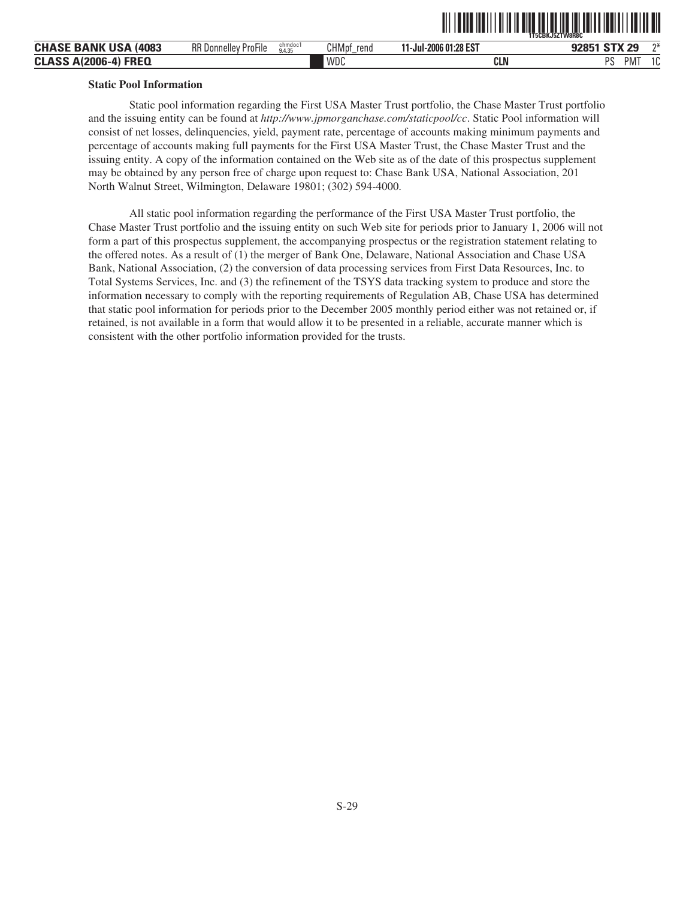**Static Pool Information**

Static pool information regarding the First USA Master Trust portfolio, the Chase Master Trust portfolio and the issuing entity can be found at *http://www.jpmorganchase.com/staticpool/cc*. Static Pool information will consist of net losses, delinquencies, yield, payment rate, percentage of accounts making minimum payments and percentage of accounts making full payments for the First USA Master Trust, the Chase Master Trust and the issuing entity. A copy of the information contained on the Web site as of the date of this prospectus supplement may be obtained by any person free of charge upon request to: Chase Bank USA, National Association, 201 North Walnut Street, Wilmington, Delaware 19801; (302) 594-4000.

All static pool information regarding the performance of the First USA Master Trust portfolio, the Chase Master Trust portfolio and the issuing entity on such Web site for periods prior to January 1, 2006 will not form a part of this prospectus supplement, the accompanying prospectus or the registration statement relating to the offered notes. As a result of (1) the merger of Bank One, Delaware, National Association and Chase USA Bank, National Association, (2) the conversion of data processing services from First Data Resources, Inc. to Total Systems Services, Inc. and (3) the refinement of the TSYS data tracking system to produce and store the information necessary to comply with the reporting requirements of Regulation AB, Chase USA has determined that static pool information for periods prior to the December 2005 monthly period either was not retained or, if retained, is not available in a form that would allow it to be presented in a reliable, accurate manner which is consistent with the other portfolio information provided for the trusts.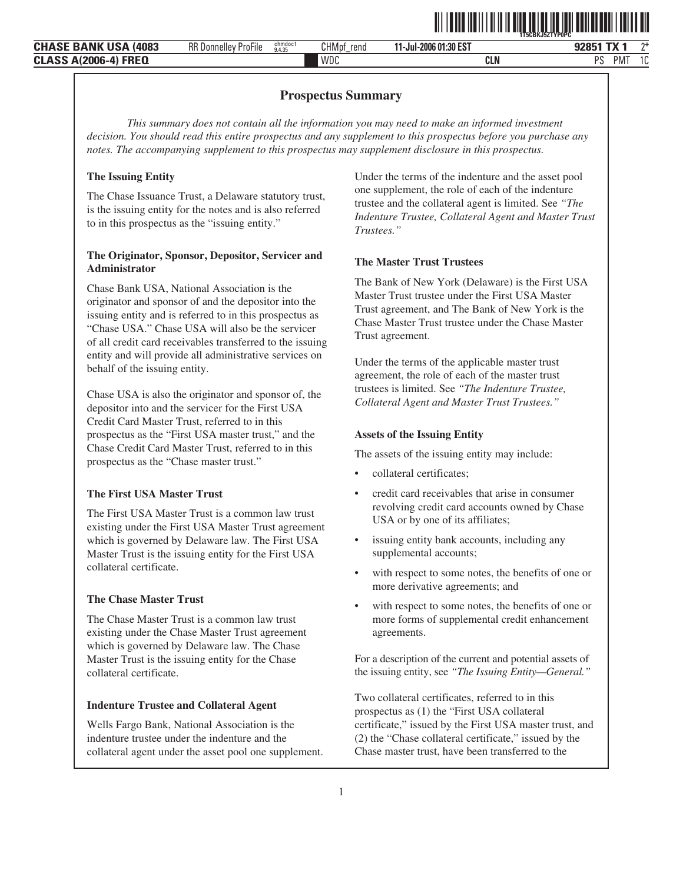# Prospectus Summary

*This summary does not contain all the information you may need to make an informed investment decision. You should read this entire prospectus and any supplement to this prospectus before you purchase any notes. The accompanying supplement to this prospectus may supplement disclosure in this prospectus.*

### The Issuing Entity

The Chase Issuance Trust, a Delaware statutory trust, is the issuing entity for the notes and is also referred to in this prospectus as the "issuing entity."

### The Originator, Sponsor, Depositor, Servicer and Administrator

Chase Bank USA, National Association is the originator and sponsor of and the depositor into the issuing entity and is referred to in this prospectus as "Chase USA." Chase USA will also be the servicer of all credit card receivables transferred to the issuing entity and will provide all administrative services on behalf of the issuing entity.

Chase USA is also the originator and sponsor of, the depositor into and the servicer for the First USA Credit Card Master Trust, referred to in this prospectus as the "First USA master trust," and the Chase Credit Card Master Trust, referred to in this prospectus as the "Chase master trust."

### The First USA Master Trust

The First USA Master Trust is a common law trust existing under the First USA Master Trust agreement which is governed by Delaware law. The First USA Master Trust is the issuing entity for the First USA collateral certificate.

### The Chase Master Trust

The Chase Master Trust is a common law trust existing under the Chase Master Trust agreement which is governed by Delaware law. The Chase Master Trust is the issuing entity for the Chase collateral certificate.

### Indenture Trustee and Collateral Agent

Wells Fargo Bank, National Association is the indenture trustee under the indenture and the collateral agent under the asset pool one supplement. Under the terms of the indenture and the asset pool one supplement, the role of each of the indenture trustee and the collateral agent is limited. See *"The Indenture Trustee, Collateral Agent and Master Trust Trustees."*

### The Master Trust Trustees

The Bank of New York (Delaware) is the First USA Master Trust trustee under the First USA Master Trust agreement, and The Bank of New York is the Chase Master Trust trustee under the Chase Master Trust agreement.

Under the terms of the applicable master trust agreement, the role of each of the master trust trustees is limited. See *"The Indenture Trustee, Collateral Agent and Master Trust Trustees."*

### Assets of the Issuing Entity

The assets of the issuing entity may include:

- collateral certificates;
- credit card receivables that arise in consumer revolving credit card accounts owned by Chase USA or by one of its affiliates;
- issuing entity bank accounts, including any supplemental accounts;
- with respect to some notes, the benefits of one or more derivative agreements; and
- with respect to some notes, the benefits of one or more forms of supplemental credit enhancement agreements.

For a description of the current and potential assets of the issuing entity, see *"The Issuing Entity—General."*

Two collateral certificates, referred to in this prospectus as (1) the "First USA collateral certificate," issued by the First USA master trust, and (2) the "Chase collateral certificate," issued by the Chase master trust, have been transferred to the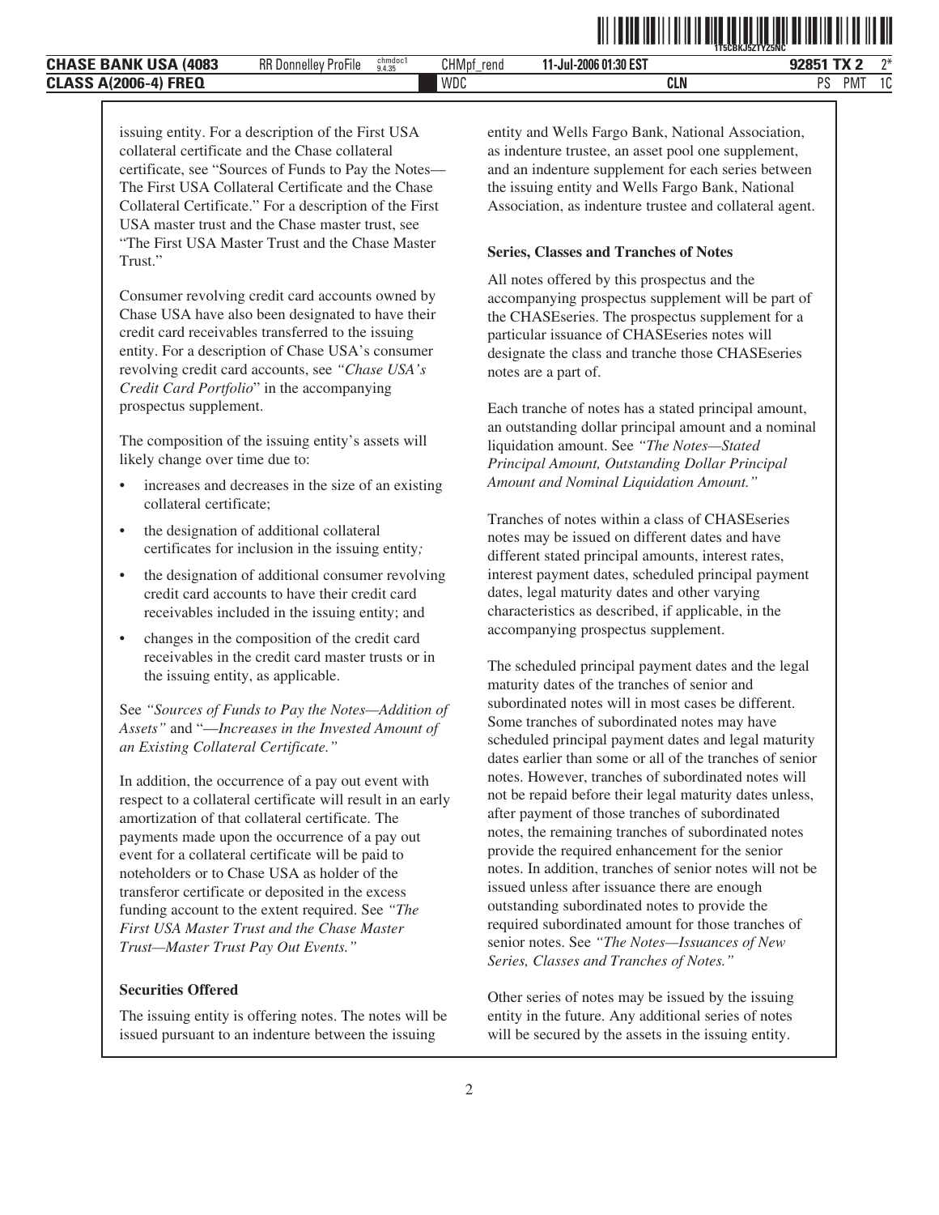issuing entity. For a description of the First USA collateral certificate and the Chase collateral certificate, see "Sources of Funds to Pay the Notes—The First USA Collateral Certificate and the Chase Collateral Certificate." For a description of the First USA master trust and the Chase master trust, see "The First USA Master Trust and the Chase Master Trust."

Consumer revolving credit card accounts owned by Chase USA have also been designated to have their credit card receivables transferred to the issuing entity. For a description of Chase USA's consumer revolving credit card accounts, see *"Chase USA's Credit Card Portfolio"* in the accompanying prospectus supplement.

The composition of the issuing entity's assets will likely change over time due to:

- increases and decreases in the size of an existing collateral certificate;
- the designation of additional collateral certificates for inclusion in the issuing entity;
- the designation of additional consumer revolving credit card accounts to have their credit card receivables included in the issuing entity; and
- changes in the composition of the credit card receivables in the credit card master trusts or in the issuing entity, as applicable.

See *"Sources of Funds to Pay the Notes—Addition of Assets"* and *"—Increases in the Invested Amount of an Existing Collateral Certificate."*

In addition, the occurrence of a pay out event with respect to a collateral certificate will result in an early amortization of that collateral certificate. The payments made upon the occurrence of a pay out event for a collateral certificate will be paid to noteholders or to Chase USA as holder of the transferor certificate or deposited in the excess funding account to the extent required. See *"The First USA Master Trust and the Chase Master Trust—Master Trust Pay Out Events."*

**Securities Offered**

The issuing entity is offering notes. The notes will be issued pursuant to an indenture between the issuing entity and Wells Fargo Bank, National Association, as indenture trustee, an asset pool one supplement, and an indenture supplement for each series between the issuing entity and Wells Fargo Bank, National Association, as indenture trustee and collateral agent.

**Series, Classes and Tranches of Notes**

All notes offered by this prospectus and the accompanying prospectus supplement will be part of the CHASEseries. The prospectus supplement for a particular issuance of CHASEseries notes will designate the class and tranche those CHASEseries notes are a part of.

Each tranche of notes has a stated principal amount, an outstanding dollar principal amount and a nominal liquidation amount. See *"The Notes—Stated Principal Amount, Outstanding Dollar Principal Amount and Nominal Liquidation Amount."*

Tranches of notes within a class of CHASEseries notes may be issued on different dates and have different stated principal amounts, interest rates, interest payment dates, scheduled principal payment dates, legal maturity dates and other varying characteristics as described, if applicable, in the accompanying prospectus supplement.

The scheduled principal payment dates and the legal maturity dates of the tranches of senior and subordinated notes will in most cases be different. Some tranches of subordinated notes may have scheduled principal payment dates and legal maturity dates earlier than some or all of the tranches of senior notes. However, tranches of subordinated notes will not be repaid before their legal maturity dates unless, after payment of those tranches of subordinated notes, the remaining tranches of subordinated notes provide the required enhancement for the senior notes. In addition, tranches of senior notes will not be issued unless after issuance there are enough outstanding subordinated notes to provide the required subordinated amount for those tranches of senior notes. See *"The Notes—Issuances of New Series, Classes and Tranches of Notes."*

Other series of notes may be issued by the issuing entity in the future. Any additional series of notes will be secured by the assets in the issuing entity.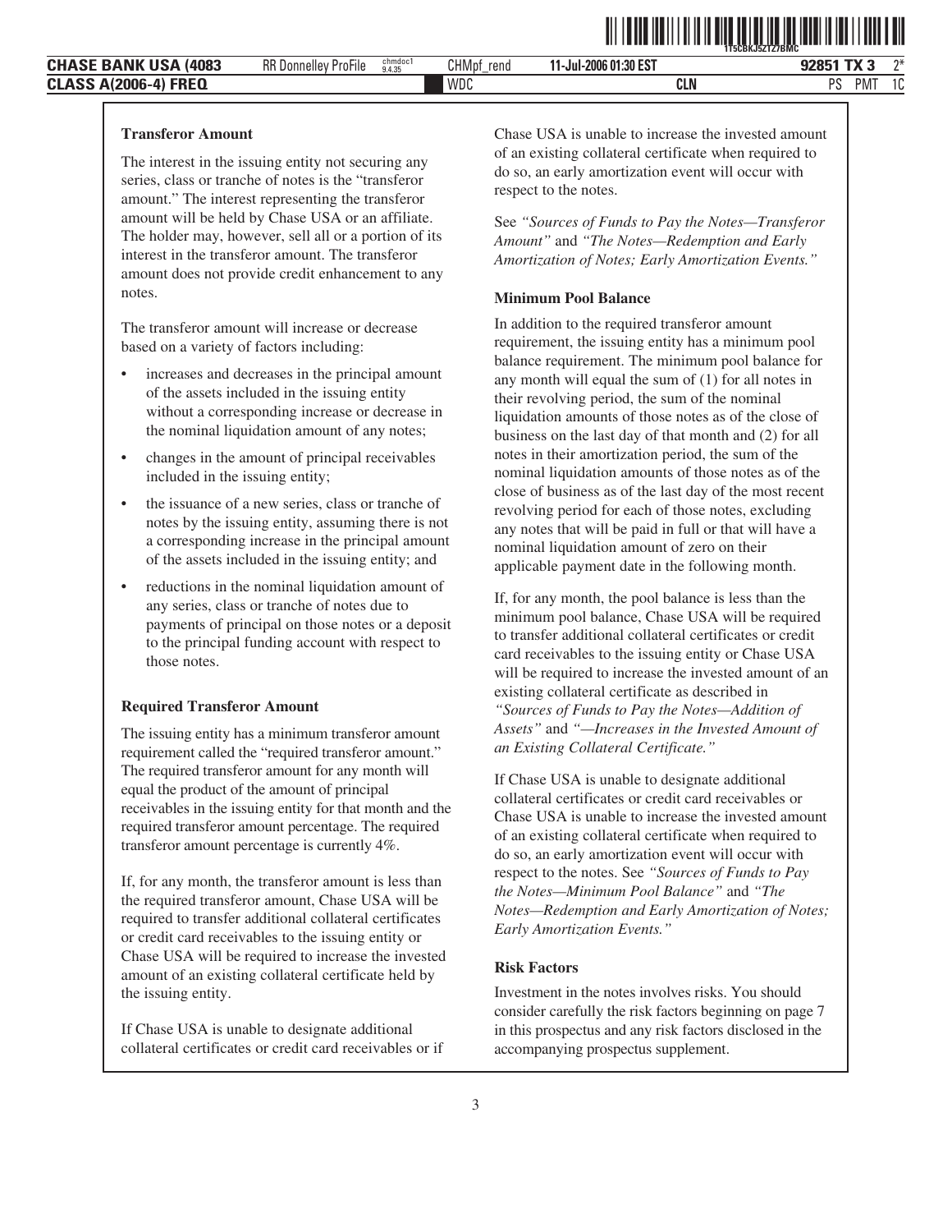**Transferor Amount**

The interest in the issuing entity not securing any series, class or tranche of notes is the "transferor amount." The interest representing the transferor amount will be held by Chase USA or an affiliate. The holder may, however, sell all or a portion of its interest in the transferor amount. The transferor amount does not provide credit enhancement to any notes.

The transferor amount will increase or decrease based on a variety of factors including:

- increases and decreases in the principal amount of the assets included in the issuing entity without a corresponding increase or decrease in the nominal liquidation amount of any notes;
- changes in the amount of principal receivables included in the issuing entity;
- the issuance of a new series, class or tranche of notes by the issuing entity, assuming there is not a corresponding increase in the principal amount of the assets included in the issuing entity; and
- reductions in the nominal liquidation amount of any series, class or tranche of notes due to payments of principal on those notes or a deposit to the principal funding account with respect to those notes.

**Required Transferor Amount**

The issuing entity has a minimum transferor amount requirement called the "required transferor amount." The required transferor amount for any month will equal the product of the amount of principal receivables in the issuing entity for that month and the required transferor amount percentage. The required transferor amount percentage is currently 4%.

If, for any month, the transferor amount is less than the required transferor amount, Chase USA will be required to transfer additional collateral certificates or credit card receivables to the issuing entity or Chase USA will be required to increase the invested amount of an existing collateral certificate held by the issuing entity.

If Chase USA is unable to designate additional collateral certificates or credit card receivables or if Chase USA is unable to increase the invested amount of an existing collateral certificate when required to do so, an early amortization event will occur with respect to the notes.

See *"Sources of Funds to Pay the Notes—Transferor Amount"* and *"The Notes—Redemption and Early Amortization of Notes; Early Amortization Events."*

**Minimum Pool Balance**

In addition to the required transferor amount requirement, the issuing entity has a minimum pool balance requirement. The minimum pool balance for any month will equal the sum of (1) for all notes in their revolving period, the sum of the nominal liquidation amounts of those notes as of the close of business on the last day of that month and (2) for all notes in their amortization period, the sum of the nominal liquidation amounts of those notes as of the close of business as of the last day of the most recent revolving period for each of those notes, excluding any notes that will be paid in full or that will have a nominal liquidation amount of zero on their applicable payment date in the following month.

If, for any month, the pool balance is less than the minimum pool balance, Chase USA will be required to transfer additional collateral certificates or credit card receivables to the issuing entity or Chase USA will be required to increase the invested amount of an existing collateral certificate as described in *"Sources of Funds to Pay the Notes—Addition of Assets"* and *"—Increases in the Invested Amount of an Existing Collateral Certificate."*

If Chase USA is unable to designate additional collateral certificates or credit card receivables or Chase USA is unable to increase the invested amount of an existing collateral certificate when required to do so, an early amortization event will occur with respect to the notes. See *"Sources of Funds to Pay the Notes—Minimum Pool Balance"* and *"The Notes—Redemption and Early Amortization of Notes; Early Amortization Events."*

**Risk Factors**

Investment in the notes involves risks. You should consider carefully the risk factors beginning on page 7 in this prospectus and any risk factors disclosed in the accompanying prospectus supplement.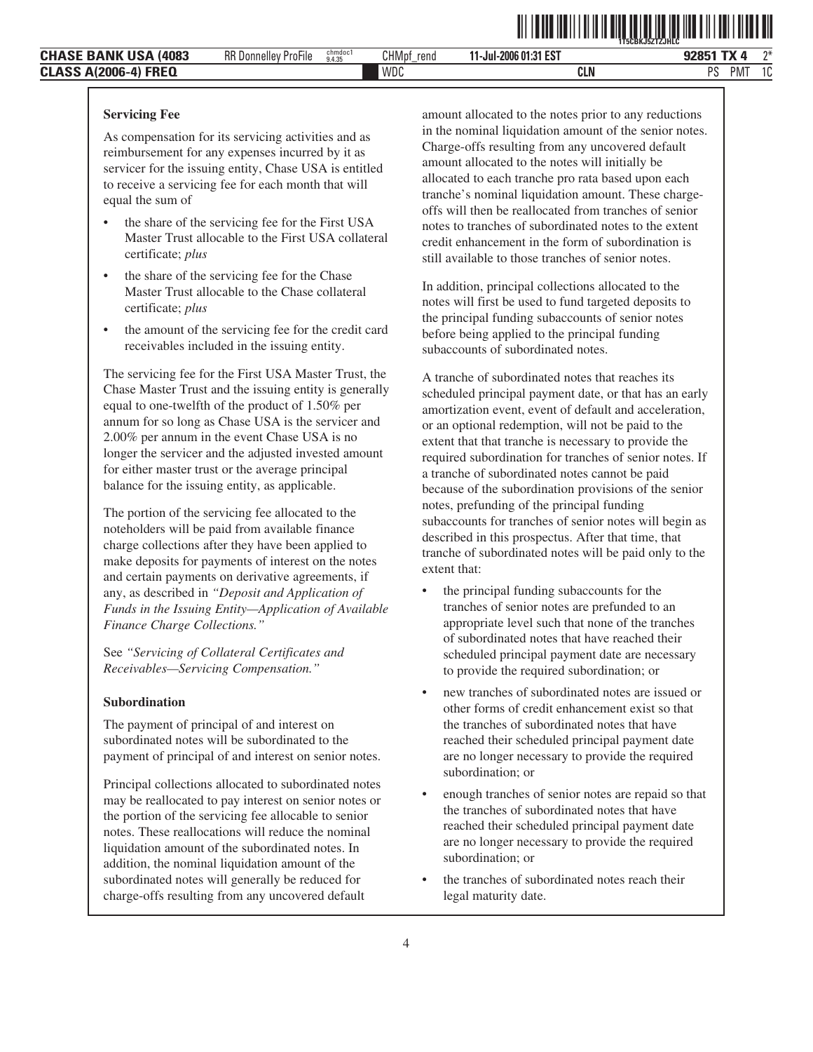### Servicing Fee

As compensation for its servicing activities and as reimbursement for any expenses incurred by it as servicer for the issuing entity, Chase USA is entitled to receive a servicing fee for each month that will equal the sum of

- the share of the servicing fee for the First USA Master Trust allocable to the First USA collateral certificate; *plus*
- the share of the servicing fee for the Chase Master Trust allocable to the Chase collateral certificate; *plus*
- the amount of the servicing fee for the credit card receivables included in the issuing entity.

The servicing fee for the First USA Master Trust, the Chase Master Trust and the issuing entity is generally equal to one-twelfth of the product of 1.50% per annum for so long as Chase USA is the servicer and 2.00% per annum in the event Chase USA is no longer the servicer and the adjusted invested amount for either master trust or the average principal balance for the issuing entity, as applicable.

The portion of the servicing fee allocated to the noteholders will be paid from available finance charge collections after they have been applied to make deposits for payments of interest on the notes and certain payments on derivative agreements, if any, as described in *"Deposit and Application of Funds in the Issuing Entity—Application of Available Finance Charge Collections."*

See *"Servicing of Collateral Certificates and Receivables—Servicing Compensation."*

### Subordination

The payment of principal of and interest on subordinated notes will be subordinated to the payment of principal of and interest on senior notes.

Principal collections allocated to subordinated notes may be reallocated to pay interest on senior notes or the portion of the servicing fee allocable to senior notes. These reallocations will reduce the nominal liquidation amount of the subordinated notes. In addition, the nominal liquidation amount of the subordinated notes will generally be reduced for charge-offs resulting from any uncovered default amount allocated to the notes prior to any reductions in the nominal liquidation amount of the senior notes. Charge-offs resulting from any uncovered default amount allocated to the notes will initially be allocated to each tranche pro rata based upon each tranche's nominal liquidation amount. These charge-offs will then be reallocated from tranches of senior notes to tranches of subordinated notes to the extent credit enhancement in the form of subordination is still available to those tranches of senior notes.

In addition, principal collections allocated to the notes will first be used to fund targeted deposits to the principal funding subaccounts of senior notes before being applied to the principal funding subaccounts of subordinated notes.

A tranche of subordinated notes that reaches its scheduled principal payment date, or that has an early amortization event, event of default and acceleration, or an optional redemption, will not be paid to the extent that that tranche is necessary to provide the required subordination for tranches of senior notes. If a tranche of subordinated notes cannot be paid because of the subordination provisions of the senior notes, prefunding of the principal funding subaccounts for tranches of senior notes will begin as described in this prospectus. After that time, that tranche of subordinated notes will be paid only to the extent that:

- the principal funding subaccounts for the tranches of senior notes are prefunded to an appropriate level such that none of the tranches of subordinated notes that have reached their scheduled principal payment date are necessary to provide the required subordination; or
- new tranches of subordinated notes are issued or other forms of credit enhancement exist so that the tranches of subordinated notes that have reached their scheduled principal payment date are no longer necessary to provide the required subordination; or
- enough tranches of senior notes are repaid so that the tranches of subordinated notes that have reached their scheduled principal payment date are no longer necessary to provide the required subordination; or
- the tranches of subordinated notes reach their legal maturity date.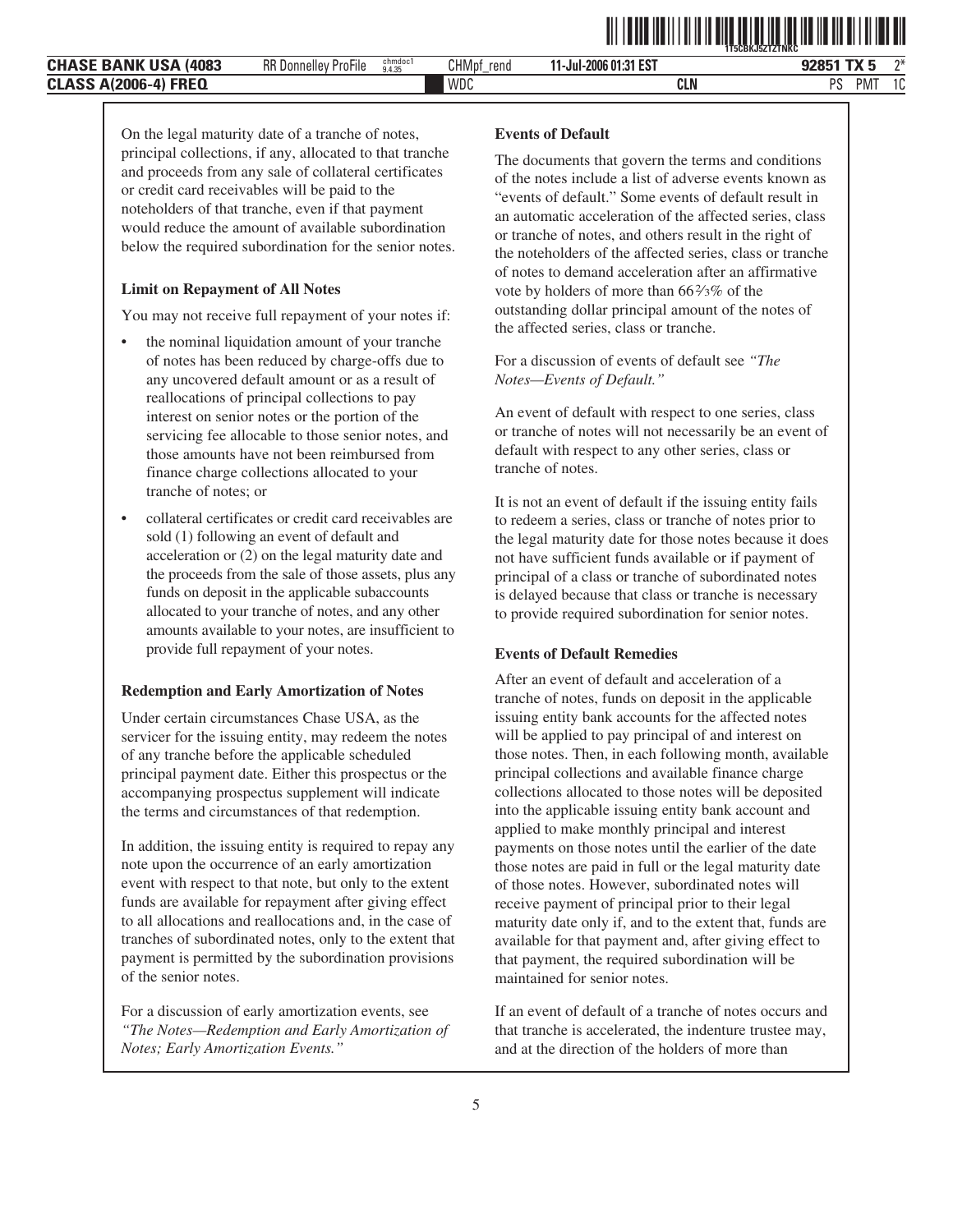On the legal maturity date of a tranche of notes, principal collections, if any, allocated to that tranche and proceeds from any sale of collateral certificates or credit card receivables will be paid to the noteholders of that tranche, even if that payment would reduce the amount of available subordination below the required subordination for the senior notes.

**Limit on Repayment of All Notes**

You may not receive full repayment of your notes if:

- the nominal liquidation amount of your tranche of notes has been reduced by charge-offs due to any uncovered default amount or as a result of reallocations of principal collections to pay interest on senior notes or the portion of the servicing fee allocable to those senior notes, and those amounts have not been reimbursed from finance charge collections allocated to your tranche of notes; or
- collateral certificates or credit card receivables are sold (1) following an event of default and acceleration or (2) on the legal maturity date and the proceeds from the sale of those assets, plus any funds on deposit in the applicable subaccounts allocated to your tranche of notes, and any other amounts available to your notes, are insufficient to provide full repayment of your notes.

**Redemption and Early Amortization of Notes**

Under certain circumstances Chase USA, as the servicer for the issuing entity, may redeem the notes of any tranche before the applicable scheduled principal payment date. Either this prospectus or the accompanying prospectus supplement will indicate the terms and circumstances of that redemption.

In addition, the issuing entity is required to repay any note upon the occurrence of an early amortization event with respect to that note, but only to the extent funds are available for repayment after giving effect to all allocations and reallocations and, in the case of tranches of subordinated notes, only to the extent that payment is permitted by the subordination provisions of the senior notes.

For a discussion of early amortization events, see *"The Notes—Redemption and Early Amortization of Notes; Early Amortization Events."*

**Events of Default**

The documents that govern the terms and conditions of the notes include a list of adverse events known as "events of default." Some events of default result in an automatic acceleration of the affected series, class or tranche of notes, and others result in the right of the noteholders of the affected series, class or tranche of notes to demand acceleration after an affirmative vote by holders of more than 66⅔% of the outstanding dollar principal amount of the notes of the affected series, class or tranche.

For a discussion of events of default see *"The Notes—Events of Default."*

An event of default with respect to one series, class or tranche of notes will not necessarily be an event of default with respect to any other series, class or tranche of notes.

It is not an event of default if the issuing entity fails to redeem a series, class or tranche of notes prior to the legal maturity date for those notes because it does not have sufficient funds available or if payment of principal of a class or tranche of subordinated notes is delayed because that class or tranche is necessary to provide required subordination for senior notes.

**Events of Default Remedies**

After an event of default and acceleration of a tranche of notes, funds on deposit in the applicable issuing entity bank accounts for the affected notes will be applied to pay principal of and interest on those notes. Then, in each following month, available principal collections and available finance charge collections allocated to those notes will be deposited into the applicable issuing entity bank account and applied to make monthly principal and interest payments on those notes until the earlier of the date those notes are paid in full or the legal maturity date of those notes. However, subordinated notes will receive payment of principal prior to their legal maturity date only if, and to the extent that, funds are available for that payment and, after giving effect to that payment, the required subordination will be maintained for senior notes.

If an event of default of a tranche of notes occurs and that tranche is accelerated, the indenture trustee may, and at the direction of the holders of more than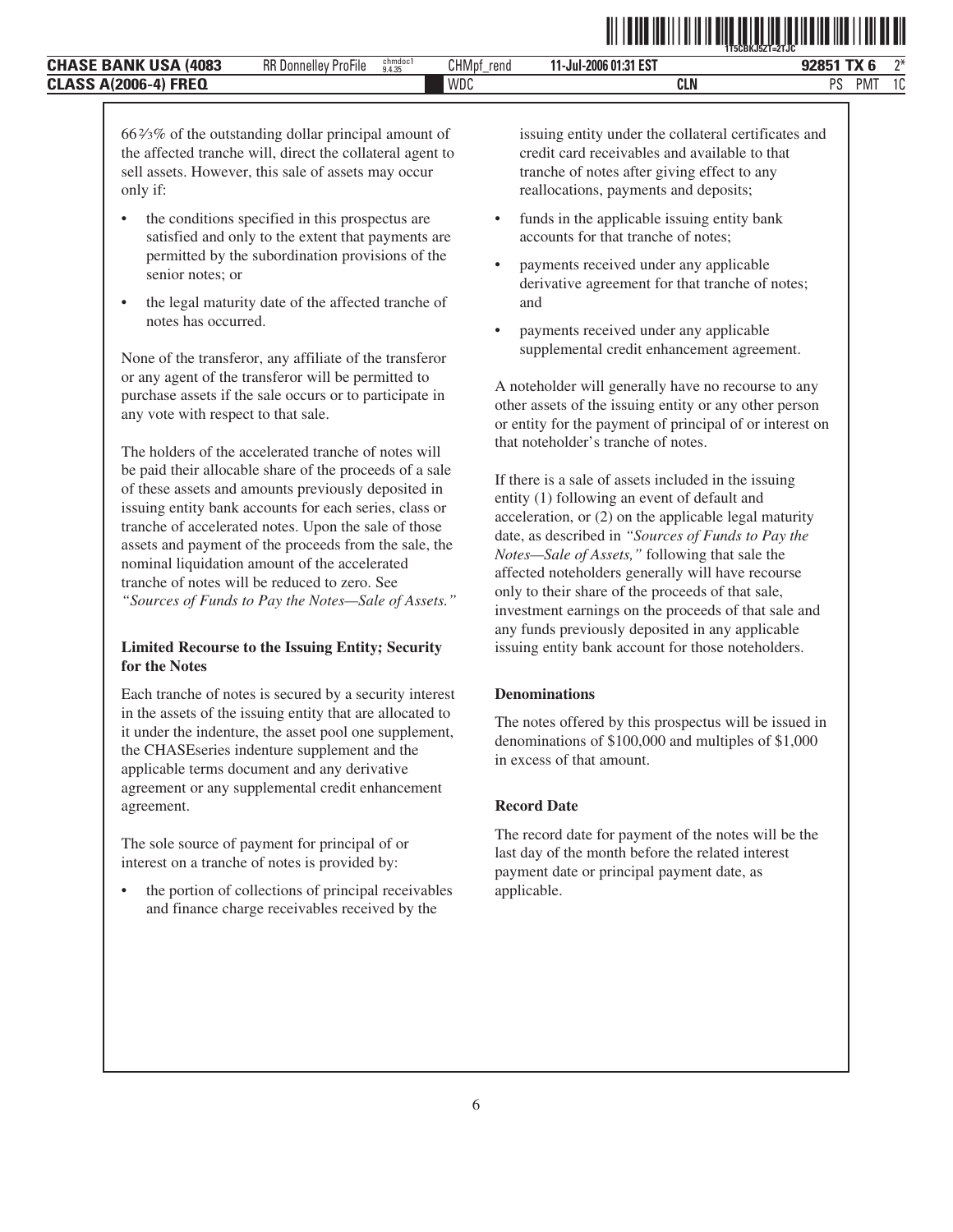66⅔% of the outstanding dollar principal amount of the affected tranche will, direct the collateral agent to sell assets. However, this sale of assets may occur only if:

- the conditions specified in this prospectus are satisfied and only to the extent that payments are permitted by the subordination provisions of the senior notes; or
- the legal maturity date of the affected tranche of notes has occurred.

None of the transferor, any affiliate of the transferor or any agent of the transferor will be permitted to purchase assets if the sale occurs or to participate in any vote with respect to that sale.

The holders of the accelerated tranche of notes will be paid their allocable share of the proceeds of a sale of these assets and amounts previously deposited in issuing entity bank accounts for each series, class or tranche of accelerated notes. Upon the sale of those assets and payment of the proceeds from the sale, the nominal liquidation amount of the accelerated tranche of notes will be reduced to zero. See *"Sources of Funds to Pay the Notes—Sale of Assets."*

**Limited Recourse to the Issuing Entity; Security for the Notes**

Each tranche of notes is secured by a security interest in the assets of the issuing entity that are allocated to it under the indenture, the asset pool one supplement, the CHASEseries indenture supplement and the applicable terms document and any derivative agreement or any supplemental credit enhancement agreement.

The sole source of payment for principal of or interest on a tranche of notes is provided by:

- the portion of collections of principal receivables and finance charge receivables received by the issuing entity under the collateral certificates and credit card receivables and available to that tranche of notes after giving effect to any reallocations, payments and deposits;
- funds in the applicable issuing entity bank accounts for that tranche of notes;
- payments received under any applicable derivative agreement for that tranche of notes; and
- payments received under any applicable supplemental credit enhancement agreement.

A noteholder will generally have no recourse to any other assets of the issuing entity or any other person or entity for the payment of principal of or interest on that noteholder's tranche of notes.

If there is a sale of assets included in the issuing entity (1) following an event of default and acceleration, or (2) on the applicable legal maturity date, as described in *"Sources of Funds to Pay the Notes—Sale of Assets,"* following that sale the affected noteholders generally will have recourse only to their share of the proceeds of that sale, investment earnings on the proceeds of that sale and any funds previously deposited in any applicable issuing entity bank account for those noteholders.

**Denominations**

The notes offered by this prospectus will be issued in denominations of $100,000 and multiples of $1,000 in excess of that amount.

**Record Date**

The record date for payment of the notes will be the last day of the month before the related interest payment date or principal payment date, as applicable.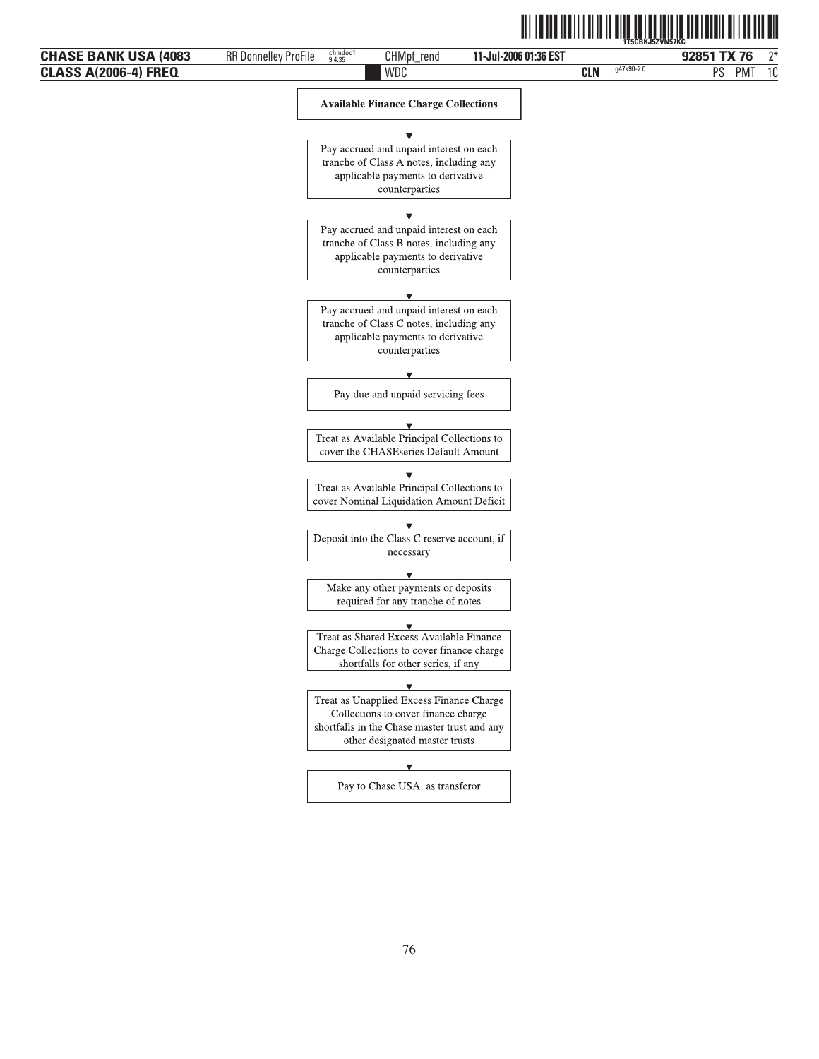**Available Finance Charge Collections**

↓

Pay accrued and unpaid interest on each tranche of Class A notes, including any applicable payments to derivative counterparties

↓

Pay accrued and unpaid interest on each tranche of Class B notes, including any applicable payments to derivative counterparties

↓

Pay accrued and unpaid interest on each tranche of Class C notes, including any applicable payments to derivative counterparties

↓

Pay due and unpaid servicing fees

↓

Treat as Available Principal Collections to cover the CHASEseries Default Amount

↓

Treat as Available Principal Collections to cover Nominal Liquidation Amount Deficit

↓

Deposit into the Class C reserve account, if necessary

↓

Make any other payments or deposits required for any tranche of notes

↓

Treat as Shared Excess Available Finance Charge Collections to cover finance charge shortfalls for other series, if any

↓

Treat as Unapplied Excess Finance Charge Collections to cover finance charge shortfalls in the Chase master trust and any other designated master trusts

↓

Pay to Chase USA, as transferor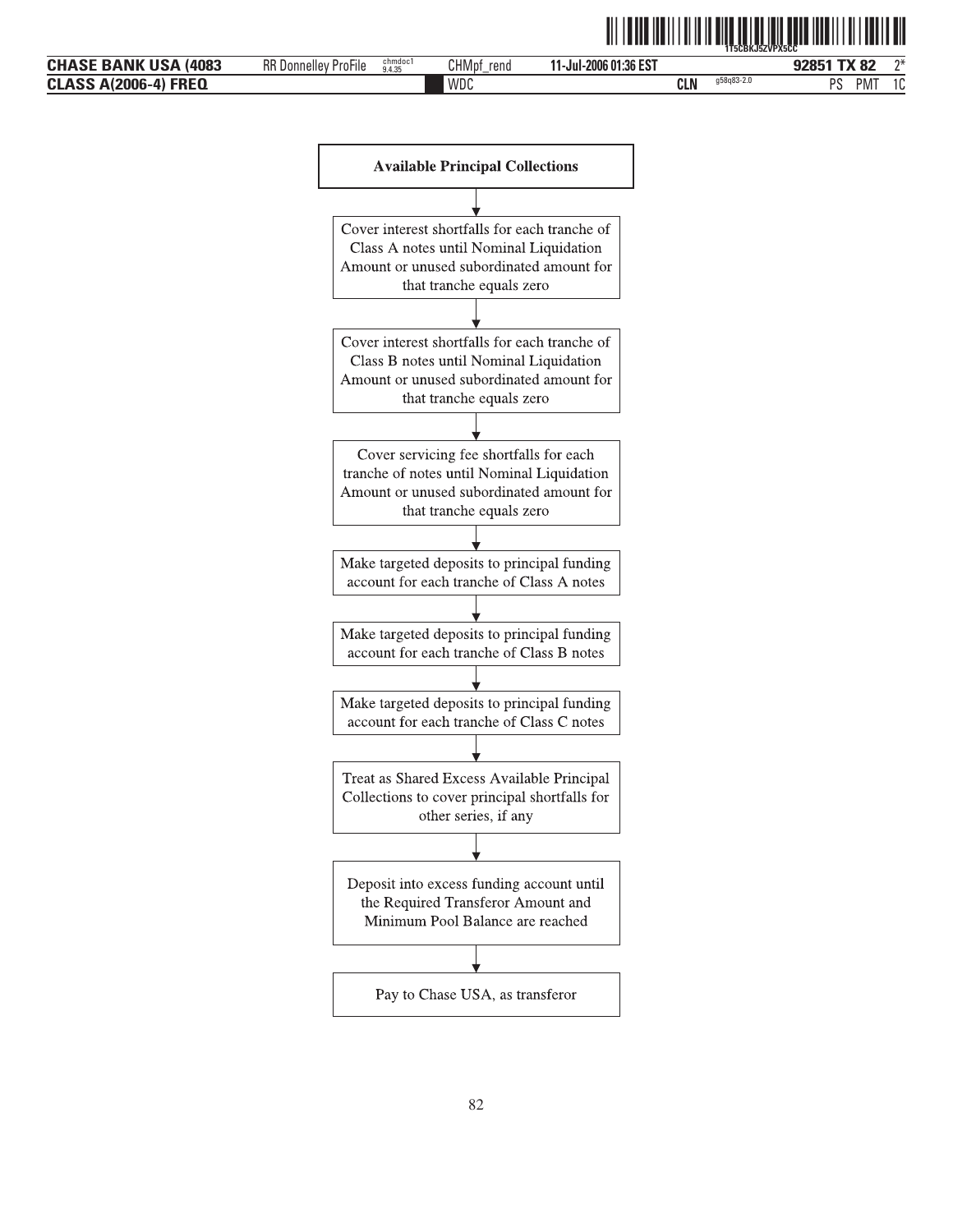**Available Principal Collections**

↓

Cover interest shortfalls for each tranche of Class A notes until Nominal Liquidation Amount or unused subordinated amount for that tranche equals zero

↓

Cover interest shortfalls for each tranche of Class B notes until Nominal Liquidation Amount or unused subordinated amount for that tranche equals zero

↓

Cover servicing fee shortfalls for each tranche of notes until Nominal Liquidation Amount or unused subordinated amount for that tranche equals zero

↓

Make targeted deposits to principal funding account for each tranche of Class A notes

↓

Make targeted deposits to principal funding account for each tranche of Class B notes

↓

Make targeted deposits to principal funding account for each tranche of Class C notes

↓

Treat as Shared Excess Available Principal Collections to cover principal shortfalls for other series, if any

↓

Deposit into excess funding account until the Required Transferor Amount and Minimum Pool Balance are reached

↓

Pay to Chase USA, as transferor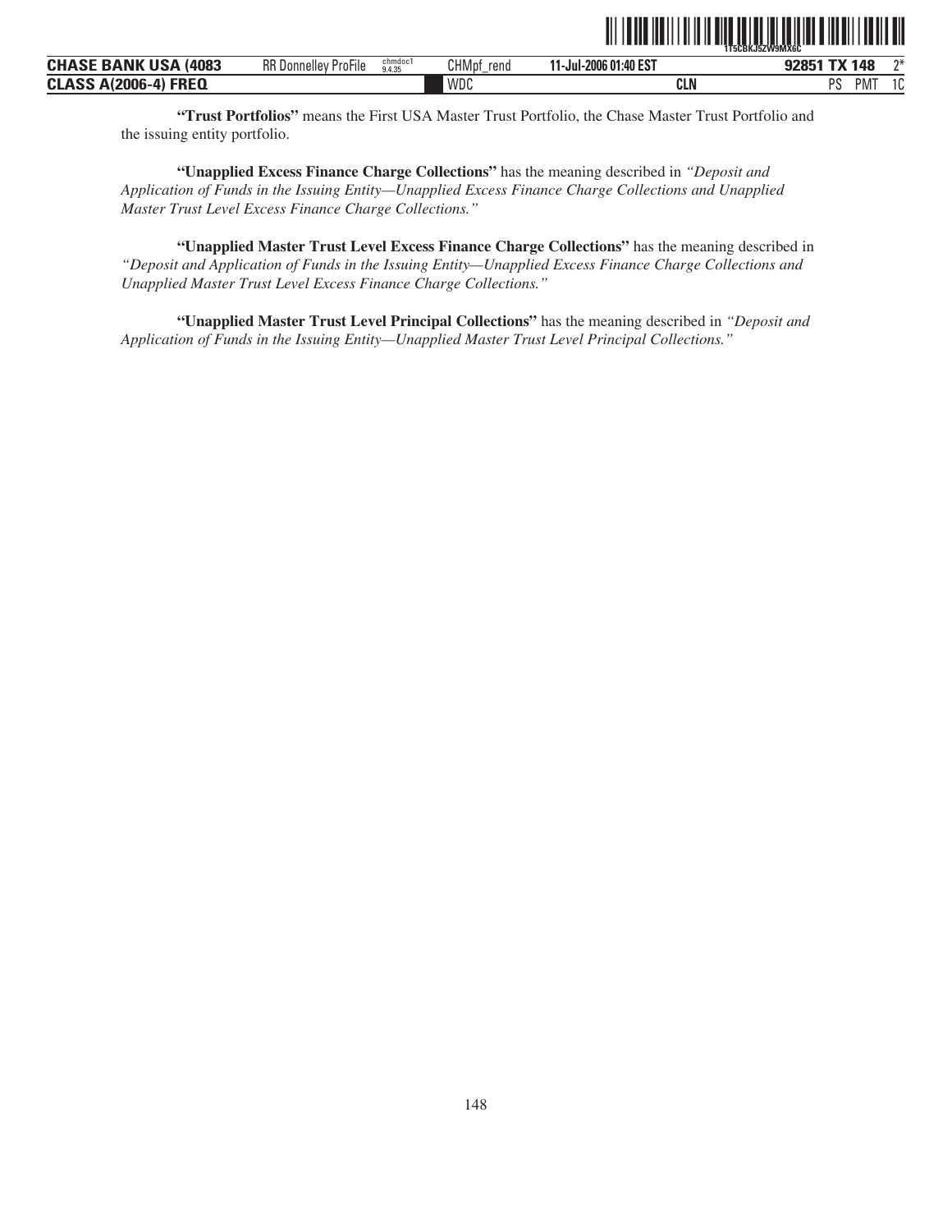**"Trust Portfolios"** means the First USA Master Trust Portfolio, the Chase Master Trust Portfolio and the issuing entity portfolio.

**"Unapplied Excess Finance Charge Collections"** has the meaning described in *"Deposit and Application of Funds in the Issuing Entity—Unapplied Excess Finance Charge Collections and Unapplied Master Trust Level Excess Finance Charge Collections."*

**"Unapplied Master Trust Level Excess Finance Charge Collections"** has the meaning described in *"Deposit and Application of Funds in the Issuing Entity—Unapplied Excess Finance Charge Collections and Unapplied Master Trust Level Excess Finance Charge Collections."*

**"Unapplied Master Trust Level Principal Collections"** has the meaning described in *"Deposit and Application of Funds in the Issuing Entity—Unapplied Master Trust Level Principal Collections."*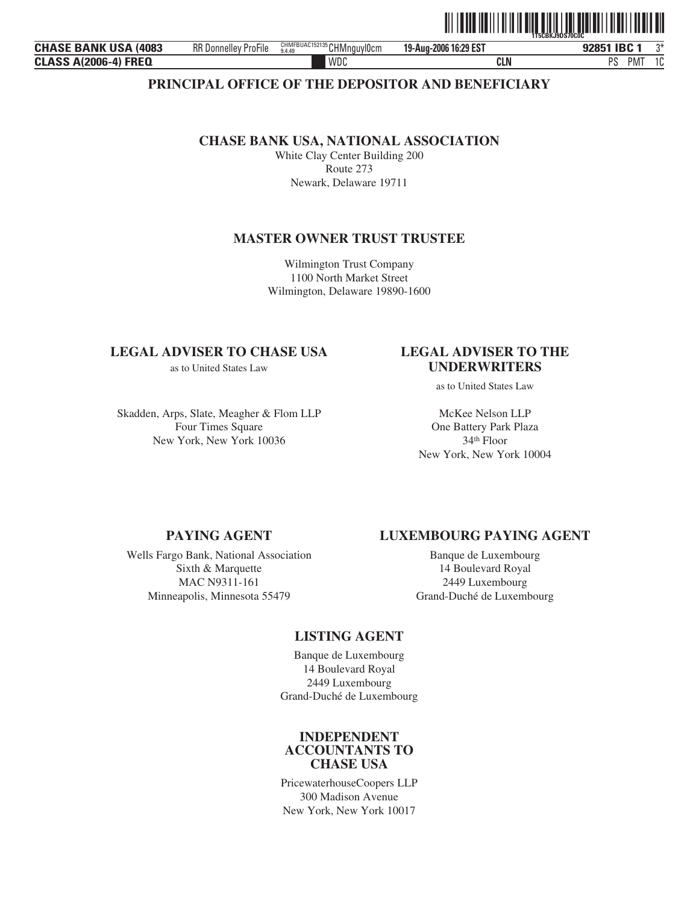## PRINCIPAL OFFICE OF THE DEPOSITOR AND BENEFICIARY

### CHASE BANK USA, NATIONAL ASSOCIATION

White Clay Center Building 200
Route 273
Newark, Delaware 19711

### MASTER OWNER TRUST TRUSTEE

Wilmington Trust Company
1100 North Market Street
Wilmington, Delaware 19890-1600

### LEGAL ADVISER TO CHASE USA

as to United States Law

Skadden, Arps, Slate, Meagher & Flom LLP
Four Times Square
New York, New York 10036

### LEGAL ADVISER TO THE UNDERWRITERS

as to United States Law

McKee Nelson LLP
One Battery Park Plaza
34th Floor
New York, New York 10004

### PAYING AGENT

Wells Fargo Bank, National Association
Sixth & Marquette
MAC N9311-161
Minneapolis, Minnesota 55479

### LUXEMBOURG PAYING AGENT

Banque de Luxembourg
14 Boulevard Royal
2449 Luxembourg
Grand-Duché de Luxembourg

### LISTING AGENT

Banque de Luxembourg
14 Boulevard Royal
2449 Luxembourg
Grand-Duché de Luxembourg

### INDEPENDENT ACCOUNTANTS TO CHASE USA

PricewaterhouseCoopers LLP
300 Madison Avenue
New York, New York 10017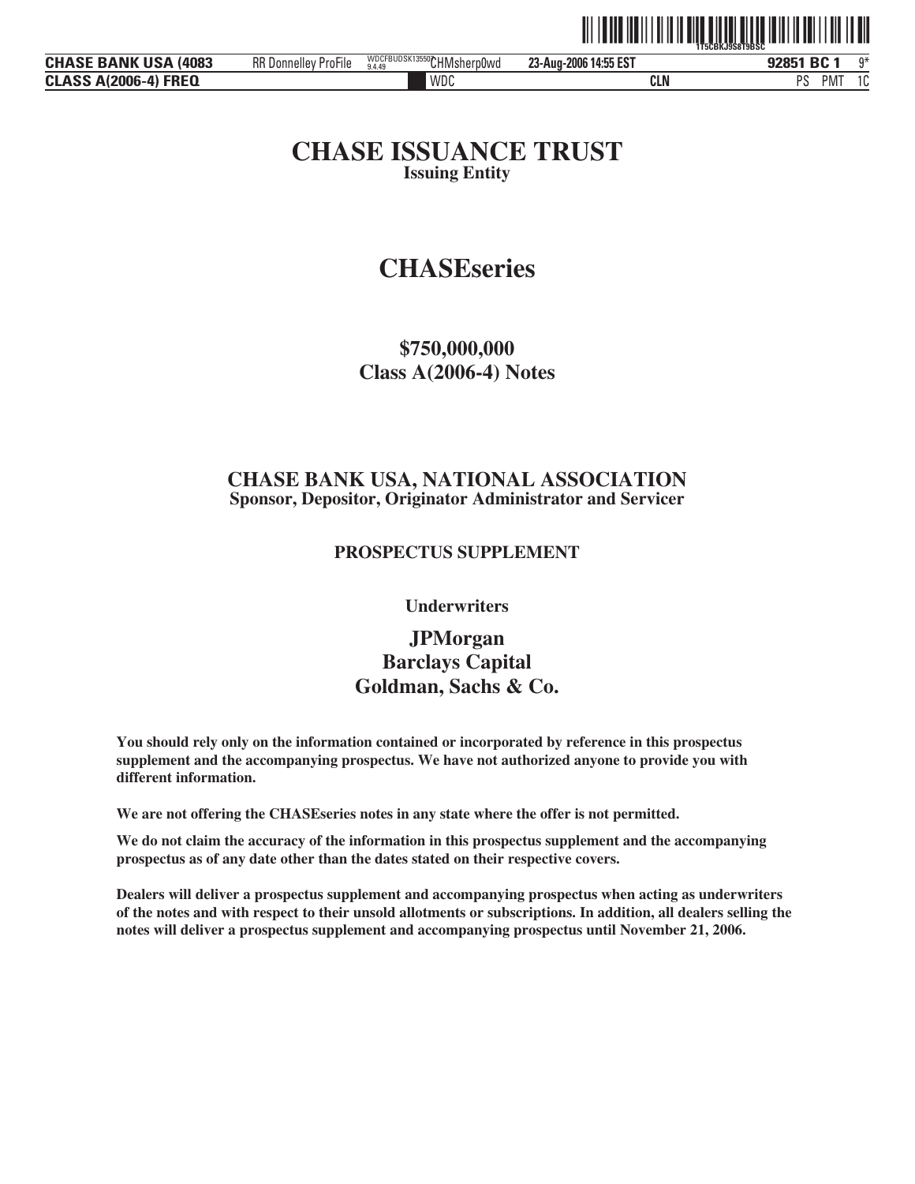# CHASE ISSUANCE TRUST

**Issuing Entity**

# CHASEseries

**$750,000,000**
**Class A(2006-4) Notes**

## CHASE BANK USA, NATIONAL ASSOCIATION

**Sponsor, Depositor, Originator Administrator and Servicer**

**PROSPECTUS SUPPLEMENT**

**Underwriters**

**JPMorgan**
**Barclays Capital**
**Goldman, Sachs & Co.**

**You should rely only on the information contained or incorporated by reference in this prospectus supplement and the accompanying prospectus. We have not authorized anyone to provide you with different information.**

**We are not offering the CHASEseries notes in any state where the offer is not permitted.**

**We do not claim the accuracy of the information in this prospectus supplement and the accompanying prospectus as of any date other than the dates stated on their respective covers.**

**Dealers will deliver a prospectus supplement and accompanying prospectus when acting as underwriters of the notes and with respect to their unsold allotments or subscriptions. In addition, all dealers selling the notes will deliver a prospectus supplement and accompanying prospectus until November 21, 2006.**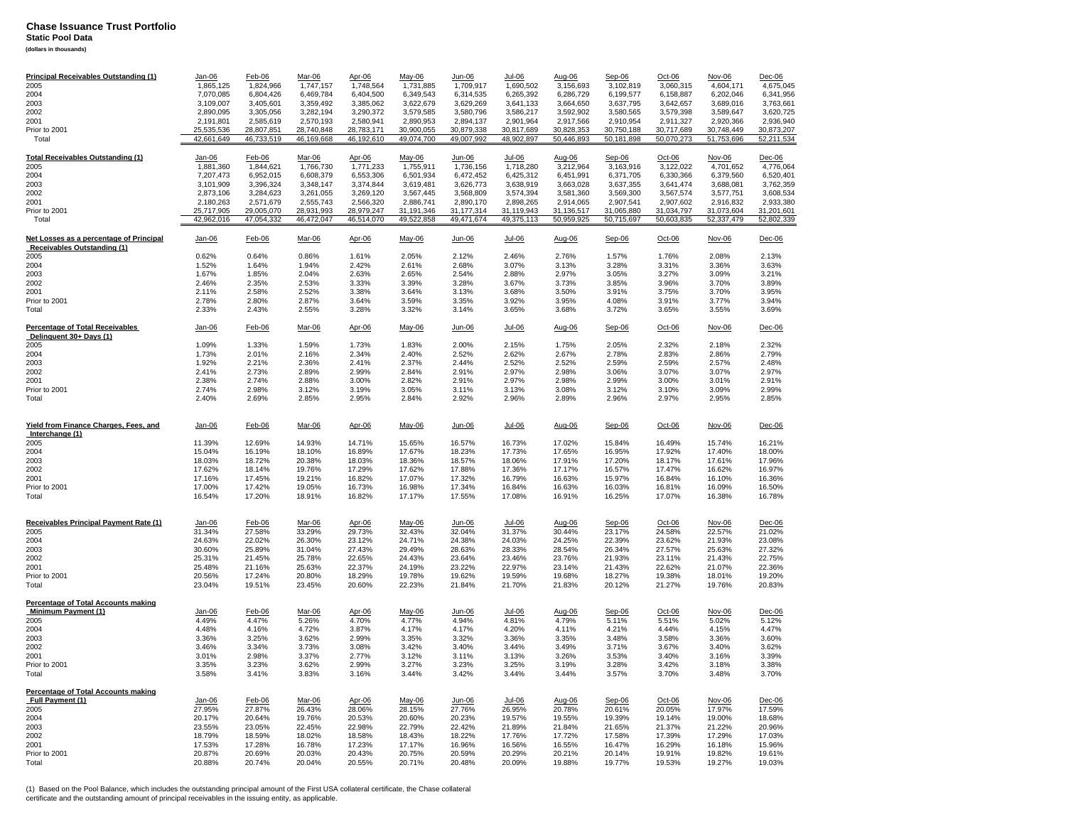# Chase Issuance Trust Portfolio

**Static Pool Data**

**(dollars in thousands)**

| Principal Receivables Outstanding (1) | Jan-06 | Feb-06 | Mar-06 | Apr-06 | May-06 | Jun-06 | Jul-06 | Aug-06 | Sep-06 | Oct-06 | Nov-06 | Dec-06 |
|---|---|---|---|---|---|---|---|---|---|---|---|---|
| 2005 | 1,865,125 | 1,824,966 | 1,747,157 | 1,748,564 | 1,731,885 | 1,709,917 | 1,690,502 | 3,156,693 | 3,102,819 | 3,060,315 | 4,604,171 | 4,675,045 |
| 2004 | 7,070,085 | 6,804,426 | 6,469,784 | 6,404,500 | 6,349,543 | 6,314,535 | 6,265,392 | 6,286,729 | 6,199,577 | 6,158,887 | 6,202,046 | 6,341,956 |
| 2003 | 3,109,007 | 3,405,601 | 3,359,492 | 3,385,062 | 3,622,679 | 3,629,269 | 3,641,133 | 3,664,650 | 3,637,795 | 3,642,657 | 3,689,016 | 3,763,661 |
| 2002 | 2,890,095 | 3,305,056 | 3,282,194 | 3,290,372 | 3,579,585 | 3,580,796 | 3,586,217 | 3,592,902 | 3,580,565 | 3,579,398 | 3,589,647 | 3,620,725 |
| 2001 | 2,191,801 | 2,585,619 | 2,570,193 | 2,580,941 | 2,890,953 | 2,894,137 | 2,901,964 | 2,917,566 | 2,910,954 | 2,911,327 | 2,920,366 | 2,936,940 |
| Prior to 2001 | 25,535,536 | 28,807,851 | 28,740,848 | 28,783,171 | 30,900,055 | 30,879,338 | 30,817,689 | 30,828,353 | 30,750,188 | 30,717,689 | 30,748,449 | 30,873,207 |
| Total | 42,661,649 | 46,733,519 | 46,169,668 | 46,192,610 | 49,074,700 | 49,007,992 | 48,902,897 | 50,446,893 | 50,181,898 | 50,070,273 | 51,753,696 | 52,211,534 |

| Total Receivables Outstanding (1) | Jan-06 | Feb-06 | Mar-06 | Apr-06 | May-06 | Jun-06 | Jul-06 | Aug-06 | Sep-06 | Oct-06 | Nov-06 | Dec-06 |
|---|---|---|---|---|---|---|---|---|---|---|---|---|
| 2005 | 1,881,360 | 1,844,621 | 1,766,730 | 1,771,233 | 1,755,911 | 1,736,156 | 1,718,280 | 3,212,964 | 3,163,916 | 3,122,022 | 4,701,652 | 4,776,064 |
| 2004 | 7,207,473 | 6,952,015 | 6,608,379 | 6,553,306 | 6,501,934 | 6,472,452 | 6,425,312 | 6,451,991 | 6,371,705 | 6,330,366 | 6,379,560 | 6,520,401 |
| 2003 | 3,101,909 | 3,396,324 | 3,348,147 | 3,374,844 | 3,619,481 | 3,626,773 | 3,638,919 | 3,663,028 | 3,637,355 | 3,641,474 | 3,688,081 | 3,762,359 |
| 2002 | 2,873,106 | 3,284,623 | 3,261,055 | 3,269,120 | 3,567,445 | 3,568,809 | 3,574,394 | 3,581,360 | 3,569,300 | 3,567,574 | 3,577,751 | 3,608,534 |
| 2001 | 2,180,263 | 2,571,679 | 2,555,743 | 2,566,320 | 2,886,741 | 2,890,170 | 2,898,265 | 2,914,065 | 2,907,541 | 2,907,602 | 2,916,832 | 2,933,380 |
| Prior to 2001 | 25,717,905 | 29,005,070 | 28,931,993 | 28,979,247 | 31,191,346 | 31,177,314 | 31,119,943 | 31,136,517 | 31,065,880 | 31,034,797 | 31,073,604 | 31,201,601 |
| Total | 42,962,016 | 47,054,332 | 46,472,047 | 46,514,070 | 49,522,858 | 49,471,674 | 49,375,113 | 50,959,925 | 50,715,697 | 50,603,835 | 52,337,479 | 52,802,339 |

| Net Losses as a percentage of Principal Receivables Outstanding (1) | Jan-06 | Feb-06 | Mar-06 | Apr-06 | May-06 | Jun-06 | Jul-06 | Aug-06 | Sep-06 | Oct-06 | Nov-06 | Dec-06 |
|---|---|---|---|---|---|---|---|---|---|---|---|---|
| 2005 | 0.62% | 0.64% | 0.86% | 1.61% | 2.05% | 2.12% | 2.46% | 2.76% | 1.57% | 1.76% | 2.08% | 2.13% |
| 2004 | 1.52% | 1.64% | 1.94% | 2.42% | 2.61% | 2.68% | 3.07% | 3.13% | 3.28% | 3.31% | 3.36% | 3.63% |
| 2003 | 1.67% | 1.85% | 2.04% | 2.63% | 2.65% | 2.54% | 2.88% | 2.97% | 3.05% | 3.27% | 3.09% | 3.21% |
| 2002 | 2.46% | 2.35% | 2.53% | 3.33% | 3.39% | 3.28% | 3.67% | 3.73% | 3.85% | 3.96% | 3.70% | 3.89% |
| 2001 | 2.11% | 2.58% | 2.52% | 3.38% | 3.64% | 3.13% | 3.68% | 3.50% | 3.91% | 3.75% | 3.70% | 3.95% |
| Prior to 2001 | 2.78% | 2.80% | 2.87% | 3.64% | 3.59% | 3.35% | 3.92% | 3.95% | 4.08% | 3.91% | 3.77% | 3.94% |
| Total | 2.33% | 2.43% | 2.55% | 3.28% | 3.32% | 3.14% | 3.65% | 3.68% | 3.72% | 3.65% | 3.55% | 3.69% |

| Percentage of Total Receivables Delinquent 30+ Days (1) | Jan-06 | Feb-06 | Mar-06 | Apr-06 | May-06 | Jun-06 | Jul-06 | Aug-06 | Sep-06 | Oct-06 | Nov-06 | Dec-06 |
|---|---|---|---|---|---|---|---|---|---|---|---|---|
| 2005 | 1.09% | 1.33% | 1.59% | 1.73% | 1.83% | 2.00% | 2.15% | 1.75% | 2.05% | 2.32% | 2.18% | 2.32% |
| 2004 | 1.73% | 2.01% | 2.16% | 2.34% | 2.40% | 2.52% | 2.62% | 2.67% | 2.78% | 2.83% | 2.86% | 2.79% |
| 2003 | 1.92% | 2.21% | 2.36% | 2.41% | 2.37% | 2.44% | 2.52% | 2.52% | 2.59% | 2.59% | 2.57% | 2.48% |
| 2002 | 2.41% | 2.73% | 2.89% | 2.99% | 2.84% | 2.91% | 2.97% | 2.98% | 3.06% | 3.07% | 3.07% | 2.97% |
| 2001 | 2.38% | 2.74% | 2.88% | 3.00% | 2.82% | 2.91% | 2.97% | 2.98% | 2.99% | 3.00% | 3.01% | 2.91% |
| Prior to 2001 | 2.74% | 2.98% | 3.12% | 3.19% | 3.05% | 3.11% | 3.13% | 3.08% | 3.12% | 3.10% | 3.09% | 2.99% |
| Total | 2.40% | 2.69% | 2.85% | 2.95% | 2.84% | 2.92% | 2.96% | 2.89% | 2.96% | 2.97% | 2.95% | 2.85% |

| Yield from Finance Charges, Fees, and Interchange (1) | Jan-06 | Feb-06 | Mar-06 | Apr-06 | May-06 | Jun-06 | Jul-06 | Aug-06 | Sep-06 | Oct-06 | Nov-06 | Dec-06 |
|---|---|---|---|---|---|---|---|---|---|---|---|---|
| 2005 | 11.39% | 12.69% | 14.93% | 14.71% | 15.65% | 16.57% | 16.73% | 17.02% | 15.84% | 16.49% | 15.74% | 16.21% |
| 2004 | 15.04% | 16.19% | 18.10% | 16.89% | 17.67% | 18.23% | 17.73% | 17.65% | 16.95% | 17.92% | 17.40% | 18.00% |
| 2003 | 18.03% | 18.72% | 20.38% | 18.03% | 18.36% | 18.57% | 18.06% | 17.91% | 17.20% | 18.17% | 17.61% | 17.96% |
| 2002 | 17.62% | 18.14% | 19.76% | 17.29% | 17.62% | 17.88% | 17.36% | 17.17% | 16.57% | 17.47% | 16.62% | 16.97% |
| 2001 | 17.16% | 17.45% | 19.21% | 16.82% | 17.07% | 17.32% | 16.79% | 16.63% | 15.97% | 16.84% | 16.10% | 16.36% |
| Prior to 2001 | 17.00% | 17.42% | 19.05% | 16.73% | 16.98% | 17.34% | 16.84% | 16.63% | 16.03% | 16.81% | 16.09% | 16.50% |
| Total | 16.54% | 17.20% | 18.91% | 16.82% | 17.17% | 17.55% | 17.08% | 16.91% | 16.25% | 17.07% | 16.38% | 16.78% |

| Receivables Principal Payment Rate (1) | Jan-06 | Feb-06 | Mar-06 | Apr-06 | May-06 | Jun-06 | Jul-06 | Aug-06 | Sep-06 | Oct-06 | Nov-06 | Dec-06 |
|---|---|---|---|---|---|---|---|---|---|---|---|---|
| 2005 | 31.34% | 27.58% | 33.29% | 29.73% | 32.43% | 32.04% | 31.37% | 30.44% | 23.17% | 24.58% | 22.57% | 21.02% |
| 2004 | 24.63% | 22.02% | 26.30% | 23.12% | 24.71% | 24.38% | 24.03% | 24.25% | 22.39% | 23.62% | 21.93% | 23.08% |
| 2003 | 30.60% | 25.89% | 31.04% | 27.43% | 29.49% | 28.63% | 28.33% | 28.54% | 26.34% | 27.57% | 25.63% | 27.32% |
| 2002 | 25.31% | 21.45% | 25.78% | 22.65% | 24.43% | 23.64% | 23.46% | 23.76% | 21.93% | 23.11% | 21.43% | 22.75% |
| 2001 | 25.48% | 21.16% | 25.63% | 22.37% | 24.19% | 23.22% | 22.97% | 23.14% | 21.43% | 22.62% | 21.07% | 22.36% |
| Prior to 2001 | 20.56% | 17.24% | 20.80% | 18.29% | 19.78% | 19.62% | 19.59% | 19.68% | 18.27% | 19.38% | 18.01% | 19.20% |
| Total | 23.04% | 19.51% | 23.45% | 20.60% | 22.23% | 21.84% | 21.70% | 21.83% | 20.12% | 21.27% | 19.76% | 20.83% |

| Percentage of Total Accounts making Minimum Payment (1) | Jan-06 | Feb-06 | Mar-06 | Apr-06 | May-06 | Jun-06 | Jul-06 | Aug-06 | Sep-06 | Oct-06 | Nov-06 | Dec-06 |
|---|---|---|---|---|---|---|---|---|---|---|---|---|
| 2005 | 4.49% | 4.47% | 5.26% | 4.70% | 4.77% | 4.94% | 4.81% | 4.79% | 5.11% | 5.51% | 5.02% | 5.12% |
| 2004 | 4.48% | 4.16% | 4.72% | 3.87% | 4.17% | 4.17% | 4.20% | 4.11% | 4.21% | 4.44% | 4.15% | 4.47% |
| 2003 | 3.36% | 3.25% | 3.62% | 2.99% | 3.35% | 3.32% | 3.36% | 3.35% | 3.48% | 3.58% | 3.36% | 3.60% |
| 2002 | 3.46% | 3.34% | 3.73% | 3.08% | 3.42% | 3.40% | 3.44% | 3.49% | 3.71% | 3.67% | 3.40% | 3.62% |
| 2001 | 3.01% | 2.98% | 3.37% | 2.77% | 3.12% | 3.11% | 3.13% | 3.26% | 3.53% | 3.40% | 3.16% | 3.39% |
| Prior to 2001 | 3.35% | 3.23% | 3.62% | 2.99% | 3.27% | 3.23% | 3.25% | 3.19% | 3.28% | 3.42% | 3.18% | 3.38% |
| Total | 3.58% | 3.41% | 3.83% | 3.16% | 3.44% | 3.42% | 3.44% | 3.44% | 3.57% | 3.70% | 3.48% | 3.70% |

| Percentage of Total Accounts making Full Payment (1) | Jan-06 | Feb-06 | Mar-06 | Apr-06 | May-06 | Jun-06 | Jul-06 | Aug-06 | Sep-06 | Oct-06 | Nov-06 | Dec-06 |
|---|---|---|---|---|---|---|---|---|---|---|---|---|
| 2005 | 27.95% | 27.87% | 26.43% | 28.06% | 28.15% | 27.76% | 26.95% | 20.78% | 20.61% | 20.05% | 17.97% | 17.59% |
| 2004 | 20.17% | 20.64% | 19.76% | 20.53% | 20.60% | 20.23% | 19.57% | 19.55% | 19.39% | 19.14% | 19.00% | 18.68% |
| 2003 | 23.55% | 23.05% | 22.45% | 22.98% | 22.79% | 22.42% | 21.89% | 21.84% | 21.65% | 21.37% | 21.22% | 20.96% |
| 2002 | 18.79% | 18.59% | 18.02% | 18.58% | 18.43% | 18.22% | 17.76% | 17.72% | 17.58% | 17.39% | 17.29% | 17.03% |
| 2001 | 17.53% | 17.28% | 16.78% | 17.23% | 17.17% | 16.96% | 16.56% | 16.55% | 16.47% | 16.29% | 16.18% | 15.96% |
| Prior to 2001 | 20.87% | 20.69% | 20.03% | 20.43% | 20.75% | 20.59% | 20.29% | 20.21% | 20.14% | 19.91% | 19.82% | 19.61% |
| Total | 20.88% | 20.74% | 20.04% | 20.55% | 20.71% | 20.48% | 20.09% | 19.88% | 19.77% | 19.53% | 19.27% | 19.03% |

(1) Based on the Pool Balance, which includes the outstanding principal amount of the First USA collateral certificate, the Chase collateral certificate and the outstanding amount of principal receivables in the issuing entity, as applicable.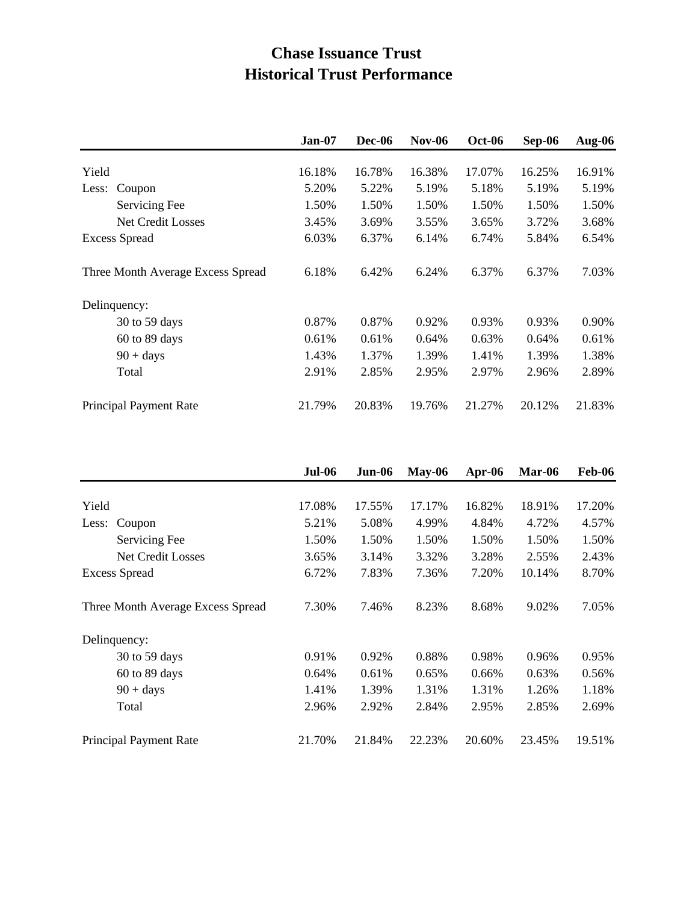# Chase Issuance Trust
# Historical Trust Performance

| | Jan-07 | Dec-06 | Nov-06 | Oct-06 | Sep-06 | Aug-06 |
|---|---|---|---|---|---|---|
| Yield | 16.18% | 16.78% | 16.38% | 17.07% | 16.25% | 16.91% |
| Less: Coupon | 5.20% | 5.22% | 5.19% | 5.18% | 5.19% | 5.19% |
| Servicing Fee | 1.50% | 1.50% | 1.50% | 1.50% | 1.50% | 1.50% |
| Net Credit Losses | 3.45% | 3.69% | 3.55% | 3.65% | 3.72% | 3.68% |
| Excess Spread | 6.03% | 6.37% | 6.14% | 6.74% | 5.84% | 6.54% |
| Three Month Average Excess Spread | 6.18% | 6.42% | 6.24% | 6.37% | 6.37% | 7.03% |
| Delinquency: | | | | | | |
| 30 to 59 days | 0.87% | 0.87% | 0.92% | 0.93% | 0.93% | 0.90% |
| 60 to 89 days | 0.61% | 0.61% | 0.64% | 0.63% | 0.64% | 0.61% |
| 90 + days | 1.43% | 1.37% | 1.39% | 1.41% | 1.39% | 1.38% |
| Total | 2.91% | 2.85% | 2.95% | 2.97% | 2.96% | 2.89% |
| Principal Payment Rate | 21.79% | 20.83% | 19.76% | 21.27% | 20.12% | 21.83% |

| | Jul-06 | Jun-06 | May-06 | Apr-06 | Mar-06 | Feb-06 |
|---|---|---|---|---|---|---|
| Yield | 17.08% | 17.55% | 17.17% | 16.82% | 18.91% | 17.20% |
| Less: Coupon | 5.21% | 5.08% | 4.99% | 4.84% | 4.72% | 4.57% |
| Servicing Fee | 1.50% | 1.50% | 1.50% | 1.50% | 1.50% | 1.50% |
| Net Credit Losses | 3.65% | 3.14% | 3.32% | 3.28% | 2.55% | 2.43% |
| Excess Spread | 6.72% | 7.83% | 7.36% | 7.20% | 10.14% | 8.70% |
| Three Month Average Excess Spread | 7.30% | 7.46% | 8.23% | 8.68% | 9.02% | 7.05% |
| Delinquency: | | | | | | |
| 30 to 59 days | 0.91% | 0.92% | 0.88% | 0.98% | 0.96% | 0.95% |
| 60 to 89 days | 0.64% | 0.61% | 0.65% | 0.66% | 0.63% | 0.56% |
| 90 + days | 1.41% | 1.39% | 1.31% | 1.31% | 1.26% | 1.18% |
| Total | 2.96% | 2.92% | 2.84% | 2.95% | 2.85% | 2.69% |
| Principal Payment Rate | 21.70% | 21.84% | 22.23% | 20.60% | 23.45% | 19.51% |